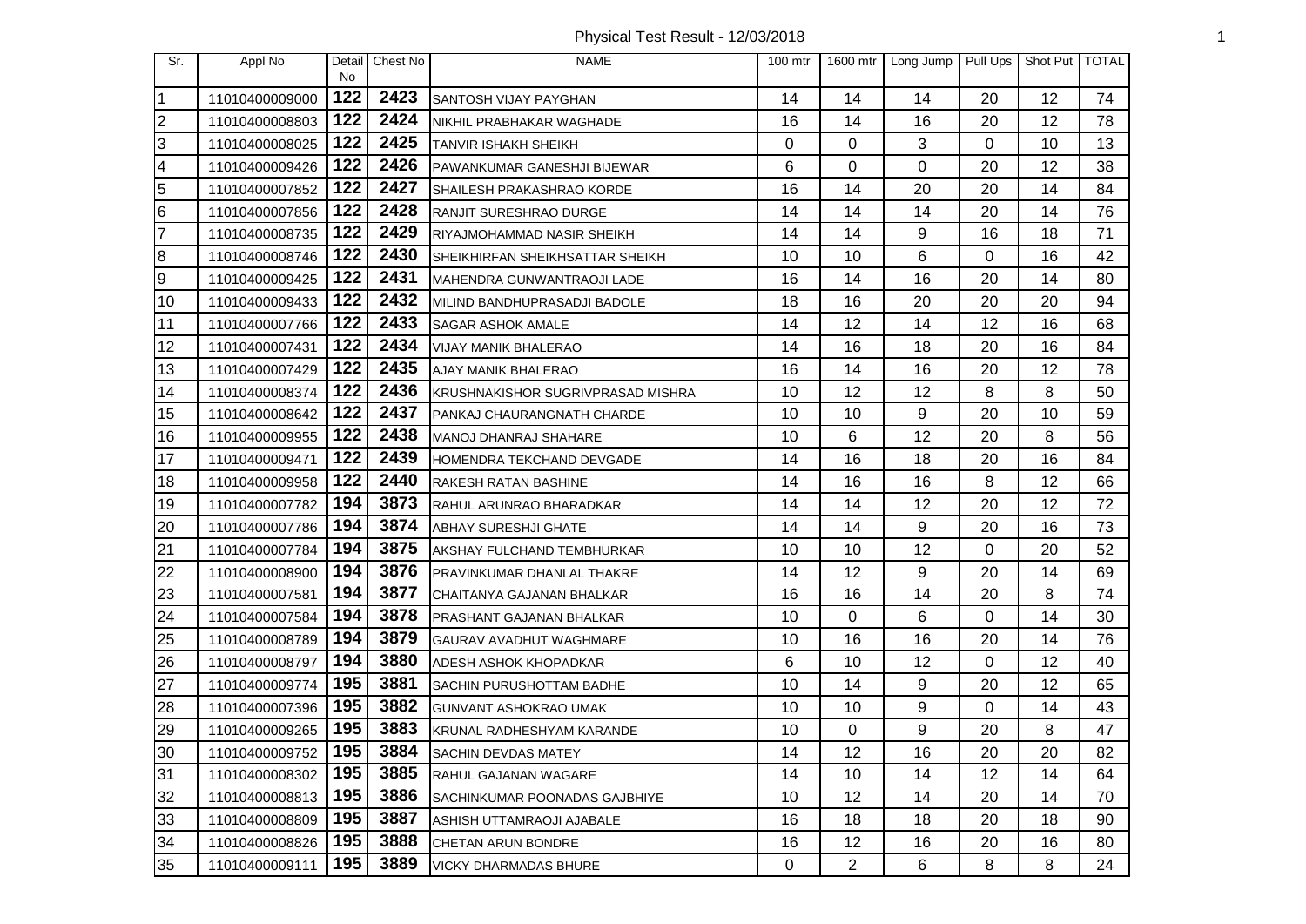# Physical Test Result - 12/03/2018

| Sr. | Appl No | Detail No | Chest No | NAME | 100 mtr | 1600 mtr | Long Jump | Pull Ups | Shot Put | TOTAL |
|---|---|---|---|---|---|---|---|---|---|---|
| 1 | 11010400009000 | 122 | 2423 | SANTOSH VIJAY PAYGHAN | 14 | 14 | 14 | 20 | 12 | 74 |
| 2 | 11010400008803 | 122 | 2424 | NIKHIL PRABHAKAR WAGHADE | 16 | 14 | 16 | 20 | 12 | 78 |
| 3 | 11010400008025 | 122 | 2425 | TANVIR ISHAKH SHEIKH | 0 | 0 | 3 | 0 | 10 | 13 |
| 4 | 11010400009426 | 122 | 2426 | PAWANKUMAR GANESHJI BIJEWAR | 6 | 0 | 0 | 20 | 12 | 38 |
| 5 | 11010400007852 | 122 | 2427 | SHAILESH PRAKASHRAO KORDE | 16 | 14 | 20 | 20 | 14 | 84 |
| 6 | 11010400007856 | 122 | 2428 | RANJIT SURESHRAO DURGE | 14 | 14 | 14 | 20 | 14 | 76 |
| 7 | 11010400008735 | 122 | 2429 | RIYAJMOHAMMAD NASIR SHEIKH | 14 | 14 | 9 | 16 | 18 | 71 |
| 8 | 11010400008746 | 122 | 2430 | SHEIKHIRFAN SHEIKHSATTAR SHEIKH | 10 | 10 | 6 | 0 | 16 | 42 |
| 9 | 11010400009425 | 122 | 2431 | MAHENDRA GUNWANTRAOJI LADE | 16 | 14 | 16 | 20 | 14 | 80 |
| 10 | 11010400009433 | 122 | 2432 | MILIND BANDHUPRASADJI BADOLE | 18 | 16 | 20 | 20 | 20 | 94 |
| 11 | 11010400007766 | 122 | 2433 | SAGAR ASHOK AMALE | 14 | 12 | 14 | 12 | 16 | 68 |
| 12 | 11010400007431 | 122 | 2434 | VIJAY MANIK BHALERAO | 14 | 16 | 18 | 20 | 16 | 84 |
| 13 | 11010400007429 | 122 | 2435 | AJAY MANIK BHALERAO | 16 | 14 | 16 | 20 | 12 | 78 |
| 14 | 11010400008374 | 122 | 2436 | KRUSHNAKISHOR SUGRIVPRASAD MISHRA | 10 | 12 | 12 | 8 | 8 | 50 |
| 15 | 11010400008642 | 122 | 2437 | PANKAJ CHAURANGNATH CHARDE | 10 | 10 | 9 | 20 | 10 | 59 |
| 16 | 11010400009955 | 122 | 2438 | MANOJ DHANRAJ SHAHARE | 10 | 6 | 12 | 20 | 8 | 56 |
| 17 | 11010400009471 | 122 | 2439 | HOMENDRA TEKCHAND DEVGADE | 14 | 16 | 18 | 20 | 16 | 84 |
| 18 | 11010400009958 | 122 | 2440 | RAKESH RATAN BASHINE | 14 | 16 | 16 | 8 | 12 | 66 |
| 19 | 11010400007782 | 194 | 3873 | RAHUL ARUNRAO BHARADKAR | 14 | 14 | 12 | 20 | 12 | 72 |
| 20 | 11010400007786 | 194 | 3874 | ABHAY SURESHJI GHATE | 14 | 14 | 9 | 20 | 16 | 73 |
| 21 | 11010400007784 | 194 | 3875 | AKSHAY FULCHAND TEMBHURKAR | 10 | 10 | 12 | 0 | 20 | 52 |
| 22 | 11010400008900 | 194 | 3876 | PRAVINKUMAR DHANLAL THAKRE | 14 | 12 | 9 | 20 | 14 | 69 |
| 23 | 11010400007581 | 194 | 3877 | CHAITANYA GAJANAN BHALKAR | 16 | 16 | 14 | 20 | 8 | 74 |
| 24 | 11010400007584 | 194 | 3878 | PRASHANT GAJANAN BHALKAR | 10 | 0 | 6 | 0 | 14 | 30 |
| 25 | 11010400008789 | 194 | 3879 | GAURAV AVADHUT WAGHMARE | 10 | 16 | 16 | 20 | 14 | 76 |
| 26 | 11010400008797 | 194 | 3880 | ADESH ASHOK KHOPADKAR | 6 | 10 | 12 | 0 | 12 | 40 |
| 27 | 11010400009774 | 195 | 3881 | SACHIN PURUSHOTTAM BADHE | 10 | 14 | 9 | 20 | 12 | 65 |
| 28 | 11010400007396 | 195 | 3882 | GUNVANT ASHOKRAO UMAK | 10 | 10 | 9 | 0 | 14 | 43 |
| 29 | 11010400009265 | 195 | 3883 | KRUNAL RADHESHYAM KARANDE | 10 | 0 | 9 | 20 | 8 | 47 |
| 30 | 11010400009752 | 195 | 3884 | SACHIN DEVDAS MATEY | 14 | 12 | 16 | 20 | 20 | 82 |
| 31 | 11010400008302 | 195 | 3885 | RAHUL GAJANAN WAGARE | 14 | 10 | 14 | 12 | 14 | 64 |
| 32 | 11010400008813 | 195 | 3886 | SACHINKUMAR POONADAS GAJBHIYE | 10 | 12 | 14 | 20 | 14 | 70 |
| 33 | 11010400008809 | 195 | 3887 | ASHISH UTTAMRAOJI AJABALE | 16 | 18 | 18 | 20 | 18 | 90 |
| 34 | 11010400008826 | 195 | 3888 | CHETAN ARUN BONDRE | 16 | 12 | 16 | 20 | 16 | 80 |
| 35 | 11010400009111 | 195 | 3889 | VICKY DHARMADAS BHURE | 0 | 2 | 6 | 8 | 8 | 24 |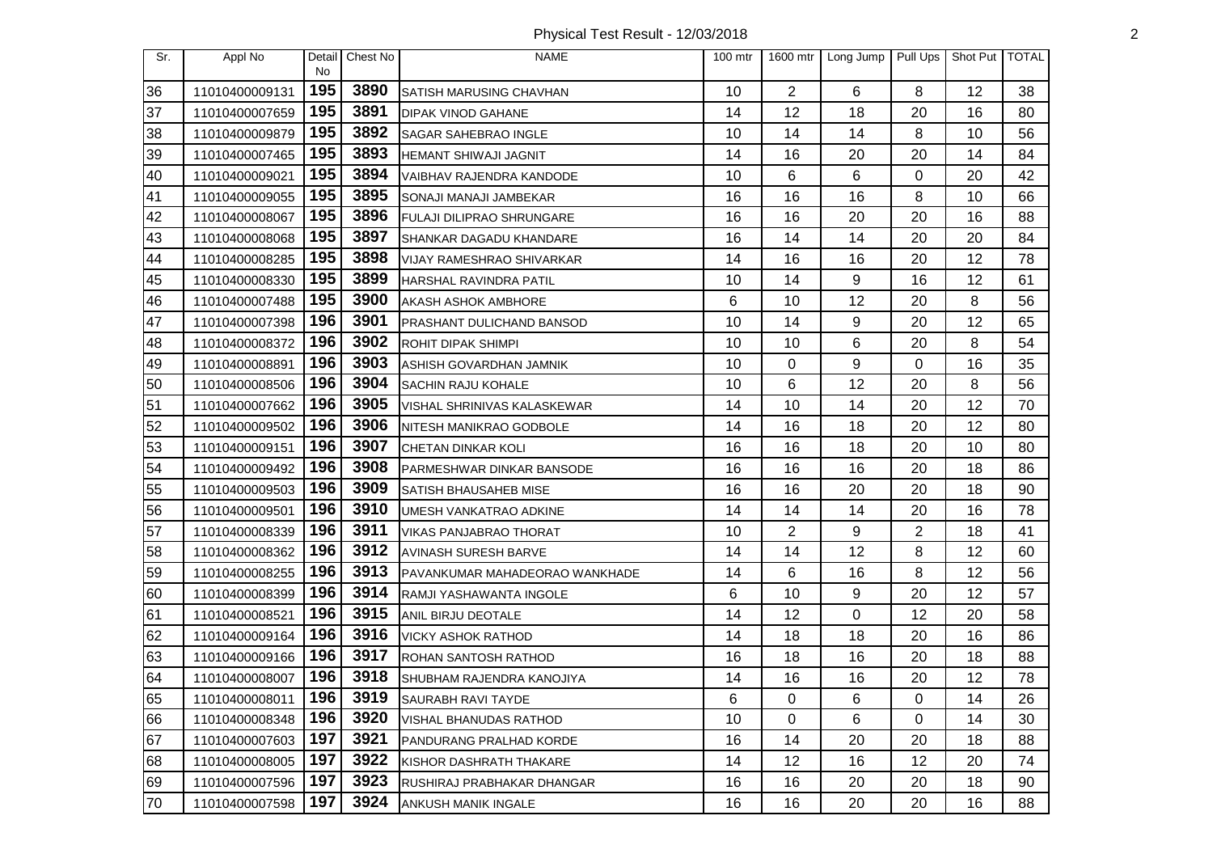Physical Test Result - 12/03/2018

| Sr. | Appl No | Detail No | Chest No | NAME | 100 mtr | 1600 mtr | Long Jump | Pull Ups | Shot Put | TOTAL |
|---|---|---|---|---|---|---|---|---|---|---|
| 36 | 11010400009131 | 195 | 3890 | SATISH MARUSING CHAVHAN | 10 | 2 | 6 | 8 | 12 | 38 |
| 37 | 11010400007659 | 195 | 3891 | DIPAK VINOD GAHANE | 14 | 12 | 18 | 20 | 16 | 80 |
| 38 | 11010400009879 | 195 | 3892 | SAGAR SAHEBRAO INGLE | 10 | 14 | 14 | 8 | 10 | 56 |
| 39 | 11010400007465 | 195 | 3893 | HEMANT SHIWAJI JAGNIT | 14 | 16 | 20 | 20 | 14 | 84 |
| 40 | 11010400009021 | 195 | 3894 | VAIBHAV RAJENDRA KANDODE | 10 | 6 | 6 | 0 | 20 | 42 |
| 41 | 11010400009055 | 195 | 3895 | SONAJI MANAJI JAMBEKAR | 16 | 16 | 16 | 8 | 10 | 66 |
| 42 | 11010400008067 | 195 | 3896 | FULAJI DILIPRAO SHRUNGARE | 16 | 16 | 20 | 20 | 16 | 88 |
| 43 | 11010400008068 | 195 | 3897 | SHANKAR DAGADU KHANDARE | 16 | 14 | 14 | 20 | 20 | 84 |
| 44 | 11010400008285 | 195 | 3898 | VIJAY RAMESHRAO SHIVARKAR | 14 | 16 | 16 | 20 | 12 | 78 |
| 45 | 11010400008330 | 195 | 3899 | HARSHAL RAVINDRA PATIL | 10 | 14 | 9 | 16 | 12 | 61 |
| 46 | 11010400007488 | 195 | 3900 | AKASH ASHOK AMBHORE | 6 | 10 | 12 | 20 | 8 | 56 |
| 47 | 11010400007398 | 196 | 3901 | PRASHANT DULICHAND BANSOD | 10 | 14 | 9 | 20 | 12 | 65 |
| 48 | 11010400008372 | 196 | 3902 | ROHIT DIPAK SHIMPI | 10 | 10 | 6 | 20 | 8 | 54 |
| 49 | 11010400008891 | 196 | 3903 | ASHISH GOVARDHAN JAMNIK | 10 | 0 | 9 | 0 | 16 | 35 |
| 50 | 11010400008506 | 196 | 3904 | SACHIN RAJU KOHALE | 10 | 6 | 12 | 20 | 8 | 56 |
| 51 | 11010400007662 | 196 | 3905 | VISHAL SHRINIVAS KALASKEWAR | 14 | 10 | 14 | 20 | 12 | 70 |
| 52 | 11010400009502 | 196 | 3906 | NITESH MANIKRAO GODBOLE | 14 | 16 | 18 | 20 | 12 | 80 |
| 53 | 11010400009151 | 196 | 3907 | CHETAN DINKAR KOLI | 16 | 16 | 18 | 20 | 10 | 80 |
| 54 | 11010400009492 | 196 | 3908 | PARMESHWAR DINKAR BANSODE | 16 | 16 | 16 | 20 | 18 | 86 |
| 55 | 11010400009503 | 196 | 3909 | SATISH BHAUSAHEB MISE | 16 | 16 | 20 | 20 | 18 | 90 |
| 56 | 11010400009501 | 196 | 3910 | UMESH VANKATRAO ADKINE | 14 | 14 | 14 | 20 | 16 | 78 |
| 57 | 11010400008339 | 196 | 3911 | VIKAS PANJABRAO THORAT | 10 | 2 | 9 | 2 | 18 | 41 |
| 58 | 11010400008362 | 196 | 3912 | AVINASH SURESH BARVE | 14 | 14 | 12 | 8 | 12 | 60 |
| 59 | 11010400008255 | 196 | 3913 | PAVANKUMAR MAHADEORAO WANKHADE | 14 | 6 | 16 | 8 | 12 | 56 |
| 60 | 11010400008399 | 196 | 3914 | RAMJI YASHAWANTA INGOLE | 6 | 10 | 9 | 20 | 12 | 57 |
| 61 | 11010400008521 | 196 | 3915 | ANIL BIRJU DEOTALE | 14 | 12 | 0 | 12 | 20 | 58 |
| 62 | 11010400009164 | 196 | 3916 | VICKY ASHOK RATHOD | 14 | 18 | 18 | 20 | 16 | 86 |
| 63 | 11010400009166 | 196 | 3917 | ROHAN SANTOSH RATHOD | 16 | 18 | 16 | 20 | 18 | 88 |
| 64 | 11010400008007 | 196 | 3918 | SHUBHAM RAJENDRA KANOJIYA | 14 | 16 | 16 | 20 | 12 | 78 |
| 65 | 11010400008011 | 196 | 3919 | SAURABH RAVI TAYDE | 6 | 0 | 6 | 0 | 14 | 26 |
| 66 | 11010400008348 | 196 | 3920 | VISHAL BHANUDAS RATHOD | 10 | 0 | 6 | 0 | 14 | 30 |
| 67 | 11010400007603 | 197 | 3921 | PANDURANG PRALHAD KORDE | 16 | 14 | 20 | 20 | 18 | 88 |
| 68 | 11010400008005 | 197 | 3922 | KISHOR DASHRATH THAKARE | 14 | 12 | 16 | 12 | 20 | 74 |
| 69 | 11010400007596 | 197 | 3923 | RUSHIRAJ PRABHAKAR DHANGAR | 16 | 16 | 20 | 20 | 18 | 90 |
| 70 | 11010400007598 | 197 | 3924 | ANKUSH MANIK INGALE | 16 | 16 | 20 | 20 | 16 | 88 |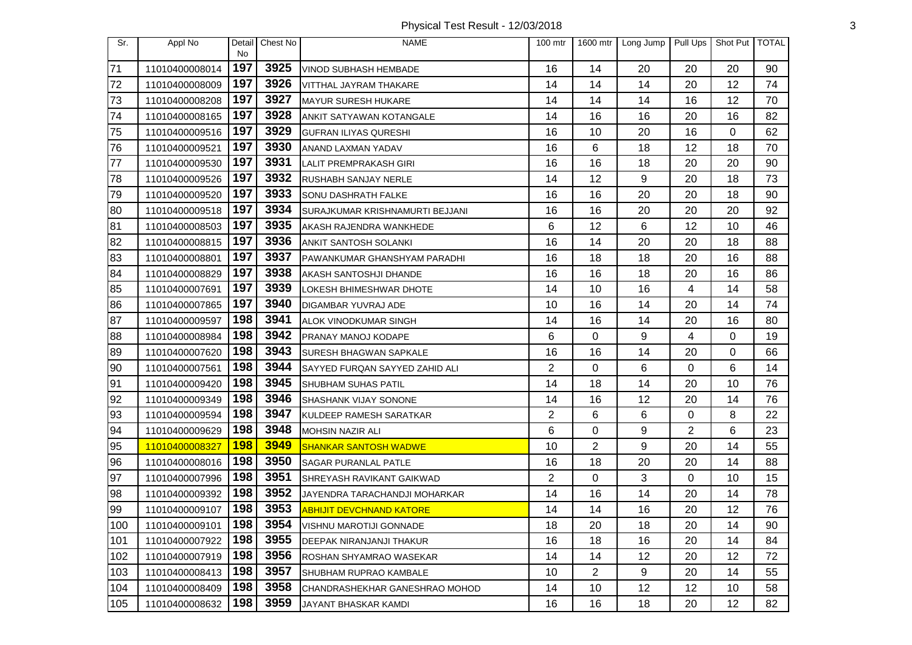Physical Test Result - 12/03/2018

| Sr. | Appl No | Detail No | Chest No | NAME | 100 mtr | 1600 mtr | Long Jump | Pull Ups | Shot Put | TOTAL |
|---|---|---|---|---|---|---|---|---|---|---|
| 71 | 11010400008014 | 197 | 3925 | VINOD SUBHASH HEMBADE | 16 | 14 | 20 | 20 | 20 | 90 |
| 72 | 11010400008009 | 197 | 3926 | VITTHAL JAYRAM THAKARE | 14 | 14 | 14 | 20 | 12 | 74 |
| 73 | 11010400008208 | 197 | 3927 | MAYUR SURESH HUKARE | 14 | 14 | 14 | 16 | 12 | 70 |
| 74 | 11010400008165 | 197 | 3928 | ANKIT SATYAWAN KOTANGALE | 14 | 16 | 16 | 20 | 16 | 82 |
| 75 | 11010400009516 | 197 | 3929 | GUFRAN ILIYAS QURESHI | 16 | 10 | 20 | 16 | 0 | 62 |
| 76 | 11010400009521 | 197 | 3930 | ANAND LAXMAN YADAV | 16 | 6 | 18 | 12 | 18 | 70 |
| 77 | 11010400009530 | 197 | 3931 | LALIT PREMPRAKASH GIRI | 16 | 16 | 18 | 20 | 20 | 90 |
| 78 | 11010400009526 | 197 | 3932 | RUSHABH SANJAY NERLE | 14 | 12 | 9 | 20 | 18 | 73 |
| 79 | 11010400009520 | 197 | 3933 | SONU DASHRATH FALKE | 16 | 16 | 20 | 20 | 18 | 90 |
| 80 | 11010400009518 | 197 | 3934 | SURAJKUMAR KRISHNAMURTI BEJJANI | 16 | 16 | 20 | 20 | 20 | 92 |
| 81 | 11010400008503 | 197 | 3935 | AKASH RAJENDRA WANKHEDE | 6 | 12 | 6 | 12 | 10 | 46 |
| 82 | 11010400008815 | 197 | 3936 | ANKIT SANTOSH SOLANKI | 16 | 14 | 20 | 20 | 18 | 88 |
| 83 | 11010400008801 | 197 | 3937 | PAWANKUMAR GHANSHYAM PARADHI | 16 | 18 | 18 | 20 | 16 | 88 |
| 84 | 11010400008829 | 197 | 3938 | AKASH SANTOSHJI DHANDE | 16 | 16 | 18 | 20 | 16 | 86 |
| 85 | 11010400007691 | 197 | 3939 | LOKESH BHIMESHWAR DHOTE | 14 | 10 | 16 | 4 | 14 | 58 |
| 86 | 11010400007865 | 197 | 3940 | DIGAMBAR YUVRAJ ADE | 10 | 16 | 14 | 20 | 14 | 74 |
| 87 | 11010400009597 | 198 | 3941 | ALOK VINODKUMAR SINGH | 14 | 16 | 14 | 20 | 16 | 80 |
| 88 | 11010400008984 | 198 | 3942 | PRANAY MANOJ KODAPE | 6 | 0 | 9 | 4 | 0 | 19 |
| 89 | 11010400007620 | 198 | 3943 | SURESH BHAGWAN SAPKALE | 16 | 16 | 14 | 20 | 0 | 66 |
| 90 | 11010400007561 | 198 | 3944 | SAYYED FURQAN SAYYED ZAHID ALI | 2 | 0 | 6 | 0 | 6 | 14 |
| 91 | 11010400009420 | 198 | 3945 | SHUBHAM SUHAS PATIL | 14 | 18 | 14 | 20 | 10 | 76 |
| 92 | 11010400009349 | 198 | 3946 | SHASHANK VIJAY SONONE | 14 | 16 | 12 | 20 | 14 | 76 |
| 93 | 11010400009594 | 198 | 3947 | KULDEEP RAMESH SARATKAR | 2 | 6 | 6 | 0 | 8 | 22 |
| 94 | 11010400009629 | 198 | 3948 | MOHSIN NAZIR ALI | 6 | 0 | 9 | 2 | 6 | 23 |
| 95 | 11010400008327 | 198 | 3949 | SHANKAR SANTOSH WADWE | 10 | 2 | 9 | 20 | 14 | 55 |
| 96 | 11010400008016 | 198 | 3950 | SAGAR PURANLAL PATLE | 16 | 18 | 20 | 20 | 14 | 88 |
| 97 | 11010400007996 | 198 | 3951 | SHREYASH RAVIKANT GAIKWAD | 2 | 0 | 3 | 0 | 10 | 15 |
| 98 | 11010400009392 | 198 | 3952 | JAYENDRA TARACHANDJI MOHARKAR | 14 | 16 | 14 | 20 | 14 | 78 |
| 99 | 11010400009107 | 198 | 3953 | ABHIJIT DEVCHNAND KATORE | 14 | 14 | 16 | 20 | 12 | 76 |
| 100 | 11010400009101 | 198 | 3954 | VISHNU MAROTIJI GONNADE | 18 | 20 | 18 | 20 | 14 | 90 |
| 101 | 11010400007922 | 198 | 3955 | DEEPAK NIRANJANJI THAKUR | 16 | 18 | 16 | 20 | 14 | 84 |
| 102 | 11010400007919 | 198 | 3956 | ROSHAN SHYAMRAO WASEKAR | 14 | 14 | 12 | 20 | 12 | 72 |
| 103 | 11010400008413 | 198 | 3957 | SHUBHAM RUPRAO KAMBALE | 10 | 2 | 9 | 20 | 14 | 55 |
| 104 | 11010400008409 | 198 | 3958 | CHANDRASHEKHAR GANESHRAO MOHOD | 14 | 10 | 12 | 12 | 10 | 58 |
| 105 | 11010400008632 | 198 | 3959 | JAYANT BHASKAR KAMDI | 16 | 16 | 18 | 20 | 12 | 82 |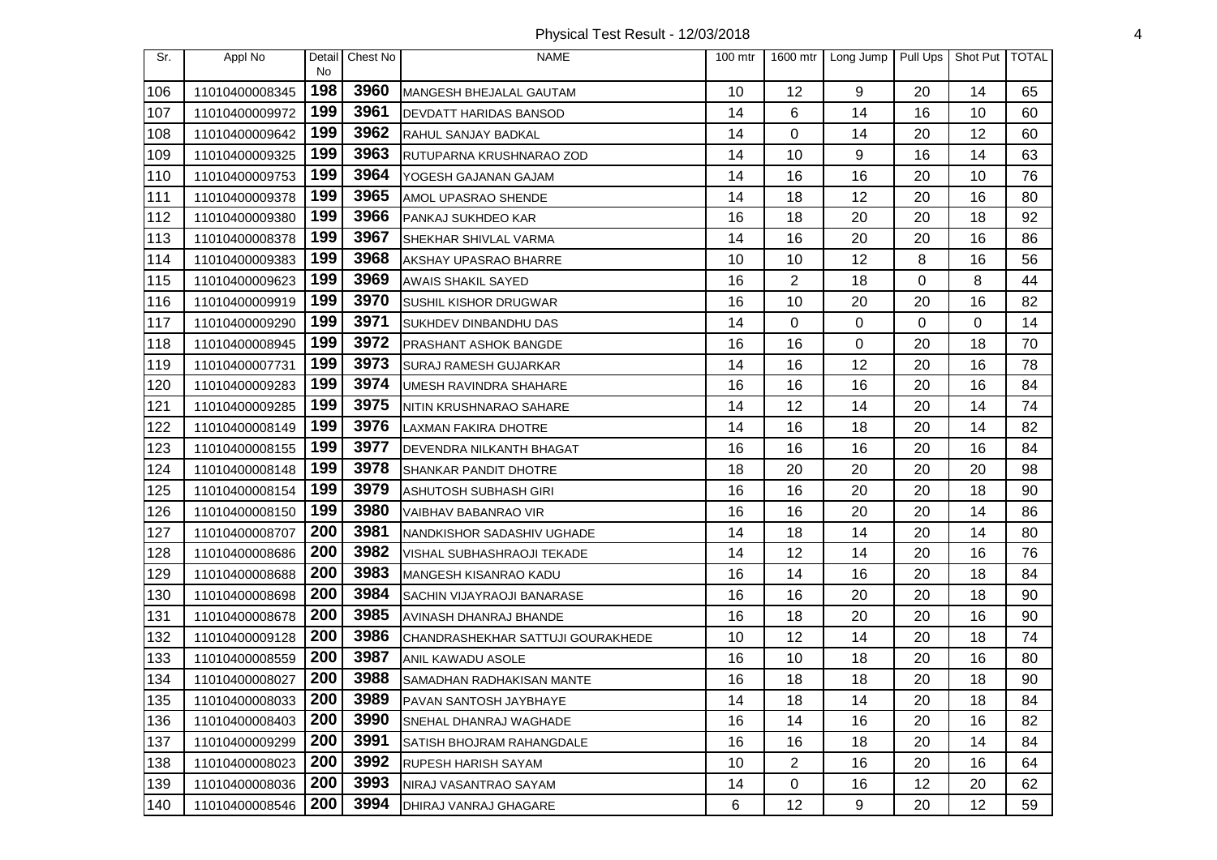Physical Test Result - 12/03/2018

| Sr. | Appl No | Detail No | Chest No | NAME | 100 mtr | 1600 mtr | Long Jump | Pull Ups | Shot Put | TOTAL |
|---|---|---|---|---|---|---|---|---|---|---|
| 106 | 11010400008345 | 198 | 3960 | MANGESH BHEJALAL GAUTAM | 10 | 12 | 9 | 20 | 14 | 65 |
| 107 | 11010400009972 | 199 | 3961 | DEVDATT HARIDAS BANSOD | 14 | 6 | 14 | 16 | 10 | 60 |
| 108 | 11010400009642 | 199 | 3962 | RAHUL SANJAY BADKAL | 14 | 0 | 14 | 20 | 12 | 60 |
| 109 | 11010400009325 | 199 | 3963 | RUTUPARNA KRUSHNARAO ZOD | 14 | 10 | 9 | 16 | 14 | 63 |
| 110 | 11010400009753 | 199 | 3964 | YOGESH GAJANAN GAJAM | 14 | 16 | 16 | 20 | 10 | 76 |
| 111 | 11010400009378 | 199 | 3965 | AMOL UPASRAO SHENDE | 14 | 18 | 12 | 20 | 16 | 80 |
| 112 | 11010400009380 | 199 | 3966 | PANKAJ SUKHDEO KAR | 16 | 18 | 20 | 20 | 18 | 92 |
| 113 | 11010400008378 | 199 | 3967 | SHEKHAR SHIVLAL VARMA | 14 | 16 | 20 | 20 | 16 | 86 |
| 114 | 11010400009383 | 199 | 3968 | AKSHAY UPASRAO BHARRE | 10 | 10 | 12 | 8 | 16 | 56 |
| 115 | 11010400009623 | 199 | 3969 | AWAIS SHAKIL SAYED | 16 | 2 | 18 | 0 | 8 | 44 |
| 116 | 11010400009919 | 199 | 3970 | SUSHIL KISHOR DRUGWAR | 16 | 10 | 20 | 20 | 16 | 82 |
| 117 | 11010400009290 | 199 | 3971 | SUKHDEV DINBANDHU DAS | 14 | 0 | 0 | 0 | 0 | 14 |
| 118 | 11010400008945 | 199 | 3972 | PRASHANT ASHOK BANGDE | 16 | 16 | 0 | 20 | 18 | 70 |
| 119 | 11010400007731 | 199 | 3973 | SURAJ RAMESH GUJARKAR | 14 | 16 | 12 | 20 | 16 | 78 |
| 120 | 11010400009283 | 199 | 3974 | UMESH RAVINDRA SHAHARE | 16 | 16 | 16 | 20 | 16 | 84 |
| 121 | 11010400009285 | 199 | 3975 | NITIN KRUSHNARAO SAHARE | 14 | 12 | 14 | 20 | 14 | 74 |
| 122 | 11010400008149 | 199 | 3976 | LAXMAN FAKIRA DHOTRE | 14 | 16 | 18 | 20 | 14 | 82 |
| 123 | 11010400008155 | 199 | 3977 | DEVENDRA NILKANTH BHAGAT | 16 | 16 | 16 | 20 | 16 | 84 |
| 124 | 11010400008148 | 199 | 3978 | SHANKAR PANDIT DHOTRE | 18 | 20 | 20 | 20 | 20 | 98 |
| 125 | 11010400008154 | 199 | 3979 | ASHUTOSH SUBHASH GIRI | 16 | 16 | 20 | 20 | 18 | 90 |
| 126 | 11010400008150 | 199 | 3980 | VAIBHAV BABANRAO VIR | 16 | 16 | 20 | 20 | 14 | 86 |
| 127 | 11010400008707 | 200 | 3981 | NANDKISHOR SADASHIV UGHADE | 14 | 18 | 14 | 20 | 14 | 80 |
| 128 | 11010400008686 | 200 | 3982 | VISHAL SUBHASHRAOJI TEKADE | 14 | 12 | 14 | 20 | 16 | 76 |
| 129 | 11010400008688 | 200 | 3983 | MANGESH KISANRAO KADU | 16 | 14 | 16 | 20 | 18 | 84 |
| 130 | 11010400008698 | 200 | 3984 | SACHIN VIJAYRAOJI BANARASE | 16 | 16 | 20 | 20 | 18 | 90 |
| 131 | 11010400008678 | 200 | 3985 | AVINASH DHANRAJ BHANDE | 16 | 18 | 20 | 20 | 16 | 90 |
| 132 | 11010400009128 | 200 | 3986 | CHANDRASHEKHAR SATTUJI GOURAKHEDE | 10 | 12 | 14 | 20 | 18 | 74 |
| 133 | 11010400008559 | 200 | 3987 | ANIL KAWADU ASOLE | 16 | 10 | 18 | 20 | 16 | 80 |
| 134 | 11010400008027 | 200 | 3988 | SAMADHAN RADHAKISAN MANTE | 16 | 18 | 18 | 20 | 18 | 90 |
| 135 | 11010400008033 | 200 | 3989 | PAVAN SANTOSH JAYBHAYE | 14 | 18 | 14 | 20 | 18 | 84 |
| 136 | 11010400008403 | 200 | 3990 | SNEHAL DHANRAJ WAGHADE | 16 | 14 | 16 | 20 | 16 | 82 |
| 137 | 11010400009299 | 200 | 3991 | SATISH BHOJRAM RAHANGDALE | 16 | 16 | 18 | 20 | 14 | 84 |
| 138 | 11010400008023 | 200 | 3992 | RUPESH HARISH SAYAM | 10 | 2 | 16 | 20 | 16 | 64 |
| 139 | 11010400008036 | 200 | 3993 | NIRAJ VASANTRAO SAYAM | 14 | 0 | 16 | 12 | 20 | 62 |
| 140 | 11010400008546 | 200 | 3994 | DHIRAJ VANRAJ GHAGARE | 6 | 12 | 9 | 20 | 12 | 59 |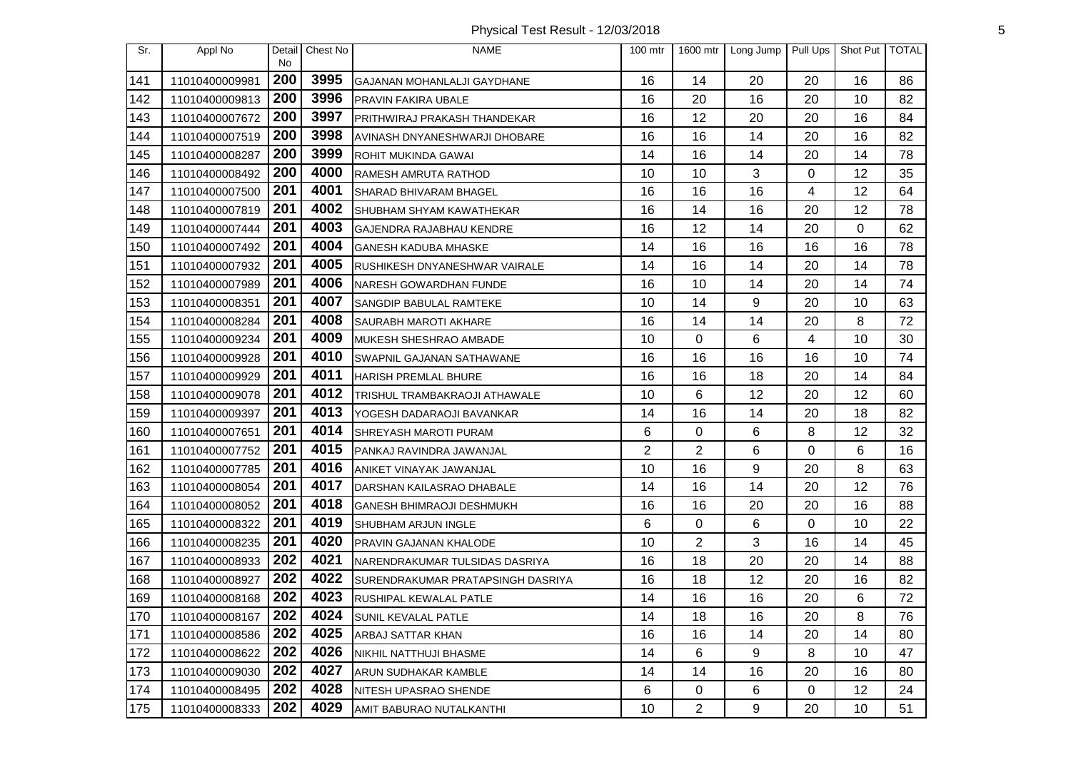| Sr. | Appl No | Detail No | Chest No | NAME | 100 mtr | 1600 mtr | Long Jump | Pull Ups | Shot Put | TOTAL |
|---|---|---|---|---|---|---|---|---|---|---|
| 141 | 11010400009981 | 200 | 3995 | GAJANAN MOHANLALJI GAYDHANE | 16 | 14 | 20 | 20 | 16 | 86 |
| 142 | 11010400009813 | 200 | 3996 | PRAVIN FAKIRA UBALE | 16 | 20 | 16 | 20 | 10 | 82 |
| 143 | 11010400007672 | 200 | 3997 | PRITHWIRAJ PRAKASH THANDEKAR | 16 | 12 | 20 | 20 | 16 | 84 |
| 144 | 11010400007519 | 200 | 3998 | AVINASH DNYANESHWARJI DHOBARE | 16 | 16 | 14 | 20 | 16 | 82 |
| 145 | 11010400008287 | 200 | 3999 | ROHIT MUKINDA GAWAI | 14 | 16 | 14 | 20 | 14 | 78 |
| 146 | 11010400008492 | 200 | 4000 | RAMESH AMRUTA RATHOD | 10 | 10 | 3 | 0 | 12 | 35 |
| 147 | 11010400007500 | 201 | 4001 | SHARAD BHIVARAM BHAGEL | 16 | 16 | 16 | 4 | 12 | 64 |
| 148 | 11010400007819 | 201 | 4002 | SHUBHAM SHYAM KAWATHEKAR | 16 | 14 | 16 | 20 | 12 | 78 |
| 149 | 11010400007444 | 201 | 4003 | GAJENDRA RAJABHAU KENDRE | 16 | 12 | 14 | 20 | 0 | 62 |
| 150 | 11010400007492 | 201 | 4004 | GANESH KADUBA MHASKE | 14 | 16 | 16 | 16 | 16 | 78 |
| 151 | 11010400007932 | 201 | 4005 | RUSHIKESH DNYANESHWAR VAIRALE | 14 | 16 | 14 | 20 | 14 | 78 |
| 152 | 11010400007989 | 201 | 4006 | NARESH GOWARDHAN FUNDE | 16 | 10 | 14 | 20 | 14 | 74 |
| 153 | 11010400008351 | 201 | 4007 | SANGDIP BABULAL RAMTEKE | 10 | 14 | 9 | 20 | 10 | 63 |
| 154 | 11010400008284 | 201 | 4008 | SAURABH MAROTI AKHARE | 16 | 14 | 14 | 20 | 8 | 72 |
| 155 | 11010400009234 | 201 | 4009 | MUKESH SHESHRAO AMBADE | 10 | 0 | 6 | 4 | 10 | 30 |
| 156 | 11010400009928 | 201 | 4010 | SWAPNIL GAJANAN SATHAWANE | 16 | 16 | 16 | 16 | 10 | 74 |
| 157 | 11010400009929 | 201 | 4011 | HARISH PREMLAL BHURE | 16 | 16 | 18 | 20 | 14 | 84 |
| 158 | 11010400009078 | 201 | 4012 | TRISHUL TRAMBAKRAOJI ATHAWALE | 10 | 6 | 12 | 20 | 12 | 60 |
| 159 | 11010400009397 | 201 | 4013 | YOGESH DADARAOJI BAVANKAR | 14 | 16 | 14 | 20 | 18 | 82 |
| 160 | 11010400007651 | 201 | 4014 | SHREYASH MAROTI PURAM | 6 | 0 | 6 | 8 | 12 | 32 |
| 161 | 11010400007752 | 201 | 4015 | PANKAJ RAVINDRA JAWANJAL | 2 | 2 | 6 | 0 | 6 | 16 |
| 162 | 11010400007785 | 201 | 4016 | ANIKET VINAYAK JAWANJAL | 10 | 16 | 9 | 20 | 8 | 63 |
| 163 | 11010400008054 | 201 | 4017 | DARSHAN KAILASRAO DHABALE | 14 | 16 | 14 | 20 | 12 | 76 |
| 164 | 11010400008052 | 201 | 4018 | GANESH BHIMRAOJI DESHMUKH | 16 | 16 | 20 | 20 | 16 | 88 |
| 165 | 11010400008322 | 201 | 4019 | SHUBHAM ARJUN INGLE | 6 | 0 | 6 | 0 | 10 | 22 |
| 166 | 11010400008235 | 201 | 4020 | PRAVIN GAJANAN KHALODE | 10 | 2 | 3 | 16 | 14 | 45 |
| 167 | 11010400008933 | 202 | 4021 | NARENDRAKUMAR TULSIDAS DASRIYA | 16 | 18 | 20 | 20 | 14 | 88 |
| 168 | 11010400008927 | 202 | 4022 | SURENDRAKUMAR PRATAPSINGH DASRIYA | 16 | 18 | 12 | 20 | 16 | 82 |
| 169 | 11010400008168 | 202 | 4023 | RUSHIPAL KEWALAL PATLE | 14 | 16 | 16 | 20 | 6 | 72 |
| 170 | 11010400008167 | 202 | 4024 | SUNIL KEVALAL PATLE | 14 | 18 | 16 | 20 | 8 | 76 |
| 171 | 11010400008586 | 202 | 4025 | ARBAJ SATTAR KHAN | 16 | 16 | 14 | 20 | 14 | 80 |
| 172 | 11010400008622 | 202 | 4026 | NIKHIL NATTHUJI BHASME | 14 | 6 | 9 | 8 | 10 | 47 |
| 173 | 11010400009030 | 202 | 4027 | ARUN SUDHAKAR KAMBLE | 14 | 14 | 16 | 20 | 16 | 80 |
| 174 | 11010400008495 | 202 | 4028 | NITESH UPASRAO SHENDE | 6 | 0 | 6 | 0 | 12 | 24 |
| 175 | 11010400008333 | 202 | 4029 | AMIT BABURAO NUTALKANTHI | 10 | 2 | 9 | 20 | 10 | 51 |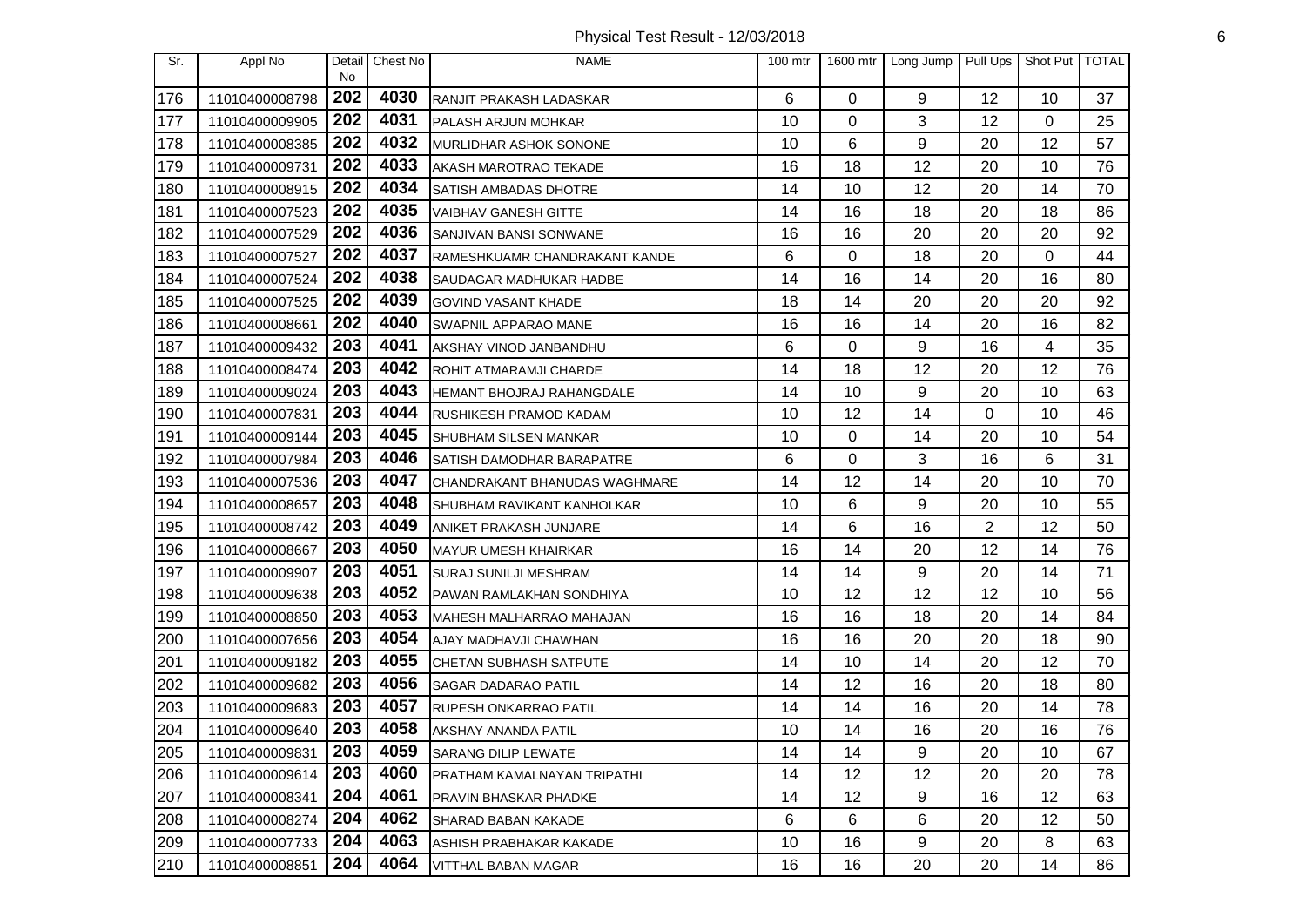Physical Test Result - 12/03/2018

| Sr. | Appl No | Detail No | Chest No | NAME | 100 mtr | 1600 mtr | Long Jump | Pull Ups | Shot Put | TOTAL |
|---|---|---|---|---|---|---|---|---|---|---|
| 176 | 11010400008798 | 202 | 4030 | RANJIT PRAKASH LADASKAR | 6 | 0 | 9 | 12 | 10 | 37 |
| 177 | 11010400009905 | 202 | 4031 | PALASH ARJUN MOHKAR | 10 | 0 | 3 | 12 | 0 | 25 |
| 178 | 11010400008385 | 202 | 4032 | MURLIDHAR ASHOK SONONE | 10 | 6 | 9 | 20 | 12 | 57 |
| 179 | 11010400009731 | 202 | 4033 | AKASH MAROTRAO TEKADE | 16 | 18 | 12 | 20 | 10 | 76 |
| 180 | 11010400008915 | 202 | 4034 | SATISH AMBADAS DHOTRE | 14 | 10 | 12 | 20 | 14 | 70 |
| 181 | 11010400007523 | 202 | 4035 | VAIBHAV GANESH GITTE | 14 | 16 | 18 | 20 | 18 | 86 |
| 182 | 11010400007529 | 202 | 4036 | SANJIVAN BANSI SONWANE | 16 | 16 | 20 | 20 | 20 | 92 |
| 183 | 11010400007527 | 202 | 4037 | RAMESHKUAMR CHANDRAKANT KANDE | 6 | 0 | 18 | 20 | 0 | 44 |
| 184 | 11010400007524 | 202 | 4038 | SAUDAGAR MADHUKAR HADBE | 14 | 16 | 14 | 20 | 16 | 80 |
| 185 | 11010400007525 | 202 | 4039 | GOVIND VASANT KHADE | 18 | 14 | 20 | 20 | 20 | 92 |
| 186 | 11010400008661 | 202 | 4040 | SWAPNIL APPARAO MANE | 16 | 16 | 14 | 20 | 16 | 82 |
| 187 | 11010400009432 | 203 | 4041 | AKSHAY VINOD JANBANDHU | 6 | 0 | 9 | 16 | 4 | 35 |
| 188 | 11010400008474 | 203 | 4042 | ROHIT ATMARAMJI CHARDE | 14 | 18 | 12 | 20 | 12 | 76 |
| 189 | 11010400009024 | 203 | 4043 | HEMANT BHOJRAJ RAHANGDALE | 14 | 10 | 9 | 20 | 10 | 63 |
| 190 | 11010400007831 | 203 | 4044 | RUSHIKESH PRAMOD KADAM | 10 | 12 | 14 | 0 | 10 | 46 |
| 191 | 11010400009144 | 203 | 4045 | SHUBHAM SILSEN MANKAR | 10 | 0 | 14 | 20 | 10 | 54 |
| 192 | 11010400007984 | 203 | 4046 | SATISH DAMODHAR BARAPATRE | 6 | 0 | 3 | 16 | 6 | 31 |
| 193 | 11010400007536 | 203 | 4047 | CHANDRAKANT BHANUDAS WAGHMARE | 14 | 12 | 14 | 20 | 10 | 70 |
| 194 | 11010400008657 | 203 | 4048 | SHUBHAM RAVIKANT KANHOLKAR | 10 | 6 | 9 | 20 | 10 | 55 |
| 195 | 11010400008742 | 203 | 4049 | ANIKET PRAKASH JUNJARE | 14 | 6 | 16 | 2 | 12 | 50 |
| 196 | 11010400008667 | 203 | 4050 | MAYUR UMESH KHAIRKAR | 16 | 14 | 20 | 12 | 14 | 76 |
| 197 | 11010400009907 | 203 | 4051 | SURAJ SUNILJI MESHRAM | 14 | 14 | 9 | 20 | 14 | 71 |
| 198 | 11010400009638 | 203 | 4052 | PAWAN RAMLAKHAN SONDHIYA | 10 | 12 | 12 | 12 | 10 | 56 |
| 199 | 11010400008850 | 203 | 4053 | MAHESH MALHARRAO MAHAJAN | 16 | 16 | 18 | 20 | 14 | 84 |
| 200 | 11010400007656 | 203 | 4054 | AJAY MADHAVJI CHAWHAN | 16 | 16 | 20 | 20 | 18 | 90 |
| 201 | 11010400009182 | 203 | 4055 | CHETAN SUBHASH SATPUTE | 14 | 10 | 14 | 20 | 12 | 70 |
| 202 | 11010400009682 | 203 | 4056 | SAGAR DADARAO PATIL | 14 | 12 | 16 | 20 | 18 | 80 |
| 203 | 11010400009683 | 203 | 4057 | RUPESH ONKARRAO PATIL | 14 | 14 | 16 | 20 | 14 | 78 |
| 204 | 11010400009640 | 203 | 4058 | AKSHAY ANANDA PATIL | 10 | 14 | 16 | 20 | 16 | 76 |
| 205 | 11010400009831 | 203 | 4059 | SARANG DILIP LEWATE | 14 | 14 | 9 | 20 | 10 | 67 |
| 206 | 11010400009614 | 203 | 4060 | PRATHAM KAMALNAYAN TRIPATHI | 14 | 12 | 12 | 20 | 20 | 78 |
| 207 | 11010400008341 | 204 | 4061 | PRAVIN BHASKAR PHADKE | 14 | 12 | 9 | 16 | 12 | 63 |
| 208 | 11010400008274 | 204 | 4062 | SHARAD BABAN KAKADE | 6 | 6 | 6 | 20 | 12 | 50 |
| 209 | 11010400007733 | 204 | 4063 | ASHISH PRABHAKAR KAKADE | 10 | 16 | 9 | 20 | 8 | 63 |
| 210 | 11010400008851 | 204 | 4064 | VITTHAL BABAN MAGAR | 16 | 16 | 20 | 20 | 14 | 86 |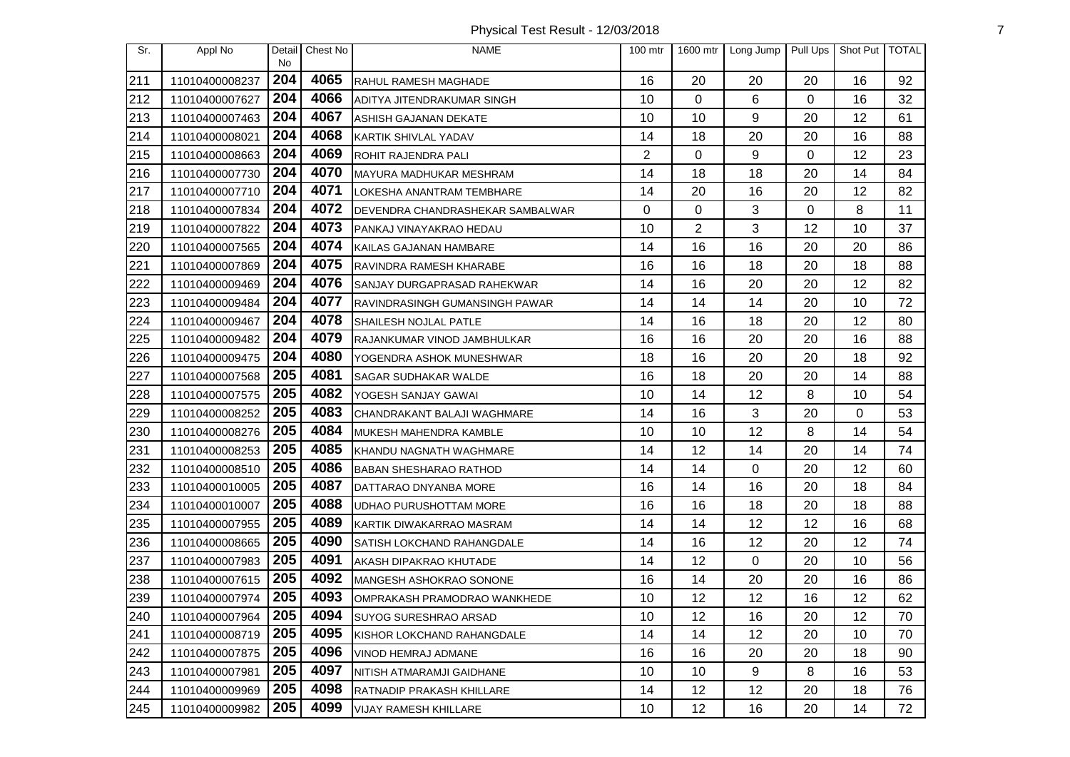| Sr. | Appl No | Detail No | Chest No | NAME | 100 mtr | 1600 mtr | Long Jump | Pull Ups | Shot Put | TOTAL |
|---|---|---|---|---|---|---|---|---|---|---|
| 211 | 11010400008237 | 204 | 4065 | RAHUL RAMESH MAGHADE | 16 | 20 | 20 | 20 | 16 | 92 |
| 212 | 11010400007627 | 204 | 4066 | ADITYA JITENDRAKUMAR SINGH | 10 | 0 | 6 | 0 | 16 | 32 |
| 213 | 11010400007463 | 204 | 4067 | ASHISH GAJANAN DEKATE | 10 | 10 | 9 | 20 | 12 | 61 |
| 214 | 11010400008021 | 204 | 4068 | KARTIK SHIVLAL YADAV | 14 | 18 | 20 | 20 | 16 | 88 |
| 215 | 11010400008663 | 204 | 4069 | ROHIT RAJENDRA PALI | 2 | 0 | 9 | 0 | 12 | 23 |
| 216 | 11010400007730 | 204 | 4070 | MAYURA MADHUKAR MESHRAM | 14 | 18 | 18 | 20 | 14 | 84 |
| 217 | 11010400007710 | 204 | 4071 | LOKESHA ANANTRAM TEMBHARE | 14 | 20 | 16 | 20 | 12 | 82 |
| 218 | 11010400007834 | 204 | 4072 | DEVENDRA CHANDRASHEKAR SAMBALWAR | 0 | 0 | 3 | 0 | 8 | 11 |
| 219 | 11010400007822 | 204 | 4073 | PANKAJ VINAYAKRAO HEDAU | 10 | 2 | 3 | 12 | 10 | 37 |
| 220 | 11010400007565 | 204 | 4074 | KAILAS GAJANAN HAMBARE | 14 | 16 | 16 | 20 | 20 | 86 |
| 221 | 11010400007869 | 204 | 4075 | RAVINDRA RAMESH KHARABE | 16 | 16 | 18 | 20 | 18 | 88 |
| 222 | 11010400009469 | 204 | 4076 | SANJAY DURGAPRASAD RAHEKWAR | 14 | 16 | 20 | 20 | 12 | 82 |
| 223 | 11010400009484 | 204 | 4077 | RAVINDRASINGH GUMANSINGH PAWAR | 14 | 14 | 14 | 20 | 10 | 72 |
| 224 | 11010400009467 | 204 | 4078 | SHAILESH NOJLAL PATLE | 14 | 16 | 18 | 20 | 12 | 80 |
| 225 | 11010400009482 | 204 | 4079 | RAJANKUMAR VINOD JAMBHULKAR | 16 | 16 | 20 | 20 | 16 | 88 |
| 226 | 11010400009475 | 204 | 4080 | YOGENDRA ASHOK MUNESHWAR | 18 | 16 | 20 | 20 | 18 | 92 |
| 227 | 11010400007568 | 205 | 4081 | SAGAR SUDHAKAR WALDE | 16 | 18 | 20 | 20 | 14 | 88 |
| 228 | 11010400007575 | 205 | 4082 | YOGESH SANJAY GAWAI | 10 | 14 | 12 | 8 | 10 | 54 |
| 229 | 11010400008252 | 205 | 4083 | CHANDRAKANT BALAJI WAGHMARE | 14 | 16 | 3 | 20 | 0 | 53 |
| 230 | 11010400008276 | 205 | 4084 | MUKESH MAHENDRA KAMBLE | 10 | 10 | 12 | 8 | 14 | 54 |
| 231 | 11010400008253 | 205 | 4085 | KHANDU NAGNATH WAGHMARE | 14 | 12 | 14 | 20 | 14 | 74 |
| 232 | 11010400008510 | 205 | 4086 | BABAN SHESHARAO RATHOD | 14 | 14 | 0 | 20 | 12 | 60 |
| 233 | 11010400010005 | 205 | 4087 | DATTARAO DNYANBA MORE | 16 | 14 | 16 | 20 | 18 | 84 |
| 234 | 11010400010007 | 205 | 4088 | UDHAO PURUSHOTTAM MORE | 16 | 16 | 18 | 20 | 18 | 88 |
| 235 | 11010400007955 | 205 | 4089 | KARTIK DIWAKARRAO MASRAM | 14 | 14 | 12 | 12 | 16 | 68 |
| 236 | 11010400008665 | 205 | 4090 | SATISH LOKCHAND RAHANGDALE | 14 | 16 | 12 | 20 | 12 | 74 |
| 237 | 11010400007983 | 205 | 4091 | AKASH DIPAKRAO KHUTADE | 14 | 12 | 0 | 20 | 10 | 56 |
| 238 | 11010400007615 | 205 | 4092 | MANGESH ASHOKRAO SONONE | 16 | 14 | 20 | 20 | 16 | 86 |
| 239 | 11010400007974 | 205 | 4093 | OMPRAKASH PRAMODRAO WANKHEDE | 10 | 12 | 12 | 16 | 12 | 62 |
| 240 | 11010400007964 | 205 | 4094 | SUYOG SURESHRAO ARSAD | 10 | 12 | 16 | 20 | 12 | 70 |
| 241 | 11010400008719 | 205 | 4095 | KISHOR LOKCHAND RAHANGDALE | 14 | 14 | 12 | 20 | 10 | 70 |
| 242 | 11010400007875 | 205 | 4096 | VINOD HEMRAJ ADMANE | 16 | 16 | 20 | 20 | 18 | 90 |
| 243 | 11010400007981 | 205 | 4097 | NITISH ATMARAMJI GAIDHANE | 10 | 10 | 9 | 8 | 16 | 53 |
| 244 | 11010400009969 | 205 | 4098 | RATNADIP PRAKASH KHILLARE | 14 | 12 | 12 | 20 | 18 | 76 |
| 245 | 11010400009982 | 205 | 4099 | VIJAY RAMESH KHILLARE | 10 | 12 | 16 | 20 | 14 | 72 |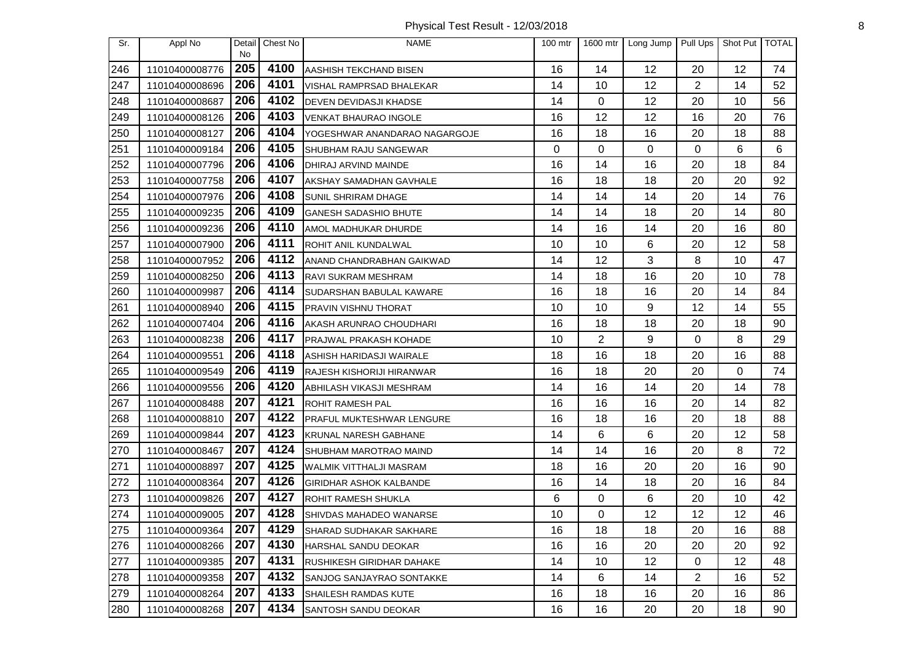Physical Test Result - 12/03/2018

| Sr. | Appl No | Detail No | Chest No | NAME | 100 mtr | 1600 mtr | Long Jump | Pull Ups | Shot Put | TOTAL |
|---|---|---|---|---|---|---|---|---|---|---|
| 246 | 11010400008776 | 205 | 4100 | AASHISH TEKCHAND BISEN | 16 | 14 | 12 | 20 | 12 | 74 |
| 247 | 11010400008696 | 206 | 4101 | VISHAL RAMPRSAD BHALEKAR | 14 | 10 | 12 | 2 | 14 | 52 |
| 248 | 11010400008687 | 206 | 4102 | DEVEN DEVIDASJI KHADSE | 14 | 0 | 12 | 20 | 10 | 56 |
| 249 | 11010400008126 | 206 | 4103 | VENKAT BHAURAO INGOLE | 16 | 12 | 12 | 16 | 20 | 76 |
| 250 | 11010400008127 | 206 | 4104 | YOGESHWAR ANANDARAO NAGARGOJE | 16 | 18 | 16 | 20 | 18 | 88 |
| 251 | 11010400009184 | 206 | 4105 | SHUBHAM RAJU SANGEWAR | 0 | 0 | 0 | 0 | 6 | 6 |
| 252 | 11010400007796 | 206 | 4106 | DHIRAJ ARVIND MAINDE | 16 | 14 | 16 | 20 | 18 | 84 |
| 253 | 11010400007758 | 206 | 4107 | AKSHAY SAMADHAN GAVHALE | 16 | 18 | 18 | 20 | 20 | 92 |
| 254 | 11010400007976 | 206 | 4108 | SUNIL SHRIRAM DHAGE | 14 | 14 | 14 | 20 | 14 | 76 |
| 255 | 11010400009235 | 206 | 4109 | GANESH SADASHIO BHUTE | 14 | 14 | 18 | 20 | 14 | 80 |
| 256 | 11010400009236 | 206 | 4110 | AMOL MADHUKAR DHURDE | 14 | 16 | 14 | 20 | 16 | 80 |
| 257 | 11010400007900 | 206 | 4111 | ROHIT ANIL KUNDALWAL | 10 | 10 | 6 | 20 | 12 | 58 |
| 258 | 11010400007952 | 206 | 4112 | ANAND CHANDRABHAN GAIKWAD | 14 | 12 | 3 | 8 | 10 | 47 |
| 259 | 11010400008250 | 206 | 4113 | RAVI SUKRAM MESHRAM | 14 | 18 | 16 | 20 | 10 | 78 |
| 260 | 11010400009987 | 206 | 4114 | SUDARSHAN BABULAL KAWARE | 16 | 18 | 16 | 20 | 14 | 84 |
| 261 | 11010400008940 | 206 | 4115 | PRAVIN VISHNU THORAT | 10 | 10 | 9 | 12 | 14 | 55 |
| 262 | 11010400007404 | 206 | 4116 | AKASH ARUNRAO CHOUDHARI | 16 | 18 | 18 | 20 | 18 | 90 |
| 263 | 11010400008238 | 206 | 4117 | PRAJWAL PRAKASH KOHADE | 10 | 2 | 9 | 0 | 8 | 29 |
| 264 | 11010400009551 | 206 | 4118 | ASHISH HARIDASJI WAIRALE | 18 | 16 | 18 | 20 | 16 | 88 |
| 265 | 11010400009549 | 206 | 4119 | RAJESH KISHORIJI HIRANWAR | 16 | 18 | 20 | 20 | 0 | 74 |
| 266 | 11010400009556 | 206 | 4120 | ABHILASH VIKASJI MESHRAM | 14 | 16 | 14 | 20 | 14 | 78 |
| 267 | 11010400008488 | 207 | 4121 | ROHIT RAMESH PAL | 16 | 16 | 16 | 20 | 14 | 82 |
| 268 | 11010400008810 | 207 | 4122 | PRAFUL MUKTESHWAR LENGURE | 16 | 18 | 16 | 20 | 18 | 88 |
| 269 | 11010400009844 | 207 | 4123 | KRUNAL NARESH GABHANE | 14 | 6 | 6 | 20 | 12 | 58 |
| 270 | 11010400008467 | 207 | 4124 | SHUBHAM MAROTRAO MAIND | 14 | 14 | 16 | 20 | 8 | 72 |
| 271 | 11010400008897 | 207 | 4125 | WALMIK VITTHALJI MASRAM | 18 | 16 | 20 | 20 | 16 | 90 |
| 272 | 11010400008364 | 207 | 4126 | GIRIDHAR ASHOK KALBANDE | 16 | 14 | 18 | 20 | 16 | 84 |
| 273 | 11010400009826 | 207 | 4127 | ROHIT RAMESH SHUKLA | 6 | 0 | 6 | 20 | 10 | 42 |
| 274 | 11010400009005 | 207 | 4128 | SHIVDAS MAHADEO WANARSE | 10 | 0 | 12 | 12 | 12 | 46 |
| 275 | 11010400009364 | 207 | 4129 | SHARAD SUDHAKAR SAKHARE | 16 | 18 | 18 | 20 | 16 | 88 |
| 276 | 11010400008266 | 207 | 4130 | HARSHAL SANDU DEOKAR | 16 | 16 | 20 | 20 | 20 | 92 |
| 277 | 11010400009385 | 207 | 4131 | RUSHIKESH GIRIDHAR DAHAKE | 14 | 10 | 12 | 0 | 12 | 48 |
| 278 | 11010400009358 | 207 | 4132 | SANJOG SANJAYRAO SONTAKKE | 14 | 6 | 14 | 2 | 16 | 52 |
| 279 | 11010400008264 | 207 | 4133 | SHAILESH RAMDAS KUTE | 16 | 18 | 16 | 20 | 16 | 86 |
| 280 | 11010400008268 | 207 | 4134 | SANTOSH SANDU DEOKAR | 16 | 16 | 20 | 20 | 18 | 90 |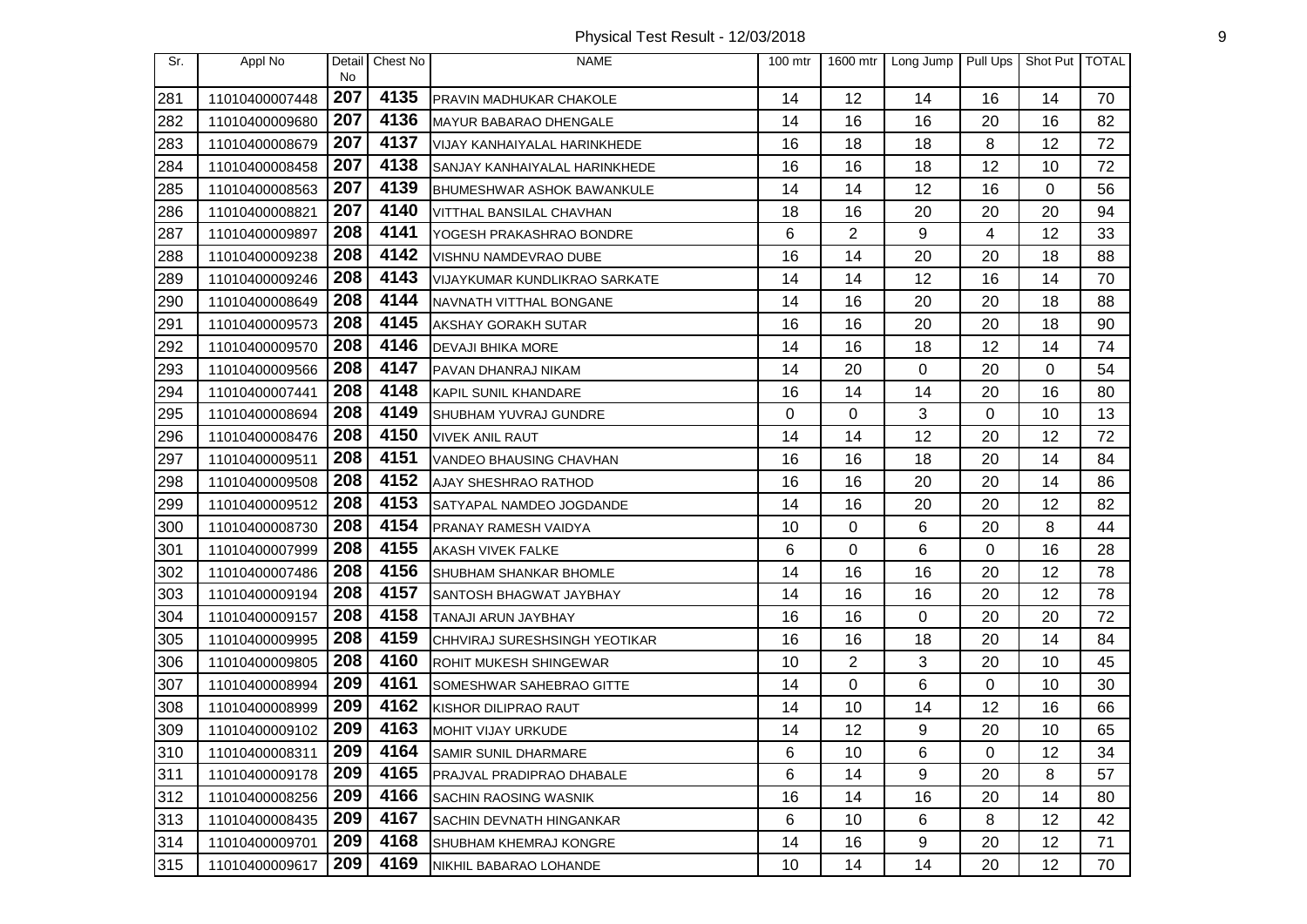| Sr. | Appl No | Detail No | Chest No | NAME | 100 mtr | 1600 mtr | Long Jump | Pull Ups | Shot Put | TOTAL |
|---|---|---|---|---|---|---|---|---|---|---|
| 281 | 11010400007448 | 207 | 4135 | PRAVIN MADHUKAR CHAKOLE | 14 | 12 | 14 | 16 | 14 | 70 |
| 282 | 11010400009680 | 207 | 4136 | MAYUR BABARAO DHENGALE | 14 | 16 | 16 | 20 | 16 | 82 |
| 283 | 11010400008679 | 207 | 4137 | VIJAY KANHAIYALAL HARINKHEDE | 16 | 18 | 18 | 8 | 12 | 72 |
| 284 | 11010400008458 | 207 | 4138 | SANJAY KANHAIYALAL HARINKHEDE | 16 | 16 | 18 | 12 | 10 | 72 |
| 285 | 11010400008563 | 207 | 4139 | BHUMESHWAR ASHOK BAWANKULE | 14 | 14 | 12 | 16 | 0 | 56 |
| 286 | 11010400008821 | 207 | 4140 | VITTHAL BANSILAL CHAVHAN | 18 | 16 | 20 | 20 | 20 | 94 |
| 287 | 11010400009897 | 208 | 4141 | YOGESH PRAKASHRAO BONDRE | 6 | 2 | 9 | 4 | 12 | 33 |
| 288 | 11010400009238 | 208 | 4142 | VISHNU NAMDEVRAO DUBE | 16 | 14 | 20 | 20 | 18 | 88 |
| 289 | 11010400009246 | 208 | 4143 | VIJAYKUMAR KUNDLIKRAO SARKATE | 14 | 14 | 12 | 16 | 14 | 70 |
| 290 | 11010400008649 | 208 | 4144 | NAVNATH VITTHAL BONGANE | 14 | 16 | 20 | 20 | 18 | 88 |
| 291 | 11010400009573 | 208 | 4145 | AKSHAY GORAKH SUTAR | 16 | 16 | 20 | 20 | 18 | 90 |
| 292 | 11010400009570 | 208 | 4146 | DEVAJI BHIKA MORE | 14 | 16 | 18 | 12 | 14 | 74 |
| 293 | 11010400009566 | 208 | 4147 | PAVAN DHANRAJ NIKAM | 14 | 20 | 0 | 20 | 0 | 54 |
| 294 | 11010400007441 | 208 | 4148 | KAPIL SUNIL KHANDARE | 16 | 14 | 14 | 20 | 16 | 80 |
| 295 | 11010400008694 | 208 | 4149 | SHUBHAM YUVRAJ GUNDRE | 0 | 0 | 3 | 0 | 10 | 13 |
| 296 | 11010400008476 | 208 | 4150 | VIVEK ANIL RAUT | 14 | 14 | 12 | 20 | 12 | 72 |
| 297 | 11010400009511 | 208 | 4151 | VANDEO BHAUSING CHAVHAN | 16 | 16 | 18 | 20 | 14 | 84 |
| 298 | 11010400009508 | 208 | 4152 | AJAY SHESHRAO RATHOD | 16 | 16 | 20 | 20 | 14 | 86 |
| 299 | 11010400009512 | 208 | 4153 | SATYAPAL NAMDEO JOGDANDE | 14 | 16 | 20 | 20 | 12 | 82 |
| 300 | 11010400008730 | 208 | 4154 | PRANAY RAMESH VAIDYA | 10 | 0 | 6 | 20 | 8 | 44 |
| 301 | 11010400007999 | 208 | 4155 | AKASH VIVEK FALKE | 6 | 0 | 6 | 0 | 16 | 28 |
| 302 | 11010400007486 | 208 | 4156 | SHUBHAM SHANKAR BHOMLE | 14 | 16 | 16 | 20 | 12 | 78 |
| 303 | 11010400009194 | 208 | 4157 | SANTOSH BHAGWAT JAYBHAY | 14 | 16 | 16 | 20 | 12 | 78 |
| 304 | 11010400009157 | 208 | 4158 | TANAJI ARUN JAYBHAY | 16 | 16 | 0 | 20 | 20 | 72 |
| 305 | 11010400009995 | 208 | 4159 | CHHVIRAJ SURESHSINGH YEOTIKAR | 16 | 16 | 18 | 20 | 14 | 84 |
| 306 | 11010400009805 | 208 | 4160 | ROHIT MUKESH SHINGEWAR | 10 | 2 | 3 | 20 | 10 | 45 |
| 307 | 11010400008994 | 209 | 4161 | SOMESHWAR SAHEBRAO GITTE | 14 | 0 | 6 | 0 | 10 | 30 |
| 308 | 11010400008999 | 209 | 4162 | KISHOR DILIPRAO RAUT | 14 | 10 | 14 | 12 | 16 | 66 |
| 309 | 11010400009102 | 209 | 4163 | MOHIT VIJAY URKUDE | 14 | 12 | 9 | 20 | 10 | 65 |
| 310 | 11010400008311 | 209 | 4164 | SAMIR SUNIL DHARMARE | 6 | 10 | 6 | 0 | 12 | 34 |
| 311 | 11010400009178 | 209 | 4165 | PRAJVAL PRADIPRAO DHABALE | 6 | 14 | 9 | 20 | 8 | 57 |
| 312 | 11010400008256 | 209 | 4166 | SACHIN RAOSING WASNIK | 16 | 14 | 16 | 20 | 14 | 80 |
| 313 | 11010400008435 | 209 | 4167 | SACHIN DEVNATH HINGANKAR | 6 | 10 | 6 | 8 | 12 | 42 |
| 314 | 11010400009701 | 209 | 4168 | SHUBHAM KHEMRAJ KONGRE | 14 | 16 | 9 | 20 | 12 | 71 |
| 315 | 11010400009617 | 209 | 4169 | NIKHIL BABARAO LOHANDE | 10 | 14 | 14 | 20 | 12 | 70 |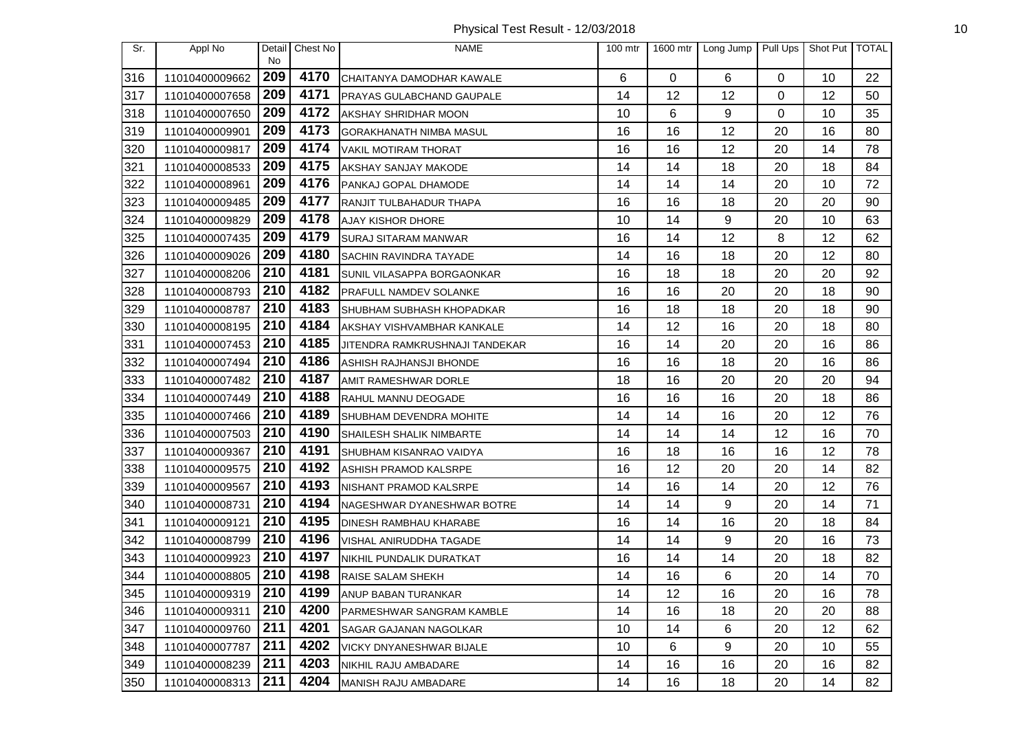Physical Test Result - 12/03/2018

| Sr. | Appl No | Detail No | Chest No | NAME | 100 mtr | 1600 mtr | Long Jump | Pull Ups | Shot Put | TOTAL |
|---|---|---|---|---|---|---|---|---|---|---|
| 316 | 11010400009662 | 209 | 4170 | CHAITANYA DAMODHAR KAWALE | 6 | 0 | 6 | 0 | 10 | 22 |
| 317 | 11010400007658 | 209 | 4171 | PRAYAS GULABCHAND GAUPALE | 14 | 12 | 12 | 0 | 12 | 50 |
| 318 | 11010400007650 | 209 | 4172 | AKSHAY SHRIDHAR MOON | 10 | 6 | 9 | 0 | 10 | 35 |
| 319 | 11010400009901 | 209 | 4173 | GORAKHANATH NIMBA MASUL | 16 | 16 | 12 | 20 | 16 | 80 |
| 320 | 11010400009817 | 209 | 4174 | VAKIL MOTIRAM THORAT | 16 | 16 | 12 | 20 | 14 | 78 |
| 321 | 11010400008533 | 209 | 4175 | AKSHAY SANJAY MAKODE | 14 | 14 | 18 | 20 | 18 | 84 |
| 322 | 11010400008961 | 209 | 4176 | PANKAJ GOPAL DHAMODE | 14 | 14 | 14 | 20 | 10 | 72 |
| 323 | 11010400009485 | 209 | 4177 | RANJIT TULBAHADUR THAPA | 16 | 16 | 18 | 20 | 20 | 90 |
| 324 | 11010400009829 | 209 | 4178 | AJAY KISHOR DHORE | 10 | 14 | 9 | 20 | 10 | 63 |
| 325 | 11010400007435 | 209 | 4179 | SURAJ SITARAM MANWAR | 16 | 14 | 12 | 8 | 12 | 62 |
| 326 | 11010400009026 | 209 | 4180 | SACHIN RAVINDRA TAYADE | 14 | 16 | 18 | 20 | 12 | 80 |
| 327 | 11010400008206 | 210 | 4181 | SUNIL VILASAPPA BORGAONKAR | 16 | 18 | 18 | 20 | 20 | 92 |
| 328 | 11010400008793 | 210 | 4182 | PRAFULL NAMDEV SOLANKE | 16 | 16 | 20 | 20 | 18 | 90 |
| 329 | 11010400008787 | 210 | 4183 | SHUBHAM SUBHASH KHOPADKAR | 16 | 18 | 18 | 20 | 18 | 90 |
| 330 | 11010400008195 | 210 | 4184 | AKSHAY VISHVAMBHAR KANKALE | 14 | 12 | 16 | 20 | 18 | 80 |
| 331 | 11010400007453 | 210 | 4185 | JITENDRA RAMKRUSHNAJI TANDEKAR | 16 | 14 | 20 | 20 | 16 | 86 |
| 332 | 11010400007494 | 210 | 4186 | ASHISH RAJHANSJI BHONDE | 16 | 16 | 18 | 20 | 16 | 86 |
| 333 | 11010400007482 | 210 | 4187 | AMIT RAMESHWAR DORLE | 18 | 16 | 20 | 20 | 20 | 94 |
| 334 | 11010400007449 | 210 | 4188 | RAHUL MANNU DEOGADE | 16 | 16 | 16 | 20 | 18 | 86 |
| 335 | 11010400007466 | 210 | 4189 | SHUBHAM DEVENDRA MOHITE | 14 | 14 | 16 | 20 | 12 | 76 |
| 336 | 11010400007503 | 210 | 4190 | SHAILESH SHALIK NIMBARTE | 14 | 14 | 14 | 12 | 16 | 70 |
| 337 | 11010400009367 | 210 | 4191 | SHUBHAM KISANRAO VAIDYA | 16 | 18 | 16 | 16 | 12 | 78 |
| 338 | 11010400009575 | 210 | 4192 | ASHISH PRAMOD KALSRPE | 16 | 12 | 20 | 20 | 14 | 82 |
| 339 | 11010400009567 | 210 | 4193 | NISHANT PRAMOD KALSRPE | 14 | 16 | 14 | 20 | 12 | 76 |
| 340 | 11010400008731 | 210 | 4194 | NAGESHWAR DYANESHWAR BOTRE | 14 | 14 | 9 | 20 | 14 | 71 |
| 341 | 11010400009121 | 210 | 4195 | DINESH RAMBHAU KHARABE | 16 | 14 | 16 | 20 | 18 | 84 |
| 342 | 11010400008799 | 210 | 4196 | VISHAL ANIRUDDHA TAGADE | 14 | 14 | 9 | 20 | 16 | 73 |
| 343 | 11010400009923 | 210 | 4197 | NIKHIL PUNDALIK DURATKAT | 16 | 14 | 14 | 20 | 18 | 82 |
| 344 | 11010400008805 | 210 | 4198 | RAISE SALAM SHEKH | 14 | 16 | 6 | 20 | 14 | 70 |
| 345 | 11010400009319 | 210 | 4199 | ANUP BABAN TURANKAR | 14 | 12 | 16 | 20 | 16 | 78 |
| 346 | 11010400009311 | 210 | 4200 | PARMESHWAR SANGRAM KAMBLE | 14 | 16 | 18 | 20 | 20 | 88 |
| 347 | 11010400009760 | 211 | 4201 | SAGAR GAJANAN NAGOLKAR | 10 | 14 | 6 | 20 | 12 | 62 |
| 348 | 11010400007787 | 211 | 4202 | VICKY DNYANESHWAR BIJALE | 10 | 6 | 9 | 20 | 10 | 55 |
| 349 | 11010400008239 | 211 | 4203 | NIKHIL RAJU AMBADARE | 14 | 16 | 16 | 20 | 16 | 82 |
| 350 | 11010400008313 | 211 | 4204 | MANISH RAJU AMBADARE | 14 | 16 | 18 | 20 | 14 | 82 |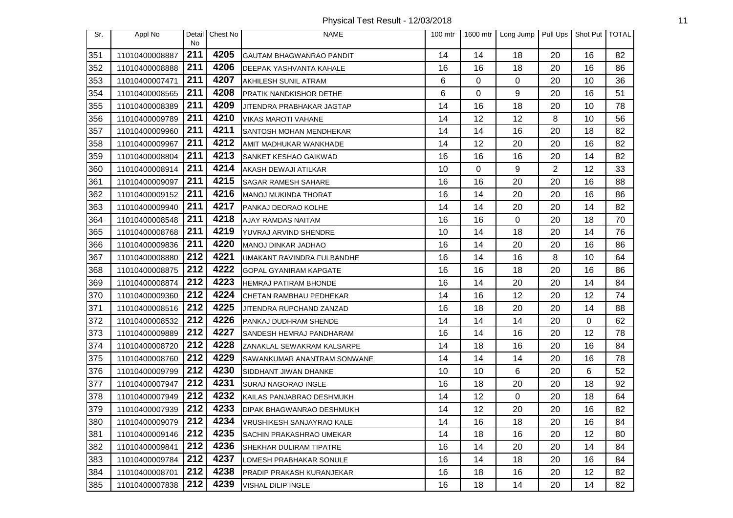| Sr. | Appl No | Detail No | Chest No | NAME | 100 mtr | 1600 mtr | Long Jump | Pull Ups | Shot Put | TOTAL |
|---|---|---|---|---|---|---|---|---|---|---|
| 351 | 11010400008887 | 211 | 4205 | GAUTAM BHAGWANRAO PANDIT | 14 | 14 | 18 | 20 | 16 | 82 |
| 352 | 11010400008888 | 211 | 4206 | DEEPAK YASHVANTA KAHALE | 16 | 16 | 18 | 20 | 16 | 86 |
| 353 | 11010400007471 | 211 | 4207 | AKHILESH SUNIL ATRAM | 6 | 0 | 0 | 20 | 10 | 36 |
| 354 | 11010400008565 | 211 | 4208 | PRATIK NANDKISHOR DETHE | 6 | 0 | 9 | 20 | 16 | 51 |
| 355 | 11010400008389 | 211 | 4209 | JITENDRA PRABHAKAR JAGTAP | 14 | 16 | 18 | 20 | 10 | 78 |
| 356 | 11010400009789 | 211 | 4210 | VIKAS MAROTI VAHANE | 14 | 12 | 12 | 8 | 10 | 56 |
| 357 | 11010400009960 | 211 | 4211 | SANTOSH MOHAN MENDHEKAR | 14 | 14 | 16 | 20 | 18 | 82 |
| 358 | 11010400009967 | 211 | 4212 | AMIT MADHUKAR WANKHADE | 14 | 12 | 20 | 20 | 16 | 82 |
| 359 | 11010400008804 | 211 | 4213 | SANKET KESHAO GAIKWAD | 16 | 16 | 16 | 20 | 14 | 82 |
| 360 | 11010400008914 | 211 | 4214 | AKASH DEWAJI ATILKAR | 10 | 0 | 9 | 2 | 12 | 33 |
| 361 | 11010400009097 | 211 | 4215 | SAGAR RAMESH SAHARE | 16 | 16 | 20 | 20 | 16 | 88 |
| 362 | 11010400009152 | 211 | 4216 | MANOJ MUKINDA THORAT | 16 | 14 | 20 | 20 | 16 | 86 |
| 363 | 11010400009940 | 211 | 4217 | PANKAJ DEORAO KOLHE | 14 | 14 | 20 | 20 | 14 | 82 |
| 364 | 11010400008548 | 211 | 4218 | AJAY RAMDAS NAITAM | 16 | 16 | 0 | 20 | 18 | 70 |
| 365 | 11010400008768 | 211 | 4219 | YUVRAJ ARVIND SHENDRE | 10 | 14 | 18 | 20 | 14 | 76 |
| 366 | 11010400009836 | 211 | 4220 | MANOJ DINKAR JADHAO | 16 | 14 | 20 | 20 | 16 | 86 |
| 367 | 11010400008880 | 212 | 4221 | UMAKANT RAVINDRA FULBANDHE | 16 | 14 | 16 | 8 | 10 | 64 |
| 368 | 11010400008875 | 212 | 4222 | GOPAL GYANIRAM KAPGATE | 16 | 16 | 18 | 20 | 16 | 86 |
| 369 | 11010400008874 | 212 | 4223 | HEMRAJ PATIRAM BHONDE | 16 | 14 | 20 | 20 | 14 | 84 |
| 370 | 11010400009360 | 212 | 4224 | CHETAN RAMBHAU PEDHEKAR | 14 | 16 | 12 | 20 | 12 | 74 |
| 371 | 11010400008516 | 212 | 4225 | JITENDRA RUPCHAND ZANZAD | 16 | 18 | 20 | 20 | 14 | 88 |
| 372 | 11010400008532 | 212 | 4226 | PANKAJ DUDHRAM SHENDE | 14 | 14 | 14 | 20 | 0 | 62 |
| 373 | 11010400009889 | 212 | 4227 | SANDESH HEMRAJ PANDHARAM | 16 | 14 | 16 | 20 | 12 | 78 |
| 374 | 11010400008720 | 212 | 4228 | ZANAKLAL SEWAKRAM KALSARPE | 14 | 18 | 16 | 20 | 16 | 84 |
| 375 | 11010400008760 | 212 | 4229 | SAWANKUMAR ANANTRAM SONWANE | 14 | 14 | 14 | 20 | 16 | 78 |
| 376 | 11010400009799 | 212 | 4230 | SIDDHANT JIWAN DHANKE | 10 | 10 | 6 | 20 | 6 | 52 |
| 377 | 11010400007947 | 212 | 4231 | SURAJ NAGORAO INGLE | 16 | 18 | 20 | 20 | 18 | 92 |
| 378 | 11010400007949 | 212 | 4232 | KAILAS PANJABRAO DESHMUKH | 14 | 12 | 0 | 20 | 18 | 64 |
| 379 | 11010400007939 | 212 | 4233 | DIPAK BHAGWANRAO DESHMUKH | 14 | 12 | 20 | 20 | 16 | 82 |
| 380 | 11010400009079 | 212 | 4234 | VRUSHIKESH SANJAYRAO KALE | 14 | 16 | 18 | 20 | 16 | 84 |
| 381 | 11010400009146 | 212 | 4235 | SACHIN PRAKASHRAO UMEKAR | 14 | 18 | 16 | 20 | 12 | 80 |
| 382 | 11010400009841 | 212 | 4236 | SHEKHAR DULIRAM TIPATRE | 16 | 14 | 20 | 20 | 14 | 84 |
| 383 | 11010400009784 | 212 | 4237 | LOMESH PRABHAKAR SONULE | 16 | 14 | 18 | 20 | 16 | 84 |
| 384 | 11010400008701 | 212 | 4238 | PRADIP PRAKASH KURANJEKAR | 16 | 18 | 16 | 20 | 12 | 82 |
| 385 | 11010400007838 | 212 | 4239 | VISHAL DILIP INGLE | 16 | 18 | 14 | 20 | 14 | 82 |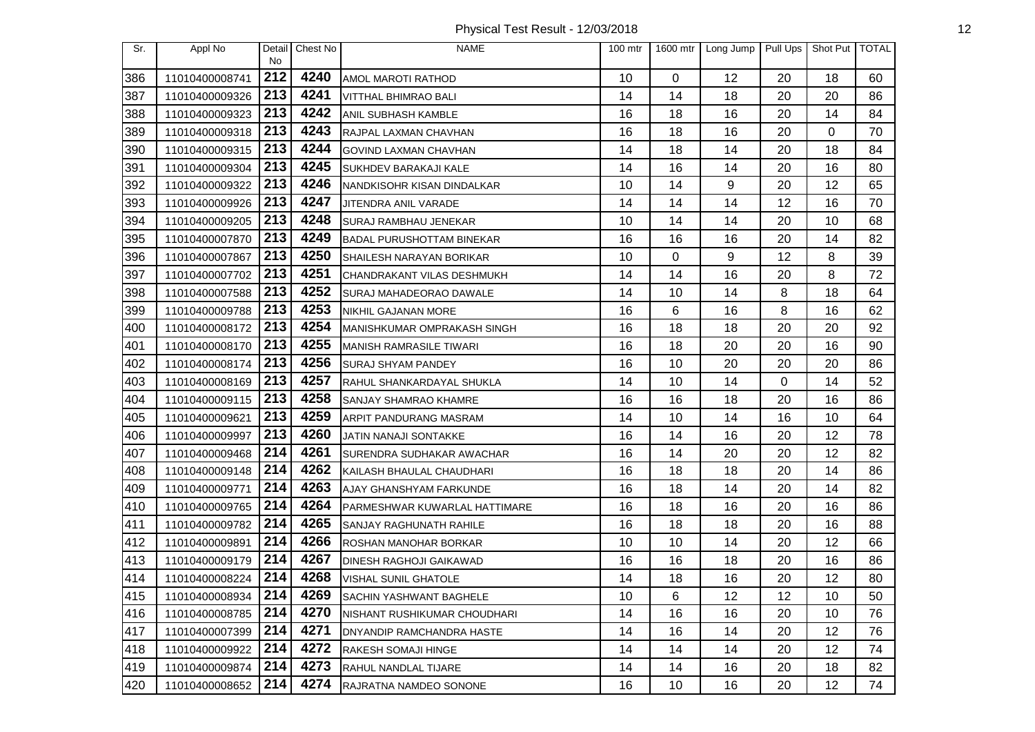Physical Test Result - 12/03/2018

| Sr. | Appl No | Detail No | Chest No | NAME | 100 mtr | 1600 mtr | Long Jump | Pull Ups | Shot Put | TOTAL |
|---|---|---|---|---|---|---|---|---|---|---|
| 386 | 11010400008741 | 212 | 4240 | AMOL MAROTI RATHOD | 10 | 0 | 12 | 20 | 18 | 60 |
| 387 | 11010400009326 | 213 | 4241 | VITTHAL BHIMRAO BALI | 14 | 14 | 18 | 20 | 20 | 86 |
| 388 | 11010400009323 | 213 | 4242 | ANIL SUBHASH KAMBLE | 16 | 18 | 16 | 20 | 14 | 84 |
| 389 | 11010400009318 | 213 | 4243 | RAJPAL LAXMAN CHAVHAN | 16 | 18 | 16 | 20 | 0 | 70 |
| 390 | 11010400009315 | 213 | 4244 | GOVIND LAXMAN CHAVHAN | 14 | 18 | 14 | 20 | 18 | 84 |
| 391 | 11010400009304 | 213 | 4245 | SUKHDEV BARAKAJI KALE | 14 | 16 | 14 | 20 | 16 | 80 |
| 392 | 11010400009322 | 213 | 4246 | NANDKISOHR KISAN DINDALKAR | 10 | 14 | 9 | 20 | 12 | 65 |
| 393 | 11010400009926 | 213 | 4247 | JITENDRA ANIL VARADE | 14 | 14 | 14 | 12 | 16 | 70 |
| 394 | 11010400009205 | 213 | 4248 | SURAJ RAMBHAU JENEKAR | 10 | 14 | 14 | 20 | 10 | 68 |
| 395 | 11010400007870 | 213 | 4249 | BADAL PURUSHOTTAM BINEKAR | 16 | 16 | 16 | 20 | 14 | 82 |
| 396 | 11010400007867 | 213 | 4250 | SHAILESH NARAYAN BORIKAR | 10 | 0 | 9 | 12 | 8 | 39 |
| 397 | 11010400007702 | 213 | 4251 | CHANDRAKANT VILAS DESHMUKH | 14 | 14 | 16 | 20 | 8 | 72 |
| 398 | 11010400007588 | 213 | 4252 | SURAJ MAHADEORAO DAWALE | 14 | 10 | 14 | 8 | 18 | 64 |
| 399 | 11010400009788 | 213 | 4253 | NIKHIL GAJANAN MORE | 16 | 6 | 16 | 8 | 16 | 62 |
| 400 | 11010400008172 | 213 | 4254 | MANISHKUMAR OMPRAKASH SINGH | 16 | 18 | 18 | 20 | 20 | 92 |
| 401 | 11010400008170 | 213 | 4255 | MANISH RAMRASILE TIWARI | 16 | 18 | 20 | 20 | 16 | 90 |
| 402 | 11010400008174 | 213 | 4256 | SURAJ SHYAM PANDEY | 16 | 10 | 20 | 20 | 20 | 86 |
| 403 | 11010400008169 | 213 | 4257 | RAHUL SHANKARDAYAL SHUKLA | 14 | 10 | 14 | 0 | 14 | 52 |
| 404 | 11010400009115 | 213 | 4258 | SANJAY SHAMRAO KHAMRE | 16 | 16 | 18 | 20 | 16 | 86 |
| 405 | 11010400009621 | 213 | 4259 | ARPIT PANDURANG MASRAM | 14 | 10 | 14 | 16 | 10 | 64 |
| 406 | 11010400009997 | 213 | 4260 | JATIN NANAJI SONTAKKE | 16 | 14 | 16 | 20 | 12 | 78 |
| 407 | 11010400009468 | 214 | 4261 | SURENDRA SUDHAKAR AWACHAR | 16 | 14 | 20 | 20 | 12 | 82 |
| 408 | 11010400009148 | 214 | 4262 | KAILASH BHAULAL CHAUDHARI | 16 | 18 | 18 | 20 | 14 | 86 |
| 409 | 11010400009771 | 214 | 4263 | AJAY GHANSHYAM FARKUNDE | 16 | 18 | 14 | 20 | 14 | 82 |
| 410 | 11010400009765 | 214 | 4264 | PARMESHWAR KUWARLAL HATTIMARE | 16 | 18 | 16 | 20 | 16 | 86 |
| 411 | 11010400009782 | 214 | 4265 | SANJAY RAGHUNATH RAHILE | 16 | 18 | 18 | 20 | 16 | 88 |
| 412 | 11010400009891 | 214 | 4266 | ROSHAN MANOHAR BORKAR | 10 | 10 | 14 | 20 | 12 | 66 |
| 413 | 11010400009179 | 214 | 4267 | DINESH RAGHOJI GAIKAWAD | 16 | 16 | 18 | 20 | 16 | 86 |
| 414 | 11010400008224 | 214 | 4268 | VISHAL SUNIL GHATOLE | 14 | 18 | 16 | 20 | 12 | 80 |
| 415 | 11010400008934 | 214 | 4269 | SACHIN YASHWANT BAGHELE | 10 | 6 | 12 | 12 | 10 | 50 |
| 416 | 11010400008785 | 214 | 4270 | NISHANT RUSHIKUMAR CHOUDHARI | 14 | 16 | 16 | 20 | 10 | 76 |
| 417 | 11010400007399 | 214 | 4271 | DNYANDIP RAMCHANDRA HASTE | 14 | 16 | 14 | 20 | 12 | 76 |
| 418 | 11010400009922 | 214 | 4272 | RAKESH SOMAJI HINGE | 14 | 14 | 14 | 20 | 12 | 74 |
| 419 | 11010400009874 | 214 | 4273 | RAHUL NANDLAL TIJARE | 14 | 14 | 16 | 20 | 18 | 82 |
| 420 | 11010400008652 | 214 | 4274 | RAJRATNA NAMDEO SONONE | 16 | 10 | 16 | 20 | 12 | 74 |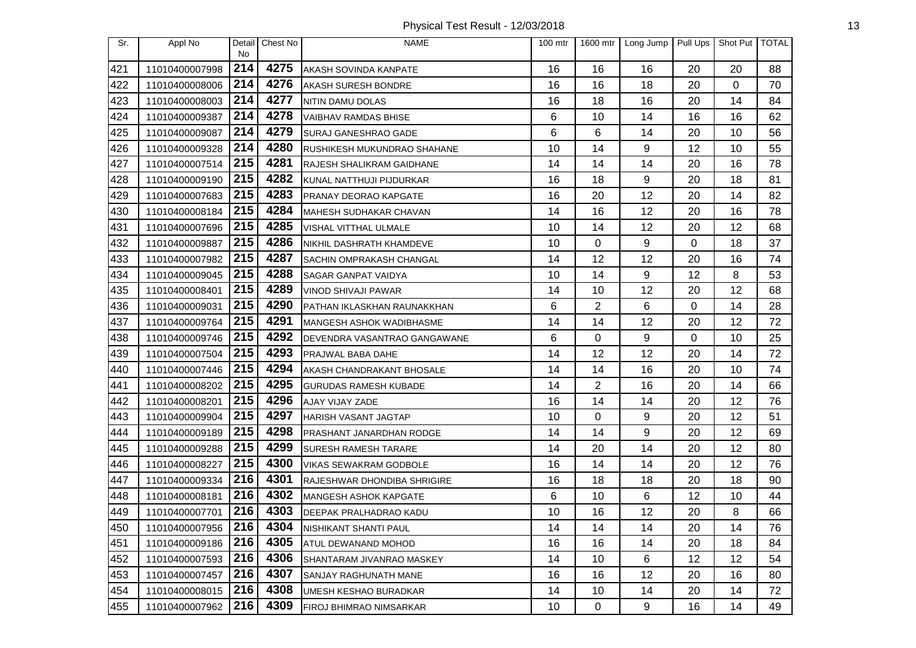Physical Test Result - 12/03/2018

| Sr. | Appl No | Detail No | Chest No | NAME | 100 mtr | 1600 mtr | Long Jump | Pull Ups | Shot Put | TOTAL |
|---|---|---|---|---|---|---|---|---|---|---|
| 421 | 11010400007998 | 214 | 4275 | AKASH SOVINDA KANPATE | 16 | 16 | 16 | 20 | 20 | 88 |
| 422 | 11010400008006 | 214 | 4276 | AKASH SURESH BONDRE | 16 | 16 | 18 | 20 | 0 | 70 |
| 423 | 11010400008003 | 214 | 4277 | NITIN DAMU DOLAS | 16 | 18 | 16 | 20 | 14 | 84 |
| 424 | 11010400009387 | 214 | 4278 | VAIBHAV RAMDAS BHISE | 6 | 10 | 14 | 16 | 16 | 62 |
| 425 | 11010400009087 | 214 | 4279 | SURAJ GANESHRAO GADE | 6 | 6 | 14 | 20 | 10 | 56 |
| 426 | 11010400009328 | 214 | 4280 | RUSHIKESH MUKUNDRAO SHAHANE | 10 | 14 | 9 | 12 | 10 | 55 |
| 427 | 11010400007514 | 215 | 4281 | RAJESH SHALIKRAM GAIDHANE | 14 | 14 | 14 | 20 | 16 | 78 |
| 428 | 11010400009190 | 215 | 4282 | KUNAL NATTHUJI PIJDURKAR | 16 | 18 | 9 | 20 | 18 | 81 |
| 429 | 11010400007683 | 215 | 4283 | PRANAY DEORAO KAPGATE | 16 | 20 | 12 | 20 | 14 | 82 |
| 430 | 11010400008184 | 215 | 4284 | MAHESH SUDHAKAR CHAVAN | 14 | 16 | 12 | 20 | 16 | 78 |
| 431 | 11010400007696 | 215 | 4285 | VISHAL VITTHAL ULMALE | 10 | 14 | 12 | 20 | 12 | 68 |
| 432 | 11010400009887 | 215 | 4286 | NIKHIL DASHRATH KHAMDEVE | 10 | 0 | 9 | 0 | 18 | 37 |
| 433 | 11010400007982 | 215 | 4287 | SACHIN OMPRAKASH CHANGAL | 14 | 12 | 12 | 20 | 16 | 74 |
| 434 | 11010400009045 | 215 | 4288 | SAGAR GANPAT VAIDYA | 10 | 14 | 9 | 12 | 8 | 53 |
| 435 | 11010400008401 | 215 | 4289 | VINOD SHIVAJI PAWAR | 14 | 10 | 12 | 20 | 12 | 68 |
| 436 | 11010400009031 | 215 | 4290 | PATHAN IKLASKHAN RAUNAKKHAN | 6 | 2 | 6 | 0 | 14 | 28 |
| 437 | 11010400009764 | 215 | 4291 | MANGESH ASHOK WADIBHASME | 14 | 14 | 12 | 20 | 12 | 72 |
| 438 | 11010400009746 | 215 | 4292 | DEVENDRA VASANTRAO GANGAWANE | 6 | 0 | 9 | 0 | 10 | 25 |
| 439 | 11010400007504 | 215 | 4293 | PRAJWAL BABA DAHE | 14 | 12 | 12 | 20 | 14 | 72 |
| 440 | 11010400007446 | 215 | 4294 | AKASH CHANDRAKANT BHOSALE | 14 | 14 | 16 | 20 | 10 | 74 |
| 441 | 11010400008202 | 215 | 4295 | GURUDAS RAMESH KUBADE | 14 | 2 | 16 | 20 | 14 | 66 |
| 442 | 11010400008201 | 215 | 4296 | AJAY VIJAY ZADE | 16 | 14 | 14 | 20 | 12 | 76 |
| 443 | 11010400009904 | 215 | 4297 | HARISH VASANT JAGTAP | 10 | 0 | 9 | 20 | 12 | 51 |
| 444 | 11010400009189 | 215 | 4298 | PRASHANT JANARDHAN RODGE | 14 | 14 | 9 | 20 | 12 | 69 |
| 445 | 11010400009288 | 215 | 4299 | SURESH RAMESH TARARE | 14 | 20 | 14 | 20 | 12 | 80 |
| 446 | 11010400008227 | 215 | 4300 | VIKAS SEWAKRAM GODBOLE | 16 | 14 | 14 | 20 | 12 | 76 |
| 447 | 11010400009334 | 216 | 4301 | RAJESHWAR DHONDIBA SHRIGIRE | 16 | 18 | 18 | 20 | 18 | 90 |
| 448 | 11010400008181 | 216 | 4302 | MANGESH ASHOK KAPGATE | 6 | 10 | 6 | 12 | 10 | 44 |
| 449 | 11010400007701 | 216 | 4303 | DEEPAK PRALHADRAO KADU | 10 | 16 | 12 | 20 | 8 | 66 |
| 450 | 11010400007956 | 216 | 4304 | NISHIKANT SHANTI PAUL | 14 | 14 | 14 | 20 | 14 | 76 |
| 451 | 11010400009186 | 216 | 4305 | ATUL DEWANAND MOHOD | 16 | 16 | 14 | 20 | 18 | 84 |
| 452 | 11010400007593 | 216 | 4306 | SHANTARAM JIVANRAO MASKEY | 14 | 10 | 6 | 12 | 12 | 54 |
| 453 | 11010400007457 | 216 | 4307 | SANJAY RAGHUNATH MANE | 16 | 16 | 12 | 20 | 16 | 80 |
| 454 | 11010400008015 | 216 | 4308 | UMESH KESHAO BURADKAR | 14 | 10 | 14 | 20 | 14 | 72 |
| 455 | 11010400007962 | 216 | 4309 | FIROJ BHIMRAO NIMSARKAR | 10 | 0 | 9 | 16 | 14 | 49 |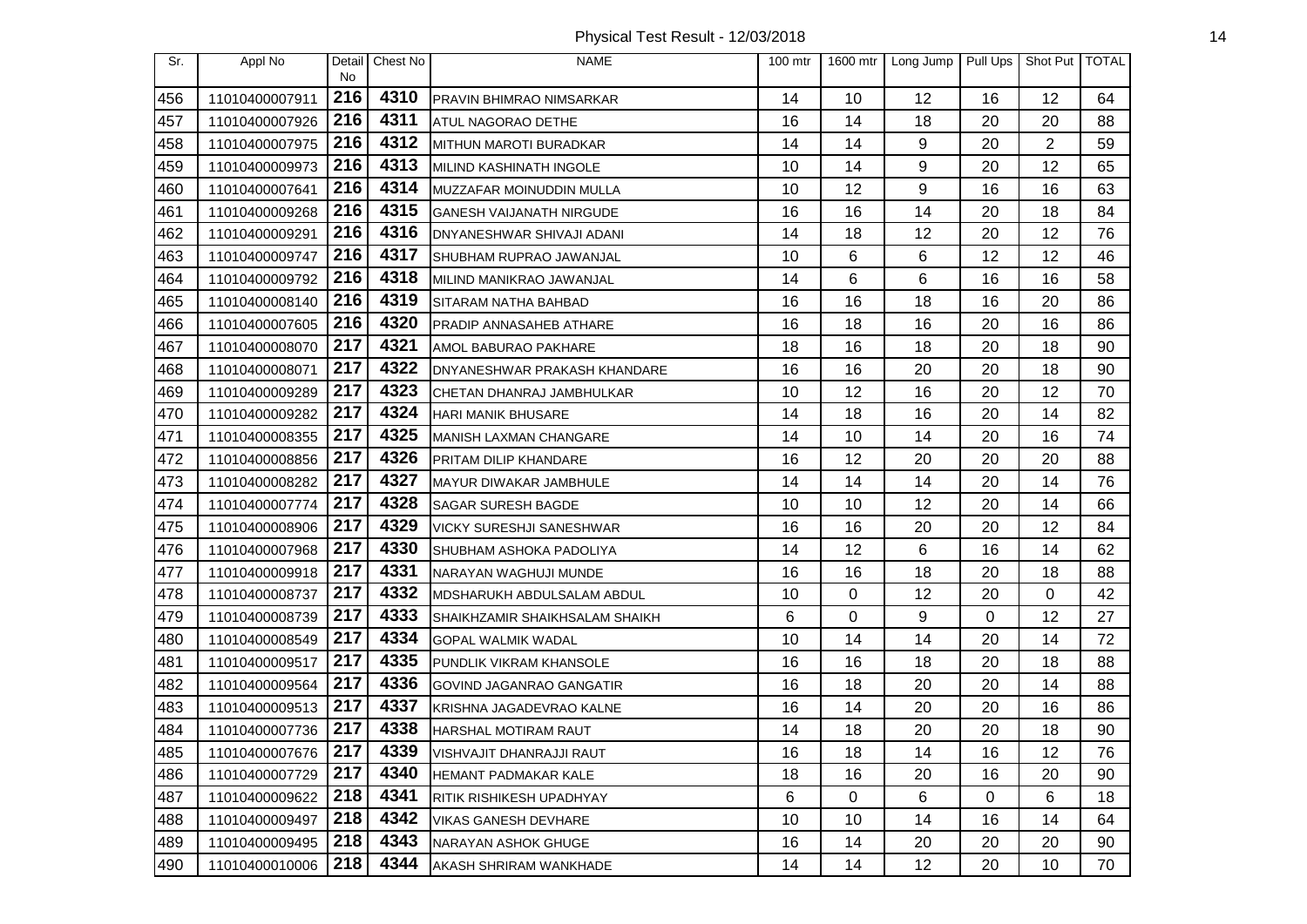# Physical Test Result - 12/03/2018

| Sr. | Appl No | Detail No | Chest No | NAME | 100 mtr | 1600 mtr | Long Jump | Pull Ups | Shot Put | TOTAL |
|---|---|---|---|---|---|---|---|---|---|---|
| 456 | 11010400007911 | 216 | 4310 | PRAVIN BHIMRAO NIMSARKAR | 14 | 10 | 12 | 16 | 12 | 64 |
| 457 | 11010400007926 | 216 | 4311 | ATUL NAGORAO DETHE | 16 | 14 | 18 | 20 | 20 | 88 |
| 458 | 11010400007975 | 216 | 4312 | MITHUN MAROTI BURADKAR | 14 | 14 | 9 | 20 | 2 | 59 |
| 459 | 11010400009973 | 216 | 4313 | MILIND KASHINATH INGOLE | 10 | 14 | 9 | 20 | 12 | 65 |
| 460 | 11010400007641 | 216 | 4314 | MUZZAFAR MOINUDDIN MULLA | 10 | 12 | 9 | 16 | 16 | 63 |
| 461 | 11010400009268 | 216 | 4315 | GANESH VAIJANATH NIRGUDE | 16 | 16 | 14 | 20 | 18 | 84 |
| 462 | 11010400009291 | 216 | 4316 | DNYANESHWAR SHIVAJI ADANI | 14 | 18 | 12 | 20 | 12 | 76 |
| 463 | 11010400009747 | 216 | 4317 | SHUBHAM RUPRAO JAWANJAL | 10 | 6 | 6 | 12 | 12 | 46 |
| 464 | 11010400009792 | 216 | 4318 | MILIND MANIKRAO JAWANJAL | 14 | 6 | 6 | 16 | 16 | 58 |
| 465 | 11010400008140 | 216 | 4319 | SITARAM NATHA BAHBAD | 16 | 16 | 18 | 16 | 20 | 86 |
| 466 | 11010400007605 | 216 | 4320 | PRADIP ANNASAHEB ATHARE | 16 | 18 | 16 | 20 | 16 | 86 |
| 467 | 11010400008070 | 217 | 4321 | AMOL BABURAO PAKHARE | 18 | 16 | 18 | 20 | 18 | 90 |
| 468 | 11010400008071 | 217 | 4322 | DNYANESHWAR PRAKASH KHANDARE | 16 | 16 | 20 | 20 | 18 | 90 |
| 469 | 11010400009289 | 217 | 4323 | CHETAN DHANRAJ JAMBHULKAR | 10 | 12 | 16 | 20 | 12 | 70 |
| 470 | 11010400009282 | 217 | 4324 | HARI MANIK BHUSARE | 14 | 18 | 16 | 20 | 14 | 82 |
| 471 | 11010400008355 | 217 | 4325 | MANISH LAXMAN CHANGARE | 14 | 10 | 14 | 20 | 16 | 74 |
| 472 | 11010400008856 | 217 | 4326 | PRITAM DILIP KHANDARE | 16 | 12 | 20 | 20 | 20 | 88 |
| 473 | 11010400008282 | 217 | 4327 | MAYUR DIWAKAR JAMBHULE | 14 | 14 | 14 | 20 | 14 | 76 |
| 474 | 11010400007774 | 217 | 4328 | SAGAR SURESH BAGDE | 10 | 10 | 12 | 20 | 14 | 66 |
| 475 | 11010400008906 | 217 | 4329 | VICKY SURESHJI SANESHWAR | 16 | 16 | 20 | 20 | 12 | 84 |
| 476 | 11010400007968 | 217 | 4330 | SHUBHAM ASHOKA PADOLIYA | 14 | 12 | 6 | 16 | 14 | 62 |
| 477 | 11010400009918 | 217 | 4331 | NARAYAN WAGHUJI MUNDE | 16 | 16 | 18 | 20 | 18 | 88 |
| 478 | 11010400008737 | 217 | 4332 | MDSHARUKH ABDULSALAM ABDUL | 10 | 0 | 12 | 20 | 0 | 42 |
| 479 | 11010400008739 | 217 | 4333 | SHAIKHZAMIR SHAIKHSALAM SHAIKH | 6 | 0 | 9 | 0 | 12 | 27 |
| 480 | 11010400008549 | 217 | 4334 | GOPAL WALMIK WADAL | 10 | 14 | 14 | 20 | 14 | 72 |
| 481 | 11010400009517 | 217 | 4335 | PUNDLIK VIKRAM KHANSOLE | 16 | 16 | 18 | 20 | 18 | 88 |
| 482 | 11010400009564 | 217 | 4336 | GOVIND JAGANRAO GANGATIR | 16 | 18 | 20 | 20 | 14 | 88 |
| 483 | 11010400009513 | 217 | 4337 | KRISHNA JAGADEVRAO KALNE | 16 | 14 | 20 | 20 | 16 | 86 |
| 484 | 11010400007736 | 217 | 4338 | HARSHAL MOTIRAM RAUT | 14 | 18 | 20 | 20 | 18 | 90 |
| 485 | 11010400007676 | 217 | 4339 | VISHVAJIT DHANRAJJI RAUT | 16 | 18 | 14 | 16 | 12 | 76 |
| 486 | 11010400007729 | 217 | 4340 | HEMANT PADMAKAR KALE | 18 | 16 | 20 | 16 | 20 | 90 |
| 487 | 11010400009622 | 218 | 4341 | RITIK RISHIKESH UPADHYAY | 6 | 0 | 6 | 0 | 6 | 18 |
| 488 | 11010400009497 | 218 | 4342 | VIKAS GANESH DEVHARE | 10 | 10 | 14 | 16 | 14 | 64 |
| 489 | 11010400009495 | 218 | 4343 | NARAYAN ASHOK GHUGE | 16 | 14 | 20 | 20 | 20 | 90 |
| 490 | 11010400010006 | 218 | 4344 | AKASH SHRIRAM WANKHADE | 14 | 14 | 12 | 20 | 10 | 70 |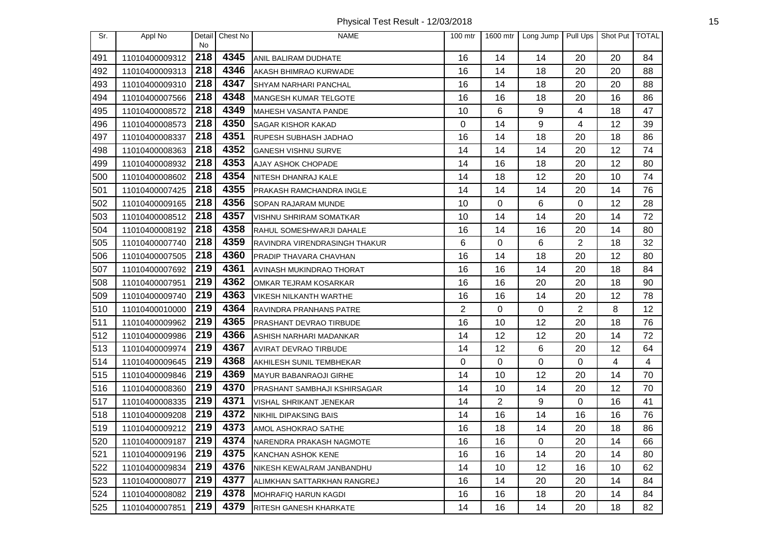| Sr. | Appl No | Detail No | Chest No | NAME | 100 mtr | 1600 mtr | Long Jump | Pull Ups | Shot Put | TOTAL |
|---|---|---|---|---|---|---|---|---|---|---|
| 491 | 11010400009312 | 218 | 4345 | ANIL BALIRAM DUDHATE | 16 | 14 | 14 | 20 | 20 | 84 |
| 492 | 11010400009313 | 218 | 4346 | AKASH BHIMRAO KURWADE | 16 | 14 | 18 | 20 | 20 | 88 |
| 493 | 11010400009310 | 218 | 4347 | SHYAM NARHARI PANCHAL | 16 | 14 | 18 | 20 | 20 | 88 |
| 494 | 11010400007566 | 218 | 4348 | MANGESH KUMAR TELGOTE | 16 | 16 | 18 | 20 | 16 | 86 |
| 495 | 11010400008572 | 218 | 4349 | MAHESH VASANTA PANDE | 10 | 6 | 9 | 4 | 18 | 47 |
| 496 | 11010400008573 | 218 | 4350 | SAGAR KISHOR KAKAD | 0 | 14 | 9 | 4 | 12 | 39 |
| 497 | 11010400008337 | 218 | 4351 | RUPESH SUBHASH JADHAO | 16 | 14 | 18 | 20 | 18 | 86 |
| 498 | 11010400008363 | 218 | 4352 | GANESH VISHNU SURVE | 14 | 14 | 14 | 20 | 12 | 74 |
| 499 | 11010400008932 | 218 | 4353 | AJAY ASHOK CHOPADE | 14 | 16 | 18 | 20 | 12 | 80 |
| 500 | 11010400008602 | 218 | 4354 | NITESH DHANRAJ KALE | 14 | 18 | 12 | 20 | 10 | 74 |
| 501 | 11010400007425 | 218 | 4355 | PRAKASH RAMCHANDRA INGLE | 14 | 14 | 14 | 20 | 14 | 76 |
| 502 | 11010400009165 | 218 | 4356 | SOPAN RAJARAM MUNDE | 10 | 0 | 6 | 0 | 12 | 28 |
| 503 | 11010400008512 | 218 | 4357 | VISHNU SHRIRAM SOMATKAR | 10 | 14 | 14 | 20 | 14 | 72 |
| 504 | 11010400008192 | 218 | 4358 | RAHUL SOMESHWARJI DAHALE | 16 | 14 | 16 | 20 | 14 | 80 |
| 505 | 11010400007740 | 218 | 4359 | RAVINDRA VIRENDRASINGH THAKUR | 6 | 0 | 6 | 2 | 18 | 32 |
| 506 | 11010400007505 | 218 | 4360 | PRADIP THAVARA CHAVHAN | 16 | 14 | 18 | 20 | 12 | 80 |
| 507 | 11010400007692 | 219 | 4361 | AVINASH MUKINDRAO THORAT | 16 | 16 | 14 | 20 | 18 | 84 |
| 508 | 11010400007951 | 219 | 4362 | OMKAR TEJRAM KOSARKAR | 16 | 16 | 20 | 20 | 18 | 90 |
| 509 | 11010400009740 | 219 | 4363 | VIKESH NILKANTH WARTHE | 16 | 16 | 14 | 20 | 12 | 78 |
| 510 | 11010400010000 | 219 | 4364 | RAVINDRA PRANHANS PATRE | 2 | 0 | 0 | 2 | 8 | 12 |
| 511 | 11010400009962 | 219 | 4365 | PRASHANT DEVRAO TIRBUDE | 16 | 10 | 12 | 20 | 18 | 76 |
| 512 | 11010400009986 | 219 | 4366 | ASHISH NARHARI MADANKAR | 14 | 12 | 12 | 20 | 14 | 72 |
| 513 | 11010400009974 | 219 | 4367 | AVIRAT DEVRAO TIRBUDE | 14 | 12 | 6 | 20 | 12 | 64 |
| 514 | 11010400009645 | 219 | 4368 | AKHILESH SUNIL TEMBHEKAR | 0 | 0 | 0 | 0 | 4 | 4 |
| 515 | 11010400009846 | 219 | 4369 | MAYUR BABANRAOJI GIRHE | 14 | 10 | 12 | 20 | 14 | 70 |
| 516 | 11010400008360 | 219 | 4370 | PRASHANT SAMBHAJI KSHIRSAGAR | 14 | 10 | 14 | 20 | 12 | 70 |
| 517 | 11010400008335 | 219 | 4371 | VISHAL SHRIKANT JENEKAR | 14 | 2 | 9 | 0 | 16 | 41 |
| 518 | 11010400009208 | 219 | 4372 | NIKHIL DIPAKSING BAIS | 14 | 16 | 14 | 16 | 16 | 76 |
| 519 | 11010400009212 | 219 | 4373 | AMOL ASHOKRAO SATHE | 16 | 18 | 14 | 20 | 18 | 86 |
| 520 | 11010400009187 | 219 | 4374 | NARENDRA PRAKASH NAGMOTE | 16 | 16 | 0 | 20 | 14 | 66 |
| 521 | 11010400009196 | 219 | 4375 | KANCHAN ASHOK KENE | 16 | 16 | 14 | 20 | 14 | 80 |
| 522 | 11010400009834 | 219 | 4376 | NIKESH KEWALRAM JANBANDHU | 14 | 10 | 12 | 16 | 10 | 62 |
| 523 | 11010400008077 | 219 | 4377 | ALIMKHAN SATTARKHAN RANGREJ | 16 | 14 | 20 | 20 | 14 | 84 |
| 524 | 11010400008082 | 219 | 4378 | MOHRAFIQ HARUN KAGDI | 16 | 16 | 18 | 20 | 14 | 84 |
| 525 | 11010400007851 | 219 | 4379 | RITESH GANESH KHARKATE | 14 | 16 | 14 | 20 | 18 | 82 |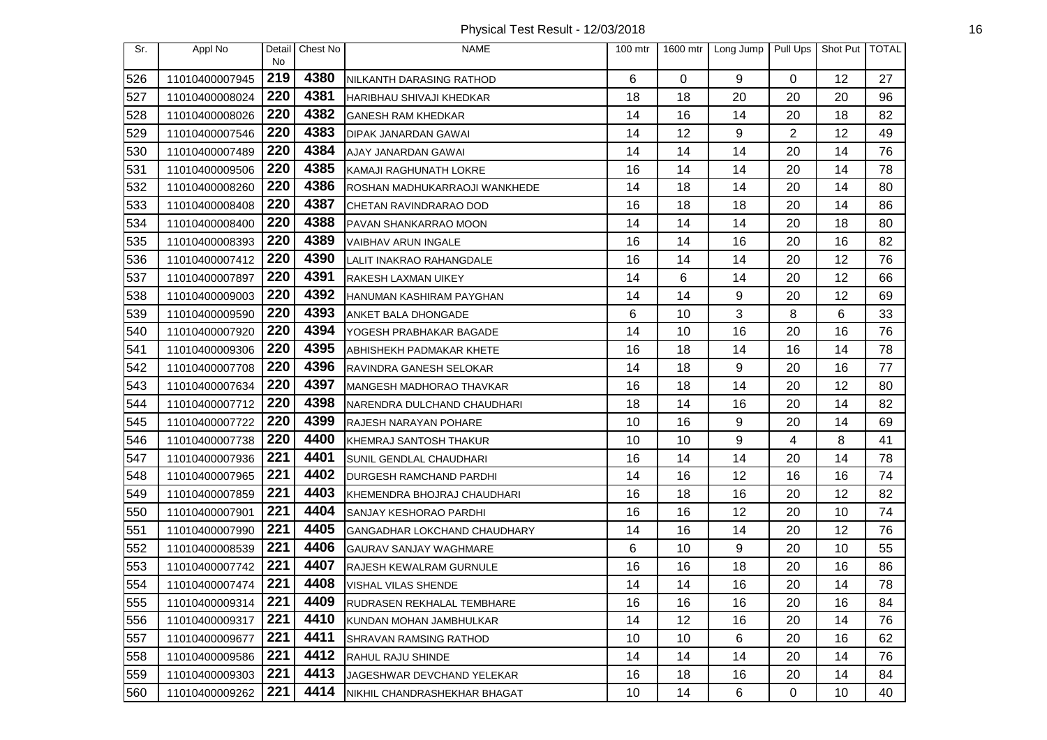| Sr. | Appl No | Detail No | Chest No | NAME | 100 mtr | 1600 mtr | Long Jump | Pull Ups | Shot Put | TOTAL |
|---|---|---|---|---|---|---|---|---|---|---|
| 526 | 11010400007945 | 219 | 4380 | NILKANTH DARASING RATHOD | 6 | 0 | 9 | 0 | 12 | 27 |
| 527 | 11010400008024 | 220 | 4381 | HARIBHAU SHIVAJI KHEDKAR | 18 | 18 | 20 | 20 | 20 | 96 |
| 528 | 11010400008026 | 220 | 4382 | GANESH RAM KHEDKAR | 14 | 16 | 14 | 20 | 18 | 82 |
| 529 | 11010400007546 | 220 | 4383 | DIPAK JANARDAN GAWAI | 14 | 12 | 9 | 2 | 12 | 49 |
| 530 | 11010400007489 | 220 | 4384 | AJAY JANARDAN GAWAI | 14 | 14 | 14 | 20 | 14 | 76 |
| 531 | 11010400009506 | 220 | 4385 | KAMAJI RAGHUNATH LOKRE | 16 | 14 | 14 | 20 | 14 | 78 |
| 532 | 11010400008260 | 220 | 4386 | ROSHAN MADHUKARRAOJI WANKHEDE | 14 | 18 | 14 | 20 | 14 | 80 |
| 533 | 11010400008408 | 220 | 4387 | CHETAN RAVINDRARAO DOD | 16 | 18 | 18 | 20 | 14 | 86 |
| 534 | 11010400008400 | 220 | 4388 | PAVAN SHANKARRAO MOON | 14 | 14 | 14 | 20 | 18 | 80 |
| 535 | 11010400008393 | 220 | 4389 | VAIBHAV ARUN INGALE | 16 | 14 | 16 | 20 | 16 | 82 |
| 536 | 11010400007412 | 220 | 4390 | LALIT INAKRAO RAHANGDALE | 16 | 14 | 14 | 20 | 12 | 76 |
| 537 | 11010400007897 | 220 | 4391 | RAKESH LAXMAN UIKEY | 14 | 6 | 14 | 20 | 12 | 66 |
| 538 | 11010400009003 | 220 | 4392 | HANUMAN KASHIRAM PAYGHAN | 14 | 14 | 9 | 20 | 12 | 69 |
| 539 | 11010400009590 | 220 | 4393 | ANKET BALA DHONGADE | 6 | 10 | 3 | 8 | 6 | 33 |
| 540 | 11010400007920 | 220 | 4394 | YOGESH PRABHAKAR BAGADE | 14 | 10 | 16 | 20 | 16 | 76 |
| 541 | 11010400009306 | 220 | 4395 | ABHISHEKH PADMAKAR KHETE | 16 | 18 | 14 | 16 | 14 | 78 |
| 542 | 11010400007708 | 220 | 4396 | RAVINDRA GANESH SELOKAR | 14 | 18 | 9 | 20 | 16 | 77 |
| 543 | 11010400007634 | 220 | 4397 | MANGESH MADHORAO THAVKAR | 16 | 18 | 14 | 20 | 12 | 80 |
| 544 | 11010400007712 | 220 | 4398 | NARENDRA DULCHAND CHAUDHARI | 18 | 14 | 16 | 20 | 14 | 82 |
| 545 | 11010400007722 | 220 | 4399 | RAJESH NARAYAN POHARE | 10 | 16 | 9 | 20 | 14 | 69 |
| 546 | 11010400007738 | 220 | 4400 | KHEMRAJ SANTOSH THAKUR | 10 | 10 | 9 | 4 | 8 | 41 |
| 547 | 11010400007936 | 221 | 4401 | SUNIL GENDLAL CHAUDHARI | 16 | 14 | 14 | 20 | 14 | 78 |
| 548 | 11010400007965 | 221 | 4402 | DURGESH RAMCHAND PARDHI | 14 | 16 | 12 | 16 | 16 | 74 |
| 549 | 11010400007859 | 221 | 4403 | KHEMENDRA BHOJRAJ CHAUDHARI | 16 | 18 | 16 | 20 | 12 | 82 |
| 550 | 11010400007901 | 221 | 4404 | SANJAY KESHORAO PARDHI | 16 | 16 | 12 | 20 | 10 | 74 |
| 551 | 11010400007990 | 221 | 4405 | GANGADHAR LOKCHAND CHAUDHARY | 14 | 16 | 14 | 20 | 12 | 76 |
| 552 | 11010400008539 | 221 | 4406 | GAURAV SANJAY WAGHMARE | 6 | 10 | 9 | 20 | 10 | 55 |
| 553 | 11010400007742 | 221 | 4407 | RAJESH KEWALRAM GURNULE | 16 | 16 | 18 | 20 | 16 | 86 |
| 554 | 11010400007474 | 221 | 4408 | VISHAL VILAS SHENDE | 14 | 14 | 16 | 20 | 14 | 78 |
| 555 | 11010400009314 | 221 | 4409 | RUDRASEN REKHALAL TEMBHARE | 16 | 16 | 16 | 20 | 16 | 84 |
| 556 | 11010400009317 | 221 | 4410 | KUNDAN MOHAN JAMBHULKAR | 14 | 12 | 16 | 20 | 14 | 76 |
| 557 | 11010400009677 | 221 | 4411 | SHRAVAN RAMSING RATHOD | 10 | 10 | 6 | 20 | 16 | 62 |
| 558 | 11010400009586 | 221 | 4412 | RAHUL RAJU SHINDE | 14 | 14 | 14 | 20 | 14 | 76 |
| 559 | 11010400009303 | 221 | 4413 | JAGESHWAR DEVCHAND YELEKAR | 16 | 18 | 16 | 20 | 14 | 84 |
| 560 | 11010400009262 | 221 | 4414 | NIKHIL CHANDRASHEKHAR BHAGAT | 10 | 14 | 6 | 0 | 10 | 40 |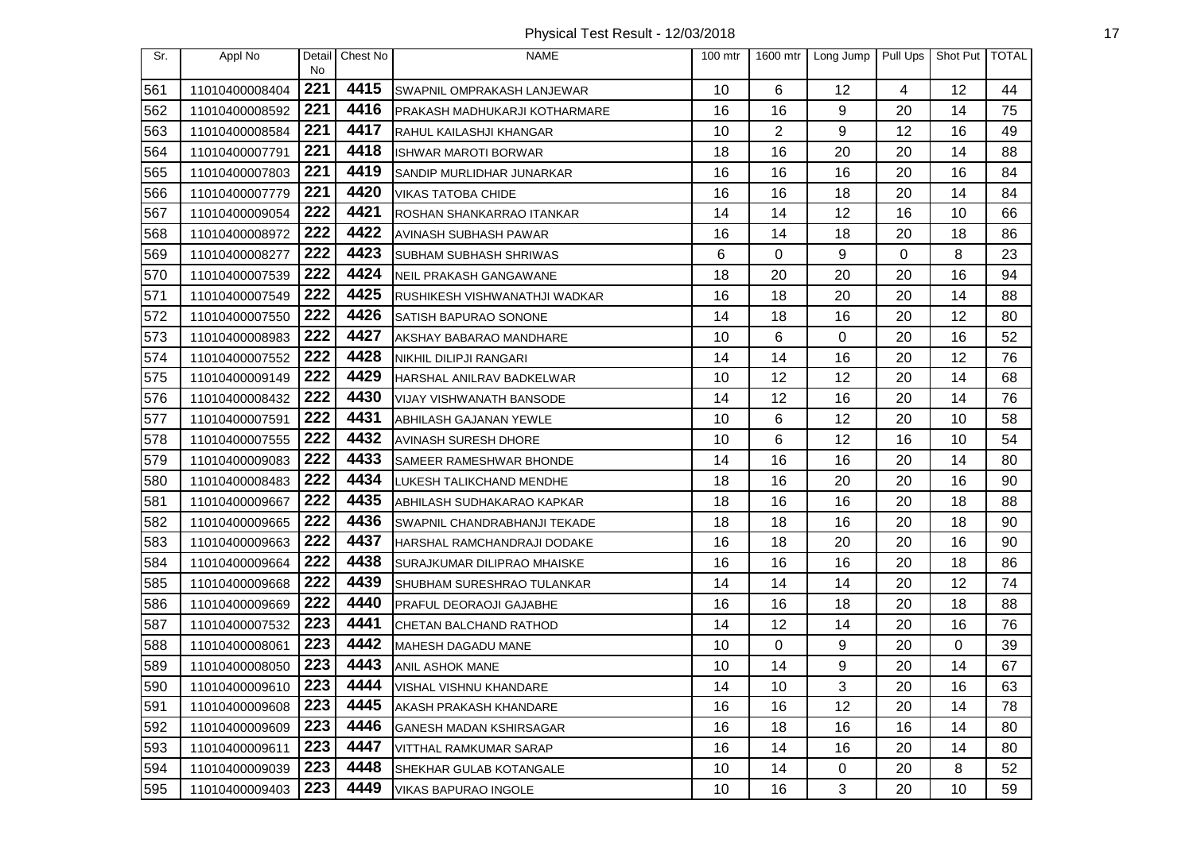Physical Test Result - 12/03/2018

| Sr. | Appl No | Detail No | Chest No | NAME | 100 mtr | 1600 mtr | Long Jump | Pull Ups | Shot Put | TOTAL |
|---|---|---|---|---|---|---|---|---|---|---|
| 561 | 11010400008404 | 221 | 4415 | SWAPNIL OMPRAKASH LANJEWAR | 10 | 6 | 12 | 4 | 12 | 44 |
| 562 | 11010400008592 | 221 | 4416 | PRAKASH MADHUKARJI KOTHARMARE | 16 | 16 | 9 | 20 | 14 | 75 |
| 563 | 11010400008584 | 221 | 4417 | RAHUL KAILASHJI KHANGAR | 10 | 2 | 9 | 12 | 16 | 49 |
| 564 | 11010400007791 | 221 | 4418 | ISHWAR MAROTI BORWAR | 18 | 16 | 20 | 20 | 14 | 88 |
| 565 | 11010400007803 | 221 | 4419 | SANDIP MURLIDHAR JUNARKAR | 16 | 16 | 16 | 20 | 16 | 84 |
| 566 | 11010400007779 | 221 | 4420 | VIKAS TATOBA CHIDE | 16 | 16 | 18 | 20 | 14 | 84 |
| 567 | 11010400009054 | 222 | 4421 | ROSHAN SHANKARRAO ITANKAR | 14 | 14 | 12 | 16 | 10 | 66 |
| 568 | 11010400008972 | 222 | 4422 | AVINASH SUBHASH PAWAR | 16 | 14 | 18 | 20 | 18 | 86 |
| 569 | 11010400008277 | 222 | 4423 | SUBHAM SUBHASH SHRIWAS | 6 | 0 | 9 | 0 | 8 | 23 |
| 570 | 11010400007539 | 222 | 4424 | NEIL PRAKASH GANGAWANE | 18 | 20 | 20 | 20 | 16 | 94 |
| 571 | 11010400007549 | 222 | 4425 | RUSHIKESH VISHWANATHJI WADKAR | 16 | 18 | 20 | 20 | 14 | 88 |
| 572 | 11010400007550 | 222 | 4426 | SATISH BAPURAO SONONE | 14 | 18 | 16 | 20 | 12 | 80 |
| 573 | 11010400008983 | 222 | 4427 | AKSHAY BABARAO MANDHARE | 10 | 6 | 0 | 20 | 16 | 52 |
| 574 | 11010400007552 | 222 | 4428 | NIKHIL DILIPJI RANGARI | 14 | 14 | 16 | 20 | 12 | 76 |
| 575 | 11010400009149 | 222 | 4429 | HARSHAL ANILRAV BADKELWAR | 10 | 12 | 12 | 20 | 14 | 68 |
| 576 | 11010400008432 | 222 | 4430 | VIJAY VISHWANATH BANSODE | 14 | 12 | 16 | 20 | 14 | 76 |
| 577 | 11010400007591 | 222 | 4431 | ABHILASH GAJANAN YEWLE | 10 | 6 | 12 | 20 | 10 | 58 |
| 578 | 11010400007555 | 222 | 4432 | AVINASH SURESH DHORE | 10 | 6 | 12 | 16 | 10 | 54 |
| 579 | 11010400009083 | 222 | 4433 | SAMEER RAMESHWAR BHONDE | 14 | 16 | 16 | 20 | 14 | 80 |
| 580 | 11010400008483 | 222 | 4434 | LUKESH TALIKCHAND MENDHE | 18 | 16 | 20 | 20 | 16 | 90 |
| 581 | 11010400009667 | 222 | 4435 | ABHILASH SUDHAKARAO KAPKAR | 18 | 16 | 16 | 20 | 18 | 88 |
| 582 | 11010400009665 | 222 | 4436 | SWAPNIL CHANDRABHANJI TEKADE | 18 | 18 | 16 | 20 | 18 | 90 |
| 583 | 11010400009663 | 222 | 4437 | HARSHAL RAMCHANDRAJI DODAKE | 16 | 18 | 20 | 20 | 16 | 90 |
| 584 | 11010400009664 | 222 | 4438 | SURAJKUMAR DILIPRAO MHAISKE | 16 | 16 | 16 | 20 | 18 | 86 |
| 585 | 11010400009668 | 222 | 4439 | SHUBHAM SURESHRAO TULANKAR | 14 | 14 | 14 | 20 | 12 | 74 |
| 586 | 11010400009669 | 222 | 4440 | PRAFUL DEORAOJI GAJABHE | 16 | 16 | 18 | 20 | 18 | 88 |
| 587 | 11010400007532 | 223 | 4441 | CHETAN BALCHAND RATHOD | 14 | 12 | 14 | 20 | 16 | 76 |
| 588 | 11010400008061 | 223 | 4442 | MAHESH DAGADU MANE | 10 | 0 | 9 | 20 | 0 | 39 |
| 589 | 11010400008050 | 223 | 4443 | ANIL ASHOK MANE | 10 | 14 | 9 | 20 | 14 | 67 |
| 590 | 11010400009610 | 223 | 4444 | VISHAL VISHNU KHANDARE | 14 | 10 | 3 | 20 | 16 | 63 |
| 591 | 11010400009608 | 223 | 4445 | AKASH PRAKASH KHANDARE | 16 | 16 | 12 | 20 | 14 | 78 |
| 592 | 11010400009609 | 223 | 4446 | GANESH MADAN KSHIRSAGAR | 16 | 18 | 16 | 16 | 14 | 80 |
| 593 | 11010400009611 | 223 | 4447 | VITTHAL RAMKUMAR SARAP | 16 | 14 | 16 | 20 | 14 | 80 |
| 594 | 11010400009039 | 223 | 4448 | SHEKHAR GULAB KOTANGALE | 10 | 14 | 0 | 20 | 8 | 52 |
| 595 | 11010400009403 | 223 | 4449 | VIKAS BAPURAO INGOLE | 10 | 16 | 3 | 20 | 10 | 59 |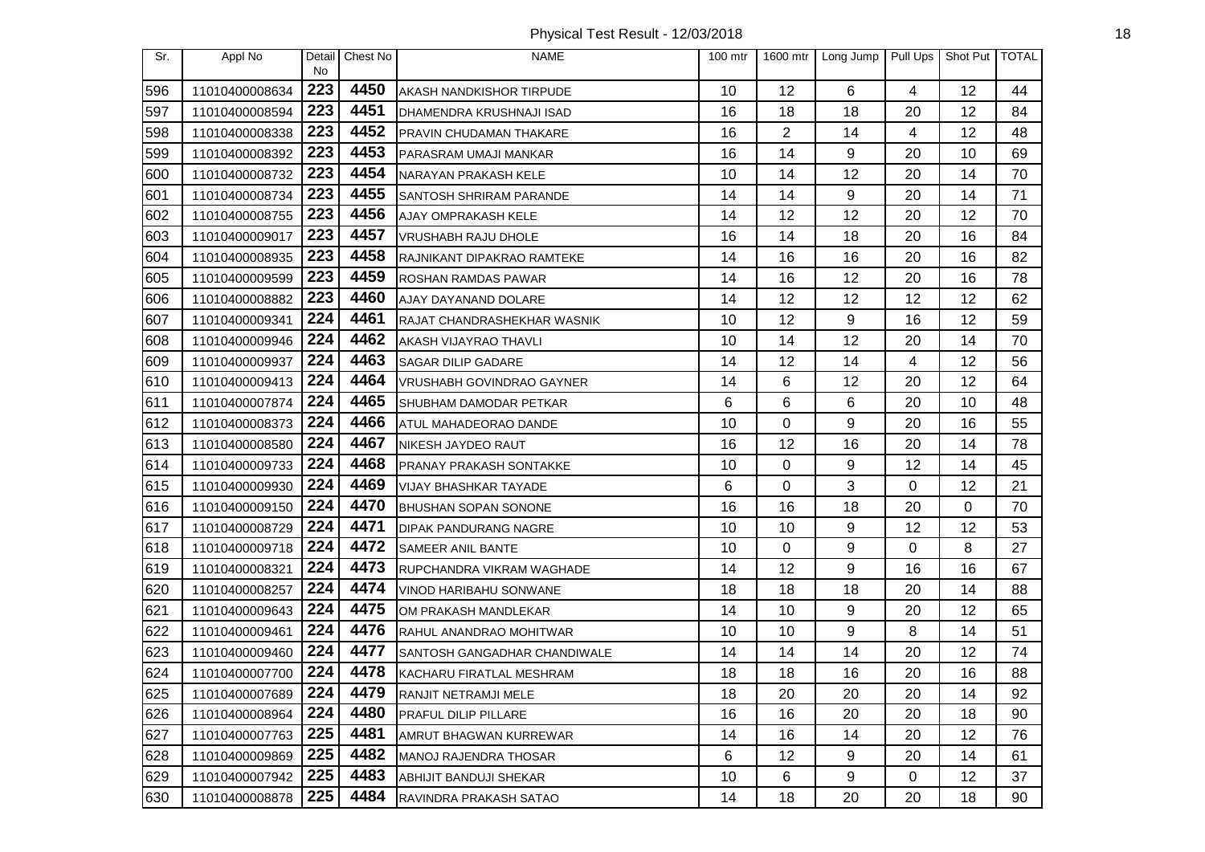# Physical Test Result - 12/03/2018

| Sr. | Appl No | Detail No | Chest No | NAME | 100 mtr | 1600 mtr | Long Jump | Pull Ups | Shot Put | TOTAL |
|---|---|---|---|---|---|---|---|---|---|---|
| 596 | 11010400008634 | 223 | 4450 | AKASH NANDKISHOR TIRPUDE | 10 | 12 | 6 | 4 | 12 | 44 |
| 597 | 11010400008594 | 223 | 4451 | DHAMENDRA KRUSHNAJI ISAD | 16 | 18 | 18 | 20 | 12 | 84 |
| 598 | 11010400008338 | 223 | 4452 | PRAVIN CHUDAMAN THAKARE | 16 | 2 | 14 | 4 | 12 | 48 |
| 599 | 11010400008392 | 223 | 4453 | PARASRAM UMAJI MANKAR | 16 | 14 | 9 | 20 | 10 | 69 |
| 600 | 11010400008732 | 223 | 4454 | NARAYAN PRAKASH KELE | 10 | 14 | 12 | 20 | 14 | 70 |
| 601 | 11010400008734 | 223 | 4455 | SANTOSH SHRIRAM PARANDE | 14 | 14 | 9 | 20 | 14 | 71 |
| 602 | 11010400008755 | 223 | 4456 | AJAY OMPRAKASH KELE | 14 | 12 | 12 | 20 | 12 | 70 |
| 603 | 11010400009017 | 223 | 4457 | VRUSHABH RAJU DHOLE | 16 | 14 | 18 | 20 | 16 | 84 |
| 604 | 11010400008935 | 223 | 4458 | RAJNIKANT DIPAKRAO RAMTEKE | 14 | 16 | 16 | 20 | 16 | 82 |
| 605 | 11010400009599 | 223 | 4459 | ROSHAN RAMDAS PAWAR | 14 | 16 | 12 | 20 | 16 | 78 |
| 606 | 11010400008882 | 223 | 4460 | AJAY DAYANAND DOLARE | 14 | 12 | 12 | 12 | 12 | 62 |
| 607 | 11010400009341 | 224 | 4461 | RAJAT CHANDRASHEKHAR WASNIK | 10 | 12 | 9 | 16 | 12 | 59 |
| 608 | 11010400009946 | 224 | 4462 | AKASH VIJAYRAO THAVLI | 10 | 14 | 12 | 20 | 14 | 70 |
| 609 | 11010400009937 | 224 | 4463 | SAGAR DILIP GADARE | 14 | 12 | 14 | 4 | 12 | 56 |
| 610 | 11010400009413 | 224 | 4464 | VRUSHABH GOVINDRAO GAYNER | 14 | 6 | 12 | 20 | 12 | 64 |
| 611 | 11010400007874 | 224 | 4465 | SHUBHAM DAMODAR PETKAR | 6 | 6 | 6 | 20 | 10 | 48 |
| 612 | 11010400008373 | 224 | 4466 | ATUL MAHADEORAO DANDE | 10 | 0 | 9 | 20 | 16 | 55 |
| 613 | 11010400008580 | 224 | 4467 | NIKESH JAYDEO RAUT | 16 | 12 | 16 | 20 | 14 | 78 |
| 614 | 11010400009733 | 224 | 4468 | PRANAY PRAKASH SONTAKKE | 10 | 0 | 9 | 12 | 14 | 45 |
| 615 | 11010400009930 | 224 | 4469 | VIJAY BHASHKAR TAYADE | 6 | 0 | 3 | 0 | 12 | 21 |
| 616 | 11010400009150 | 224 | 4470 | BHUSHAN SOPAN SONONE | 16 | 16 | 18 | 20 | 0 | 70 |
| 617 | 11010400008729 | 224 | 4471 | DIPAK PANDURANG NAGRE | 10 | 10 | 9 | 12 | 12 | 53 |
| 618 | 11010400009718 | 224 | 4472 | SAMEER ANIL BANTE | 10 | 0 | 9 | 0 | 8 | 27 |
| 619 | 11010400008321 | 224 | 4473 | RUPCHANDRA VIKRAM WAGHADE | 14 | 12 | 9 | 16 | 16 | 67 |
| 620 | 11010400008257 | 224 | 4474 | VINOD HARIBAHU SONWANE | 18 | 18 | 18 | 20 | 14 | 88 |
| 621 | 11010400009643 | 224 | 4475 | OM PRAKASH MANDLEKAR | 14 | 10 | 9 | 20 | 12 | 65 |
| 622 | 11010400009461 | 224 | 4476 | RAHUL ANANDRAO MOHITWAR | 10 | 10 | 9 | 8 | 14 | 51 |
| 623 | 11010400009460 | 224 | 4477 | SANTOSH GANGADHAR CHANDIWALE | 14 | 14 | 14 | 20 | 12 | 74 |
| 624 | 11010400007700 | 224 | 4478 | KACHARU FIRATLAL MESHRAM | 18 | 18 | 16 | 20 | 16 | 88 |
| 625 | 11010400007689 | 224 | 4479 | RANJIT NETRAMJI MELE | 18 | 20 | 20 | 20 | 14 | 92 |
| 626 | 11010400008964 | 224 | 4480 | PRAFUL DILIP PILLARE | 16 | 16 | 20 | 20 | 18 | 90 |
| 627 | 11010400007763 | 225 | 4481 | AMRUT BHAGWAN KURREWAR | 14 | 16 | 14 | 20 | 12 | 76 |
| 628 | 11010400009869 | 225 | 4482 | MANOJ RAJENDRA THOSAR | 6 | 12 | 9 | 20 | 14 | 61 |
| 629 | 11010400007942 | 225 | 4483 | ABHIJIT BANDUJI SHEKAR | 10 | 6 | 9 | 0 | 12 | 37 |
| 630 | 11010400008878 | 225 | 4484 | RAVINDRA PRAKASH SATAO | 14 | 18 | 20 | 20 | 18 | 90 |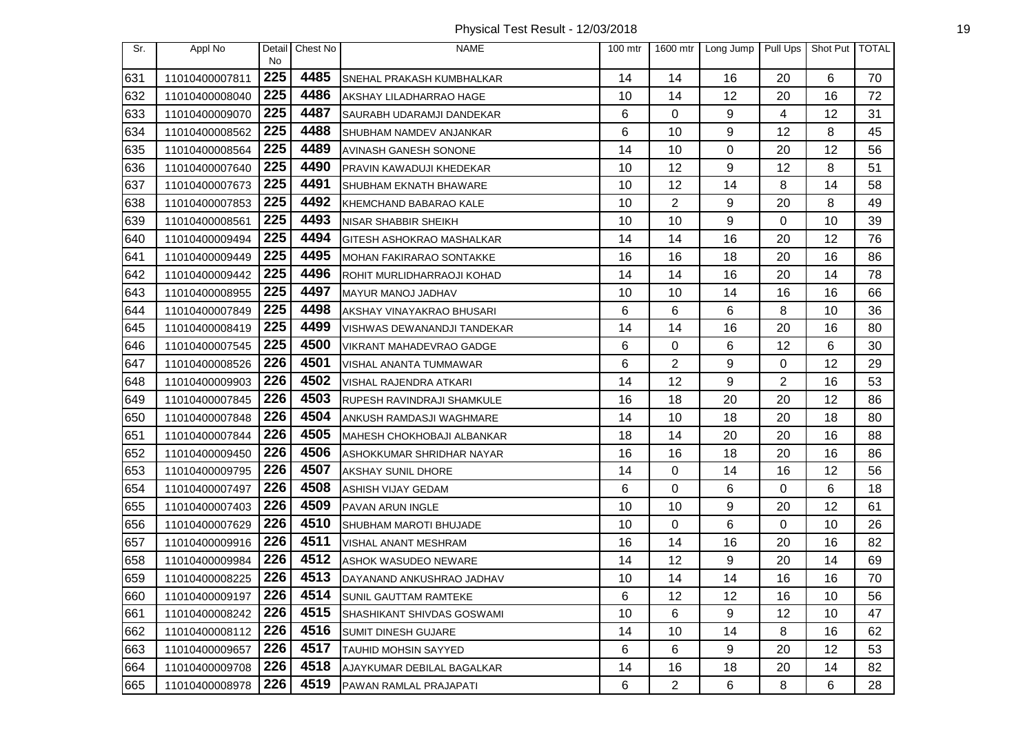# Physical Test Result - 12/03/2018

| Sr. | Appl No | Detail No | Chest No | NAME | 100 mtr | 1600 mtr | Long Jump | Pull Ups | Shot Put | TOTAL |
|---|---|---|---|---|---|---|---|---|---|---|
| 631 | 11010400007811 | 225 | 4485 | SNEHAL PRAKASH KUMBHALKAR | 14 | 14 | 16 | 20 | 6 | 70 |
| 632 | 11010400008040 | 225 | 4486 | AKSHAY LILADHARRAO HAGE | 10 | 14 | 12 | 20 | 16 | 72 |
| 633 | 11010400009070 | 225 | 4487 | SAURABH UDARAMJI DANDEKAR | 6 | 0 | 9 | 4 | 12 | 31 |
| 634 | 11010400008562 | 225 | 4488 | SHUBHAM NAMDEV ANJANKAR | 6 | 10 | 9 | 12 | 8 | 45 |
| 635 | 11010400008564 | 225 | 4489 | AVINASH GANESH SONONE | 14 | 10 | 0 | 20 | 12 | 56 |
| 636 | 11010400007640 | 225 | 4490 | PRAVIN KAWADUJI KHEDEKAR | 10 | 12 | 9 | 12 | 8 | 51 |
| 637 | 11010400007673 | 225 | 4491 | SHUBHAM EKNATH BHAWARE | 10 | 12 | 14 | 8 | 14 | 58 |
| 638 | 11010400007853 | 225 | 4492 | KHEMCHAND BABARAO KALE | 10 | 2 | 9 | 20 | 8 | 49 |
| 639 | 11010400008561 | 225 | 4493 | NISAR SHABBIR SHEIKH | 10 | 10 | 9 | 0 | 10 | 39 |
| 640 | 11010400009494 | 225 | 4494 | GITESH ASHOKRAO MASHALKAR | 14 | 14 | 16 | 20 | 12 | 76 |
| 641 | 11010400009449 | 225 | 4495 | MOHAN FAKIRARAO SONTAKKE | 16 | 16 | 18 | 20 | 16 | 86 |
| 642 | 11010400009442 | 225 | 4496 | ROHIT MURLIDHARRAOJI KOHAD | 14 | 14 | 16 | 20 | 14 | 78 |
| 643 | 11010400008955 | 225 | 4497 | MAYUR MANOJ JADHAV | 10 | 10 | 14 | 16 | 16 | 66 |
| 644 | 11010400007849 | 225 | 4498 | AKSHAY VINAYAKRAO BHUSARI | 6 | 6 | 6 | 8 | 10 | 36 |
| 645 | 11010400008419 | 225 | 4499 | VISHWAS DEWANANDJI TANDEKAR | 14 | 14 | 16 | 20 | 16 | 80 |
| 646 | 11010400007545 | 225 | 4500 | VIKRANT MAHADEVRAO GADGE | 6 | 0 | 6 | 12 | 6 | 30 |
| 647 | 11010400008526 | 226 | 4501 | VISHAL ANANTA TUMMAWAR | 6 | 2 | 9 | 0 | 12 | 29 |
| 648 | 11010400009903 | 226 | 4502 | VISHAL RAJENDRA ATKARI | 14 | 12 | 9 | 2 | 16 | 53 |
| 649 | 11010400007845 | 226 | 4503 | RUPESH RAVINDRAJI SHAMKULE | 16 | 18 | 20 | 20 | 12 | 86 |
| 650 | 11010400007848 | 226 | 4504 | ANKUSH RAMDASJI WAGHMARE | 14 | 10 | 18 | 20 | 18 | 80 |
| 651 | 11010400007844 | 226 | 4505 | MAHESH CHOKHOBAJI ALBANKAR | 18 | 14 | 20 | 20 | 16 | 88 |
| 652 | 11010400009450 | 226 | 4506 | ASHOKKUMAR SHRIDHAR NAYAR | 16 | 16 | 18 | 20 | 16 | 86 |
| 653 | 11010400009795 | 226 | 4507 | AKSHAY SUNIL DHORE | 14 | 0 | 14 | 16 | 12 | 56 |
| 654 | 11010400007497 | 226 | 4508 | ASHISH VIJAY GEDAM | 6 | 0 | 6 | 0 | 6 | 18 |
| 655 | 11010400007403 | 226 | 4509 | PAVAN ARUN INGLE | 10 | 10 | 9 | 20 | 12 | 61 |
| 656 | 11010400007629 | 226 | 4510 | SHUBHAM MAROTI BHUJADE | 10 | 0 | 6 | 0 | 10 | 26 |
| 657 | 11010400009916 | 226 | 4511 | VISHAL ANANT MESHRAM | 16 | 14 | 16 | 20 | 16 | 82 |
| 658 | 11010400009984 | 226 | 4512 | ASHOK WASUDEO NEWARE | 14 | 12 | 9 | 20 | 14 | 69 |
| 659 | 11010400008225 | 226 | 4513 | DAYANAND ANKUSHRAO JADHAV | 10 | 14 | 14 | 16 | 16 | 70 |
| 660 | 11010400009197 | 226 | 4514 | SUNIL GAUTTAM RAMTEKE | 6 | 12 | 12 | 16 | 10 | 56 |
| 661 | 11010400008242 | 226 | 4515 | SHASHIKANT SHIVDAS GOSWAMI | 10 | 6 | 9 | 12 | 10 | 47 |
| 662 | 11010400008112 | 226 | 4516 | SUMIT DINESH GUJARE | 14 | 10 | 14 | 8 | 16 | 62 |
| 663 | 11010400009657 | 226 | 4517 | TAUHID MOHSIN SAYYED | 6 | 6 | 9 | 20 | 12 | 53 |
| 664 | 11010400009708 | 226 | 4518 | AJAYKUMAR DEBILAL BAGALKAR | 14 | 16 | 18 | 20 | 14 | 82 |
| 665 | 11010400008978 | 226 | 4519 | PAWAN RAMLAL PRAJAPATI | 6 | 2 | 6 | 8 | 6 | 28 |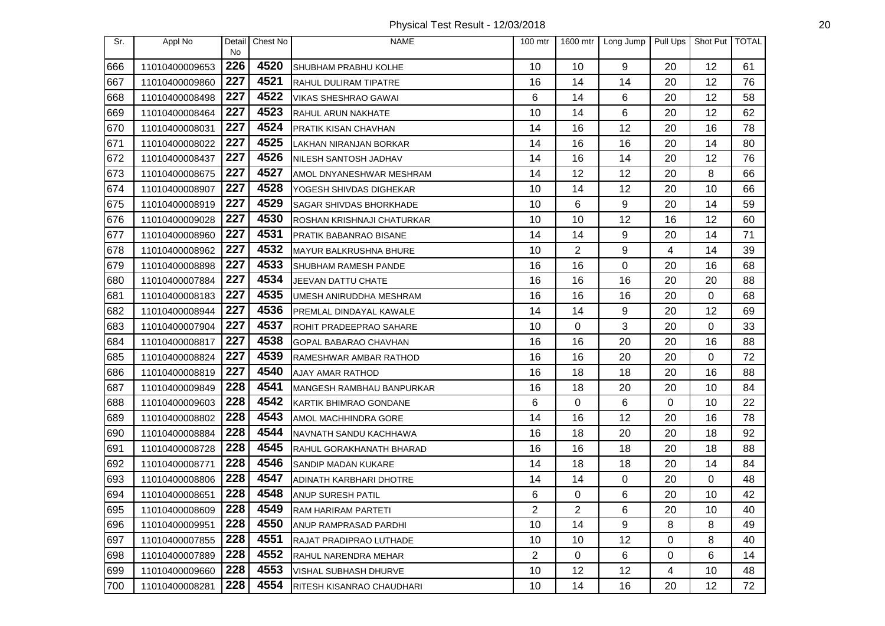Physical Test Result - 12/03/2018

| Sr. | Appl No | Detail No | Chest No | NAME | 100 mtr | 1600 mtr | Long Jump | Pull Ups | Shot Put | TOTAL |
|---|---|---|---|---|---|---|---|---|---|---|
| 666 | 11010400009653 | 226 | 4520 | SHUBHAM PRABHU KOLHE | 10 | 10 | 9 | 20 | 12 | 61 |
| 667 | 11010400009860 | 227 | 4521 | RAHUL DULIRAM TIPATRE | 16 | 14 | 14 | 20 | 12 | 76 |
| 668 | 11010400008498 | 227 | 4522 | VIKAS SHESHRAO GAWAI | 6 | 14 | 6 | 20 | 12 | 58 |
| 669 | 11010400008464 | 227 | 4523 | RAHUL ARUN NAKHATE | 10 | 14 | 6 | 20 | 12 | 62 |
| 670 | 11010400008031 | 227 | 4524 | PRATIK KISAN CHAVHAN | 14 | 16 | 12 | 20 | 16 | 78 |
| 671 | 11010400008022 | 227 | 4525 | LAKHAN NIRANJAN BORKAR | 14 | 16 | 16 | 20 | 14 | 80 |
| 672 | 11010400008437 | 227 | 4526 | NILESH SANTOSH JADHAV | 14 | 16 | 14 | 20 | 12 | 76 |
| 673 | 11010400008675 | 227 | 4527 | AMOL DNYANESHWAR MESHRAM | 14 | 12 | 12 | 20 | 8 | 66 |
| 674 | 11010400008907 | 227 | 4528 | YOGESH SHIVDAS DIGHEKAR | 10 | 14 | 12 | 20 | 10 | 66 |
| 675 | 11010400008919 | 227 | 4529 | SAGAR SHIVDAS BHORKHADE | 10 | 6 | 9 | 20 | 14 | 59 |
| 676 | 11010400009028 | 227 | 4530 | ROSHAN KRISHNAJI CHATURKAR | 10 | 10 | 12 | 16 | 12 | 60 |
| 677 | 11010400008960 | 227 | 4531 | PRATIK BABANRAO BISANE | 14 | 14 | 9 | 20 | 14 | 71 |
| 678 | 11010400008962 | 227 | 4532 | MAYUR BALKRUSHNA BHURE | 10 | 2 | 9 | 4 | 14 | 39 |
| 679 | 11010400008898 | 227 | 4533 | SHUBHAM RAMESH PANDE | 16 | 16 | 0 | 20 | 16 | 68 |
| 680 | 11010400007884 | 227 | 4534 | JEEVAN DATTU CHATE | 16 | 16 | 16 | 20 | 20 | 88 |
| 681 | 11010400008183 | 227 | 4535 | UMESH ANIRUDDHA MESHRAM | 16 | 16 | 16 | 20 | 0 | 68 |
| 682 | 11010400008944 | 227 | 4536 | PREMLAL DINDAYAL KAWALE | 14 | 14 | 9 | 20 | 12 | 69 |
| 683 | 11010400007904 | 227 | 4537 | ROHIT PRADEEPRAO SAHARE | 10 | 0 | 3 | 20 | 0 | 33 |
| 684 | 11010400008817 | 227 | 4538 | GOPAL BABARAO CHAVHAN | 16 | 16 | 20 | 20 | 16 | 88 |
| 685 | 11010400008824 | 227 | 4539 | RAMESHWAR AMBAR RATHOD | 16 | 16 | 20 | 20 | 0 | 72 |
| 686 | 11010400008819 | 227 | 4540 | AJAY AMAR RATHOD | 16 | 18 | 18 | 20 | 16 | 88 |
| 687 | 11010400009849 | 228 | 4541 | MANGESH RAMBHAU BANPURKAR | 16 | 18 | 20 | 20 | 10 | 84 |
| 688 | 11010400009603 | 228 | 4542 | KARTIK BHIMRAO GONDANE | 6 | 0 | 6 | 0 | 10 | 22 |
| 689 | 11010400008802 | 228 | 4543 | AMOL MACHHINDRA GORE | 14 | 16 | 12 | 20 | 16 | 78 |
| 690 | 11010400008884 | 228 | 4544 | NAVNATH SANDU KACHHAWA | 16 | 18 | 20 | 20 | 18 | 92 |
| 691 | 11010400008728 | 228 | 4545 | RAHUL GORAKHANATH BHARAD | 16 | 16 | 18 | 20 | 18 | 88 |
| 692 | 11010400008771 | 228 | 4546 | SANDIP MADAN KUKARE | 14 | 18 | 18 | 20 | 14 | 84 |
| 693 | 11010400008806 | 228 | 4547 | ADINATH KARBHARI DHOTRE | 14 | 14 | 0 | 20 | 0 | 48 |
| 694 | 11010400008651 | 228 | 4548 | ANUP SURESH PATIL | 6 | 0 | 6 | 20 | 10 | 42 |
| 695 | 11010400008609 | 228 | 4549 | RAM HARIRAM PARTETI | 2 | 2 | 6 | 20 | 10 | 40 |
| 696 | 11010400009951 | 228 | 4550 | ANUP RAMPRASAD PARDHI | 10 | 14 | 9 | 8 | 8 | 49 |
| 697 | 11010400007855 | 228 | 4551 | RAJAT PRADIPRAO LUTHADE | 10 | 10 | 12 | 0 | 8 | 40 |
| 698 | 11010400007889 | 228 | 4552 | RAHUL NARENDRA MEHAR | 2 | 0 | 6 | 0 | 6 | 14 |
| 699 | 11010400009660 | 228 | 4553 | VISHAL SUBHASH DHURVE | 10 | 12 | 12 | 4 | 10 | 48 |
| 700 | 11010400008281 | 228 | 4554 | RITESH KISANRAO CHAUDHARI | 10 | 14 | 16 | 20 | 12 | 72 |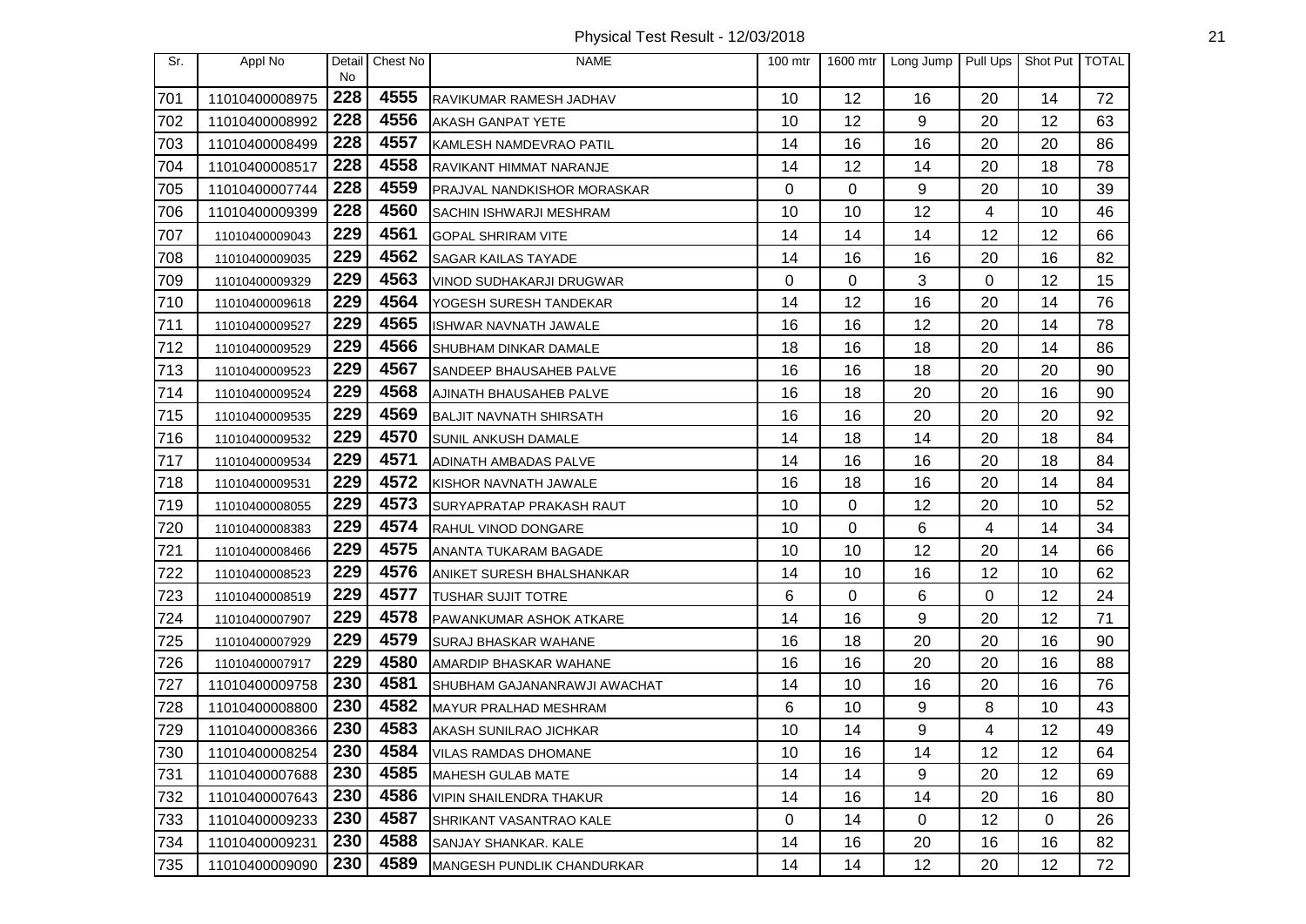Physical Test Result - 12/03/2018

| Sr. | Appl No | Detail No | Chest No | NAME | 100 mtr | 1600 mtr | Long Jump | Pull Ups | Shot Put | TOTAL |
|---|---|---|---|---|---|---|---|---|---|---|
| 701 | 11010400008975 | 228 | 4555 | RAVIKUMAR RAMESH JADHAV | 10 | 12 | 16 | 20 | 14 | 72 |
| 702 | 11010400008992 | 228 | 4556 | AKASH GANPAT YETE | 10 | 12 | 9 | 20 | 12 | 63 |
| 703 | 11010400008499 | 228 | 4557 | KAMLESH NAMDEVRAO PATIL | 14 | 16 | 16 | 20 | 20 | 86 |
| 704 | 11010400008517 | 228 | 4558 | RAVIKANT HIMMAT NARANJE | 14 | 12 | 14 | 20 | 18 | 78 |
| 705 | 11010400007744 | 228 | 4559 | PRAJVAL NANDKISHOR MORASKAR | 0 | 0 | 9 | 20 | 10 | 39 |
| 706 | 11010400009399 | 228 | 4560 | SACHIN ISHWARJI MESHRAM | 10 | 10 | 12 | 4 | 10 | 46 |
| 707 | 11010400009043 | 229 | 4561 | GOPAL SHRIRAM VITE | 14 | 14 | 14 | 12 | 12 | 66 |
| 708 | 11010400009035 | 229 | 4562 | SAGAR KAILAS TAYADE | 14 | 16 | 16 | 20 | 16 | 82 |
| 709 | 11010400009329 | 229 | 4563 | VINOD SUDHAKARJI DRUGWAR | 0 | 0 | 3 | 0 | 12 | 15 |
| 710 | 11010400009618 | 229 | 4564 | YOGESH SURESH TANDEKAR | 14 | 12 | 16 | 20 | 14 | 76 |
| 711 | 11010400009527 | 229 | 4565 | ISHWAR NAVNATH JAWALE | 16 | 16 | 12 | 20 | 14 | 78 |
| 712 | 11010400009529 | 229 | 4566 | SHUBHAM DINKAR DAMALE | 18 | 16 | 18 | 20 | 14 | 86 |
| 713 | 11010400009523 | 229 | 4567 | SANDEEP BHAUSAHEB PALVE | 16 | 16 | 18 | 20 | 20 | 90 |
| 714 | 11010400009524 | 229 | 4568 | AJINATH BHAUSAHEB PALVE | 16 | 18 | 20 | 20 | 16 | 90 |
| 715 | 11010400009535 | 229 | 4569 | BALJIT NAVNATH SHIRSATH | 16 | 16 | 20 | 20 | 20 | 92 |
| 716 | 11010400009532 | 229 | 4570 | SUNIL ANKUSH DAMALE | 14 | 18 | 14 | 20 | 18 | 84 |
| 717 | 11010400009534 | 229 | 4571 | ADINATH AMBADAS PALVE | 14 | 16 | 16 | 20 | 18 | 84 |
| 718 | 11010400009531 | 229 | 4572 | KISHOR NAVNATH JAWALE | 16 | 18 | 16 | 20 | 14 | 84 |
| 719 | 11010400008055 | 229 | 4573 | SURYAPRATAP PRAKASH RAUT | 10 | 0 | 12 | 20 | 10 | 52 |
| 720 | 11010400008383 | 229 | 4574 | RAHUL VINOD DONGARE | 10 | 0 | 6 | 4 | 14 | 34 |
| 721 | 11010400008466 | 229 | 4575 | ANANTA TUKARAM BAGADE | 10 | 10 | 12 | 20 | 14 | 66 |
| 722 | 11010400008523 | 229 | 4576 | ANIKET SURESH BHALSHANKAR | 14 | 10 | 16 | 12 | 10 | 62 |
| 723 | 11010400008519 | 229 | 4577 | TUSHAR SUJIT TOTRE | 6 | 0 | 6 | 0 | 12 | 24 |
| 724 | 11010400007907 | 229 | 4578 | PAWANKUMAR ASHOK ATKARE | 14 | 16 | 9 | 20 | 12 | 71 |
| 725 | 11010400007929 | 229 | 4579 | SURAJ BHASKAR WAHANE | 16 | 18 | 20 | 20 | 16 | 90 |
| 726 | 11010400007917 | 229 | 4580 | AMARDIP BHASKAR WAHANE | 16 | 16 | 20 | 20 | 16 | 88 |
| 727 | 11010400009758 | 230 | 4581 | SHUBHAM GAJANANRAWJI AWACHAT | 14 | 10 | 16 | 20 | 16 | 76 |
| 728 | 11010400008800 | 230 | 4582 | MAYUR PRALHAD MESHRAM | 6 | 10 | 9 | 8 | 10 | 43 |
| 729 | 11010400008366 | 230 | 4583 | AKASH SUNILRAO JICHKAR | 10 | 14 | 9 | 4 | 12 | 49 |
| 730 | 11010400008254 | 230 | 4584 | VILAS RAMDAS DHOMANE | 10 | 16 | 14 | 12 | 12 | 64 |
| 731 | 11010400007688 | 230 | 4585 | MAHESH GULAB MATE | 14 | 14 | 9 | 20 | 12 | 69 |
| 732 | 11010400007643 | 230 | 4586 | VIPIN SHAILENDRA THAKUR | 14 | 16 | 14 | 20 | 16 | 80 |
| 733 | 11010400009233 | 230 | 4587 | SHRIKANT VASANTRAO KALE | 0 | 14 | 0 | 12 | 0 | 26 |
| 734 | 11010400009231 | 230 | 4588 | SANJAY SHANKAR. KALE | 14 | 16 | 20 | 16 | 16 | 82 |
| 735 | 11010400009090 | 230 | 4589 | MANGESH PUNDLIK CHANDURKAR | 14 | 14 | 12 | 20 | 12 | 72 |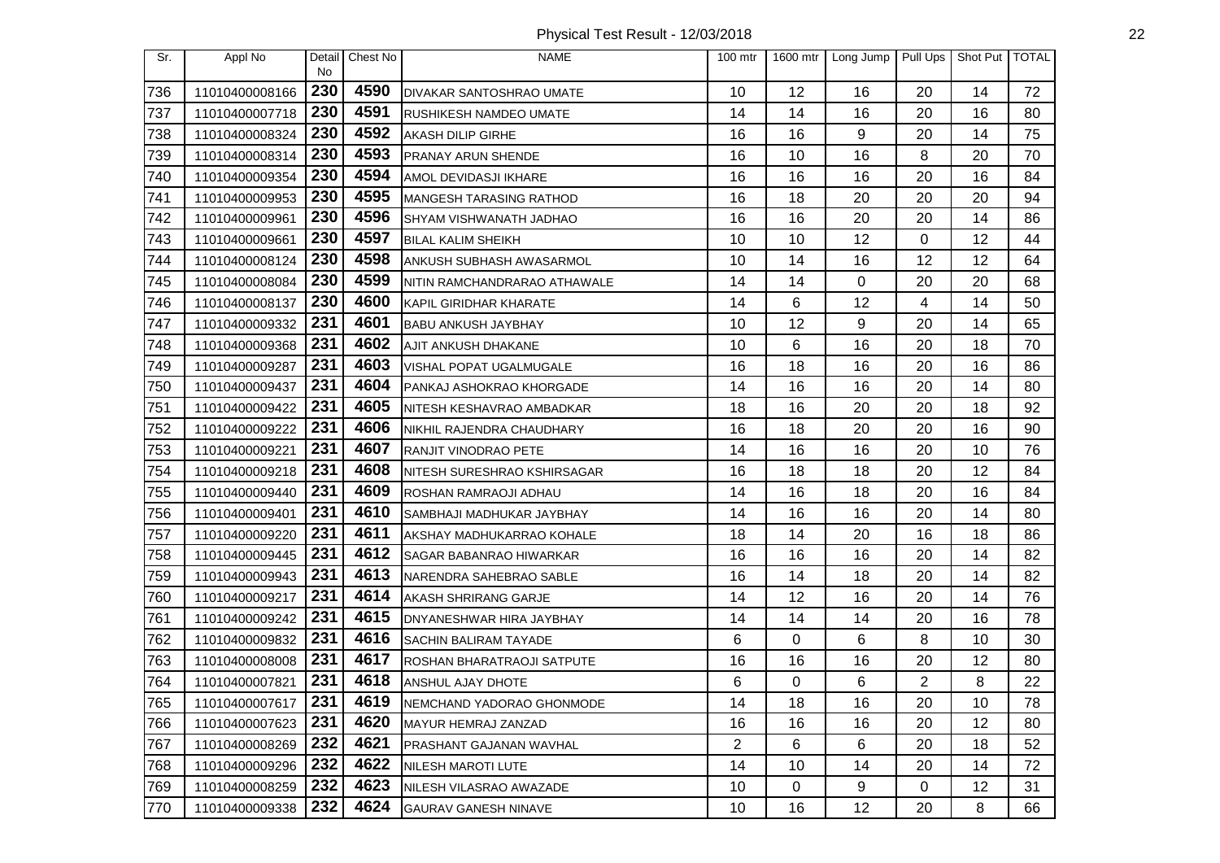| Sr. | Appl No | Detail No | Chest No | NAME | 100 mtr | 1600 mtr | Long Jump | Pull Ups | Shot Put | TOTAL |
|---|---|---|---|---|---|---|---|---|---|---|
| 736 | 11010400008166 | 230 | 4590 | DIVAKAR SANTOSHRAO UMATE | 10 | 12 | 16 | 20 | 14 | 72 |
| 737 | 11010400007718 | 230 | 4591 | RUSHIKESH NAMDEO UMATE | 14 | 14 | 16 | 20 | 16 | 80 |
| 738 | 11010400008324 | 230 | 4592 | AKASH DILIP GIRHE | 16 | 16 | 9 | 20 | 14 | 75 |
| 739 | 11010400008314 | 230 | 4593 | PRANAY ARUN SHENDE | 16 | 10 | 16 | 8 | 20 | 70 |
| 740 | 11010400009354 | 230 | 4594 | AMOL DEVIDASJI IKHARE | 16 | 16 | 16 | 20 | 16 | 84 |
| 741 | 11010400009953 | 230 | 4595 | MANGESH TARASING RATHOD | 16 | 18 | 20 | 20 | 20 | 94 |
| 742 | 11010400009961 | 230 | 4596 | SHYAM VISHWANATH JADHAO | 16 | 16 | 20 | 20 | 14 | 86 |
| 743 | 11010400009661 | 230 | 4597 | BILAL KALIM SHEIKH | 10 | 10 | 12 | 0 | 12 | 44 |
| 744 | 11010400008124 | 230 | 4598 | ANKUSH SUBHASH AWASARMOL | 10 | 14 | 16 | 12 | 12 | 64 |
| 745 | 11010400008084 | 230 | 4599 | NITIN RAMCHANDRARAO ATHAWALE | 14 | 14 | 0 | 20 | 20 | 68 |
| 746 | 11010400008137 | 230 | 4600 | KAPIL GIRIDHAR KHARATE | 14 | 6 | 12 | 4 | 14 | 50 |
| 747 | 11010400009332 | 231 | 4601 | BABU ANKUSH JAYBHAY | 10 | 12 | 9 | 20 | 14 | 65 |
| 748 | 11010400009368 | 231 | 4602 | AJIT ANKUSH DHAKANE | 10 | 6 | 16 | 20 | 18 | 70 |
| 749 | 11010400009287 | 231 | 4603 | VISHAL POPAT UGALMUGALE | 16 | 18 | 16 | 20 | 16 | 86 |
| 750 | 11010400009437 | 231 | 4604 | PANKAJ ASHOKRAO KHORGADE | 14 | 16 | 16 | 20 | 14 | 80 |
| 751 | 11010400009422 | 231 | 4605 | NITESH KESHAVRAO AMBADKAR | 18 | 16 | 20 | 20 | 18 | 92 |
| 752 | 11010400009222 | 231 | 4606 | NIKHIL RAJENDRA CHAUDHARY | 16 | 18 | 20 | 20 | 16 | 90 |
| 753 | 11010400009221 | 231 | 4607 | RANJIT VINODRAO PETE | 14 | 16 | 16 | 20 | 10 | 76 |
| 754 | 11010400009218 | 231 | 4608 | NITESH SURESHRAO KSHIRSAGAR | 16 | 18 | 18 | 20 | 12 | 84 |
| 755 | 11010400009440 | 231 | 4609 | ROSHAN RAMRAOJI ADHAU | 14 | 16 | 18 | 20 | 16 | 84 |
| 756 | 11010400009401 | 231 | 4610 | SAMBHAJI MADHUKAR JAYBHAY | 14 | 16 | 16 | 20 | 14 | 80 |
| 757 | 11010400009220 | 231 | 4611 | AKSHAY MADHUKARRAO KOHALE | 18 | 14 | 20 | 16 | 18 | 86 |
| 758 | 11010400009445 | 231 | 4612 | SAGAR BABANRAO HIWARKAR | 16 | 16 | 16 | 20 | 14 | 82 |
| 759 | 11010400009943 | 231 | 4613 | NARENDRA SAHEBRAO SABLE | 16 | 14 | 18 | 20 | 14 | 82 |
| 760 | 11010400009217 | 231 | 4614 | AKASH SHRIRANG GARJE | 14 | 12 | 16 | 20 | 14 | 76 |
| 761 | 11010400009242 | 231 | 4615 | DNYANESHWAR HIRA JAYBHAY | 14 | 14 | 14 | 20 | 16 | 78 |
| 762 | 11010400009832 | 231 | 4616 | SACHIN BALIRAM TAYADE | 6 | 0 | 6 | 8 | 10 | 30 |
| 763 | 11010400008008 | 231 | 4617 | ROSHAN BHARATRAOJI SATPUTE | 16 | 16 | 16 | 20 | 12 | 80 |
| 764 | 11010400007821 | 231 | 4618 | ANSHUL AJAY DHOTE | 6 | 0 | 6 | 2 | 8 | 22 |
| 765 | 11010400007617 | 231 | 4619 | NEMCHAND YADORAO GHONMODE | 14 | 18 | 16 | 20 | 10 | 78 |
| 766 | 11010400007623 | 231 | 4620 | MAYUR HEMRAJ ZANZAD | 16 | 16 | 16 | 20 | 12 | 80 |
| 767 | 11010400008269 | 232 | 4621 | PRASHANT GAJANAN WAVHAL | 2 | 6 | 6 | 20 | 18 | 52 |
| 768 | 11010400009296 | 232 | 4622 | NILESH MAROTI LUTE | 14 | 10 | 14 | 20 | 14 | 72 |
| 769 | 11010400008259 | 232 | 4623 | NILESH VILASRAO AWAZADE | 10 | 0 | 9 | 0 | 12 | 31 |
| 770 | 11010400009338 | 232 | 4624 | GAURAV GANESH NINAVE | 10 | 16 | 12 | 20 | 8 | 66 |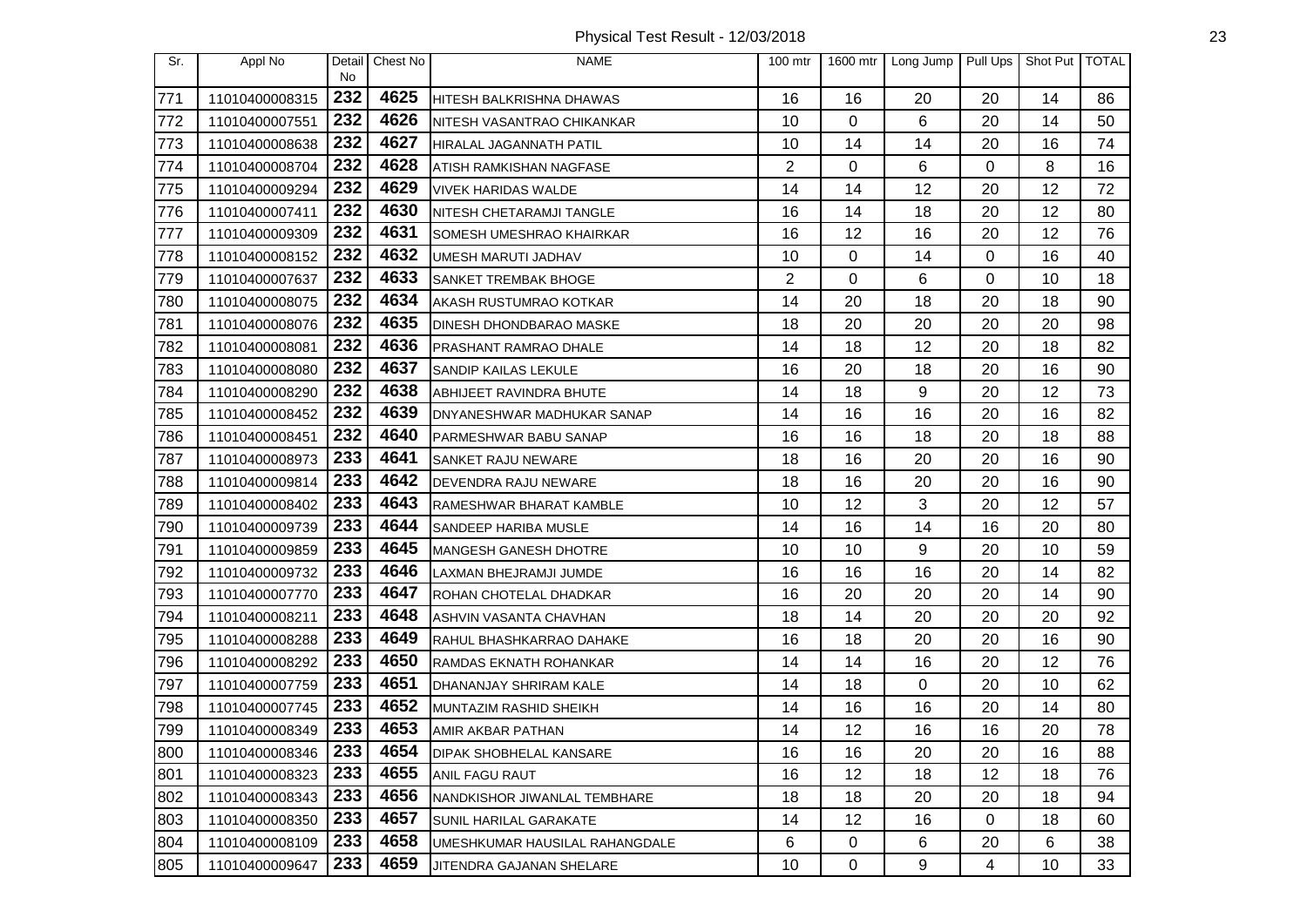Physical Test Result - 12/03/2018

| Sr. | Appl No | Detail No | Chest No | NAME | 100 mtr | 1600 mtr | Long Jump | Pull Ups | Shot Put | TOTAL |
|---|---|---|---|---|---|---|---|---|---|---|
| 771 | 11010400008315 | 232 | 4625 | HITESH BALKRISHNA DHAWAS | 16 | 16 | 20 | 20 | 14 | 86 |
| 772 | 11010400007551 | 232 | 4626 | NITESH VASANTRAO CHIKANKAR | 10 | 0 | 6 | 20 | 14 | 50 |
| 773 | 11010400008638 | 232 | 4627 | HIRALAL JAGANNATH PATIL | 10 | 14 | 14 | 20 | 16 | 74 |
| 774 | 11010400008704 | 232 | 4628 | ATISH RAMKISHAN NAGFASE | 2 | 0 | 6 | 0 | 8 | 16 |
| 775 | 11010400009294 | 232 | 4629 | VIVEK HARIDAS WALDE | 14 | 14 | 12 | 20 | 12 | 72 |
| 776 | 11010400007411 | 232 | 4630 | NITESH CHETARAMJI TANGLE | 16 | 14 | 18 | 20 | 12 | 80 |
| 777 | 11010400009309 | 232 | 4631 | SOMESH UMESHRAO KHAIRKAR | 16 | 12 | 16 | 20 | 12 | 76 |
| 778 | 11010400008152 | 232 | 4632 | UMESH MARUTI JADHAV | 10 | 0 | 14 | 0 | 16 | 40 |
| 779 | 11010400007637 | 232 | 4633 | SANKET TREMBAK BHOGE | 2 | 0 | 6 | 0 | 10 | 18 |
| 780 | 11010400008075 | 232 | 4634 | AKASH RUSTUMRAO KOTKAR | 14 | 20 | 18 | 20 | 18 | 90 |
| 781 | 11010400008076 | 232 | 4635 | DINESH DHONDBARAO MASKE | 18 | 20 | 20 | 20 | 20 | 98 |
| 782 | 11010400008081 | 232 | 4636 | PRASHANT RAMRAO DHALE | 14 | 18 | 12 | 20 | 18 | 82 |
| 783 | 11010400008080 | 232 | 4637 | SANDIP KAILAS LEKULE | 16 | 20 | 18 | 20 | 16 | 90 |
| 784 | 11010400008290 | 232 | 4638 | ABHIJEET RAVINDRA BHUTE | 14 | 18 | 9 | 20 | 12 | 73 |
| 785 | 11010400008452 | 232 | 4639 | DNYANESHWAR MADHUKAR SANAP | 14 | 16 | 16 | 20 | 16 | 82 |
| 786 | 11010400008451 | 232 | 4640 | PARMESHWAR BABU SANAP | 16 | 16 | 18 | 20 | 18 | 88 |
| 787 | 11010400008973 | 233 | 4641 | SANKET RAJU NEWARE | 18 | 16 | 20 | 20 | 16 | 90 |
| 788 | 11010400009814 | 233 | 4642 | DEVENDRA RAJU NEWARE | 18 | 16 | 20 | 20 | 16 | 90 |
| 789 | 11010400008402 | 233 | 4643 | RAMESHWAR BHARAT KAMBLE | 10 | 12 | 3 | 20 | 12 | 57 |
| 790 | 11010400009739 | 233 | 4644 | SANDEEP HARIBA MUSLE | 14 | 16 | 14 | 16 | 20 | 80 |
| 791 | 11010400009859 | 233 | 4645 | MANGESH GANESH DHOTRE | 10 | 10 | 9 | 20 | 10 | 59 |
| 792 | 11010400009732 | 233 | 4646 | LAXMAN BHEJRAMJI JUMDE | 16 | 16 | 16 | 20 | 14 | 82 |
| 793 | 11010400007770 | 233 | 4647 | ROHAN CHOTELAL DHADKAR | 16 | 20 | 20 | 20 | 14 | 90 |
| 794 | 11010400008211 | 233 | 4648 | ASHVIN VASANTA CHAVHAN | 18 | 14 | 20 | 20 | 20 | 92 |
| 795 | 11010400008288 | 233 | 4649 | RAHUL BHASHKARRAO DAHAKE | 16 | 18 | 20 | 20 | 16 | 90 |
| 796 | 11010400008292 | 233 | 4650 | RAMDAS EKNATH ROHANKAR | 14 | 14 | 16 | 20 | 12 | 76 |
| 797 | 11010400007759 | 233 | 4651 | DHANANJAY SHRIRAM KALE | 14 | 18 | 0 | 20 | 10 | 62 |
| 798 | 11010400007745 | 233 | 4652 | MUNTAZIM RASHID SHEIKH | 14 | 16 | 16 | 20 | 14 | 80 |
| 799 | 11010400008349 | 233 | 4653 | AMIR AKBAR PATHAN | 14 | 12 | 16 | 16 | 20 | 78 |
| 800 | 11010400008346 | 233 | 4654 | DIPAK SHOBHELAL KANSARE | 16 | 16 | 20 | 20 | 16 | 88 |
| 801 | 11010400008323 | 233 | 4655 | ANIL FAGU RAUT | 16 | 12 | 18 | 12 | 18 | 76 |
| 802 | 11010400008343 | 233 | 4656 | NANDKISHOR JIWANLAL TEMBHARE | 18 | 18 | 20 | 20 | 18 | 94 |
| 803 | 11010400008350 | 233 | 4657 | SUNIL HARILAL GARAKATE | 14 | 12 | 16 | 0 | 18 | 60 |
| 804 | 11010400008109 | 233 | 4658 | UMESHKUMAR HAUSILAL RAHANGDALE | 6 | 0 | 6 | 20 | 6 | 38 |
| 805 | 11010400009647 | 233 | 4659 | JITENDRA GAJANAN SHELARE | 10 | 0 | 9 | 4 | 10 | 33 |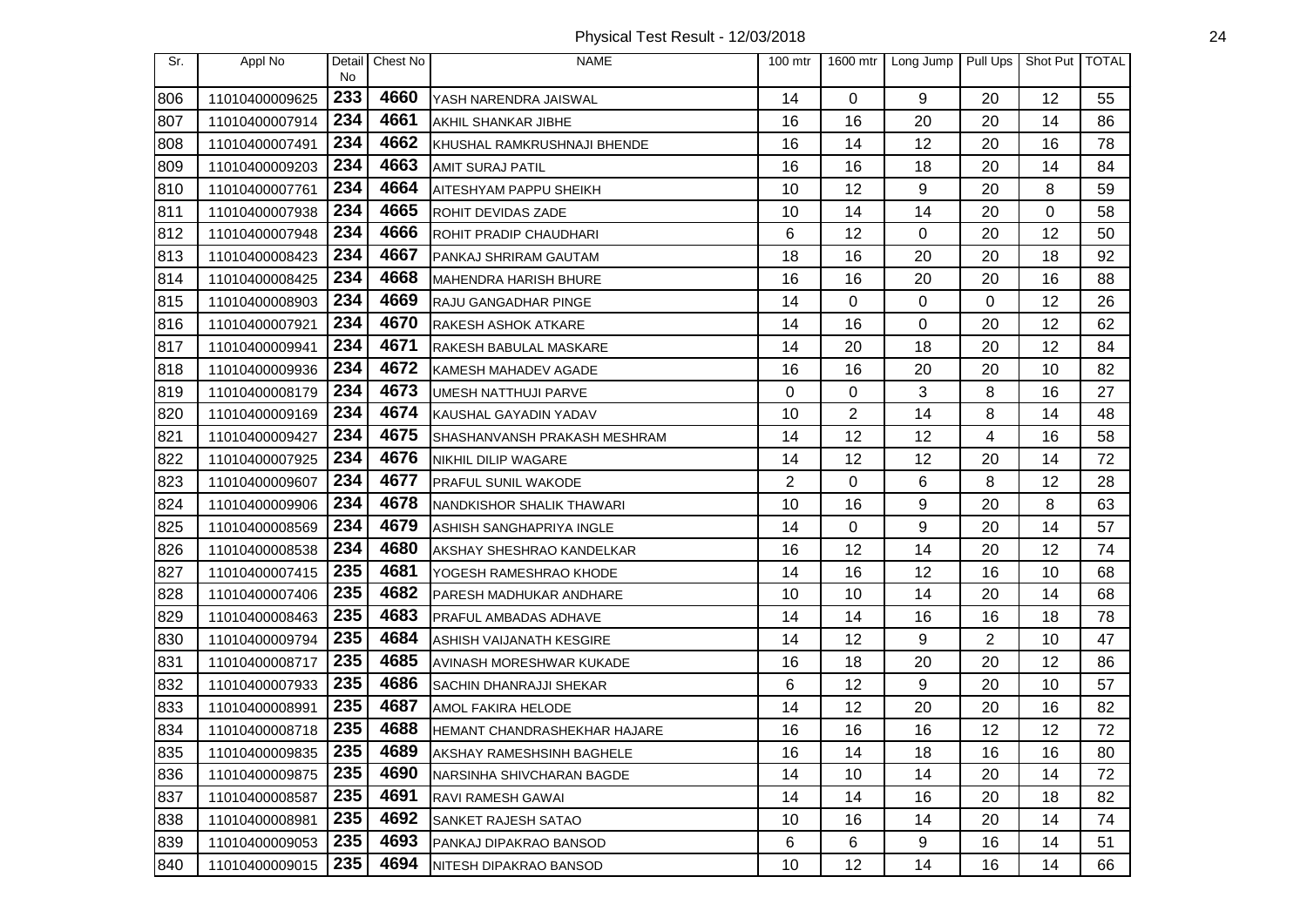| Sr. | Appl No | Detail No | Chest No | NAME | 100 mtr | 1600 mtr | Long Jump | Pull Ups | Shot Put | TOTAL |
|---|---|---|---|---|---|---|---|---|---|---|
| 806 | 11010400009625 | 233 | 4660 | YASH NARENDRA JAISWAL | 14 | 0 | 9 | 20 | 12 | 55 |
| 807 | 11010400007914 | 234 | 4661 | AKHIL SHANKAR JIBHE | 16 | 16 | 20 | 20 | 14 | 86 |
| 808 | 11010400007491 | 234 | 4662 | KHUSHAL RAMKRUSHNAJI BHENDE | 16 | 14 | 12 | 20 | 16 | 78 |
| 809 | 11010400009203 | 234 | 4663 | AMIT SURAJ PATIL | 16 | 16 | 18 | 20 | 14 | 84 |
| 810 | 11010400007761 | 234 | 4664 | AITESHYAM PAPPU SHEIKH | 10 | 12 | 9 | 20 | 8 | 59 |
| 811 | 11010400007938 | 234 | 4665 | ROHIT DEVIDAS ZADE | 10 | 14 | 14 | 20 | 0 | 58 |
| 812 | 11010400007948 | 234 | 4666 | ROHIT PRADIP CHAUDHARI | 6 | 12 | 0 | 20 | 12 | 50 |
| 813 | 11010400008423 | 234 | 4667 | PANKAJ SHRIRAM GAUTAM | 18 | 16 | 20 | 20 | 18 | 92 |
| 814 | 11010400008425 | 234 | 4668 | MAHENDRA HARISH BHURE | 16 | 16 | 20 | 20 | 16 | 88 |
| 815 | 11010400008903 | 234 | 4669 | RAJU GANGADHAR PINGE | 14 | 0 | 0 | 0 | 12 | 26 |
| 816 | 11010400007921 | 234 | 4670 | RAKESH ASHOK ATKARE | 14 | 16 | 0 | 20 | 12 | 62 |
| 817 | 11010400009941 | 234 | 4671 | RAKESH BABULAL MASKARE | 14 | 20 | 18 | 20 | 12 | 84 |
| 818 | 11010400009936 | 234 | 4672 | KAMESH MAHADEV AGADE | 16 | 16 | 20 | 20 | 10 | 82 |
| 819 | 11010400008179 | 234 | 4673 | UMESH NATTHUJI PARVE | 0 | 0 | 3 | 8 | 16 | 27 |
| 820 | 11010400009169 | 234 | 4674 | KAUSHAL GAYADIN YADAV | 10 | 2 | 14 | 8 | 14 | 48 |
| 821 | 11010400009427 | 234 | 4675 | SHASHANVANSH PRAKASH MESHRAM | 14 | 12 | 12 | 4 | 16 | 58 |
| 822 | 11010400007925 | 234 | 4676 | NIKHIL DILIP WAGARE | 14 | 12 | 12 | 20 | 14 | 72 |
| 823 | 11010400009607 | 234 | 4677 | PRAFUL SUNIL WAKODE | 2 | 0 | 6 | 8 | 12 | 28 |
| 824 | 11010400009906 | 234 | 4678 | NANDKISHOR SHALIK THAWARI | 10 | 16 | 9 | 20 | 8 | 63 |
| 825 | 11010400008569 | 234 | 4679 | ASHISH SANGHAPRIYA INGLE | 14 | 0 | 9 | 20 | 14 | 57 |
| 826 | 11010400008538 | 234 | 4680 | AKSHAY SHESHRAO KANDELKAR | 16 | 12 | 14 | 20 | 12 | 74 |
| 827 | 11010400007415 | 235 | 4681 | YOGESH RAMESHRAO KHODE | 14 | 16 | 12 | 16 | 10 | 68 |
| 828 | 11010400007406 | 235 | 4682 | PARESH MADHUKAR ANDHARE | 10 | 10 | 14 | 20 | 14 | 68 |
| 829 | 11010400008463 | 235 | 4683 | PRAFUL AMBADAS ADHAVE | 14 | 14 | 16 | 16 | 18 | 78 |
| 830 | 11010400009794 | 235 | 4684 | ASHISH VAIJANATH KESGIRE | 14 | 12 | 9 | 2 | 10 | 47 |
| 831 | 11010400008717 | 235 | 4685 | AVINASH MORESHWAR KUKADE | 16 | 18 | 20 | 20 | 12 | 86 |
| 832 | 11010400007933 | 235 | 4686 | SACHIN DHANRAJJI SHEKAR | 6 | 12 | 9 | 20 | 10 | 57 |
| 833 | 11010400008991 | 235 | 4687 | AMOL FAKIRA HELODE | 14 | 12 | 20 | 20 | 16 | 82 |
| 834 | 11010400008718 | 235 | 4688 | HEMANT CHANDRASHEKHAR HAJARE | 16 | 16 | 16 | 12 | 12 | 72 |
| 835 | 11010400009835 | 235 | 4689 | AKSHAY RAMESHSINH BAGHELE | 16 | 14 | 18 | 16 | 16 | 80 |
| 836 | 11010400009875 | 235 | 4690 | NARSINHA SHIVCHARAN BAGDE | 14 | 10 | 14 | 20 | 14 | 72 |
| 837 | 11010400008587 | 235 | 4691 | RAVI RAMESH GAWAI | 14 | 14 | 16 | 20 | 18 | 82 |
| 838 | 11010400008981 | 235 | 4692 | SANKET RAJESH SATAO | 10 | 16 | 14 | 20 | 14 | 74 |
| 839 | 11010400009053 | 235 | 4693 | PANKAJ DIPAKRAO BANSOD | 6 | 6 | 9 | 16 | 14 | 51 |
| 840 | 11010400009015 | 235 | 4694 | NITESH DIPAKRAO BANSOD | 10 | 12 | 14 | 16 | 14 | 66 |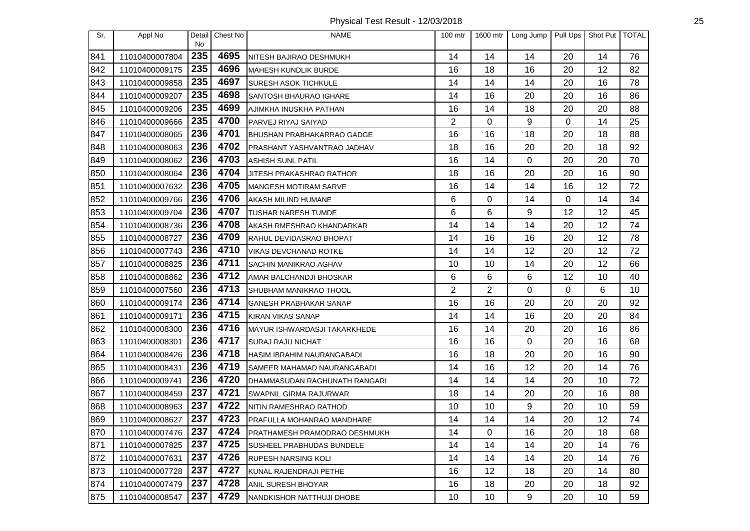# Physical Test Result - 12/03/2018

| Sr. | Appl No | Detail No | Chest No | NAME | 100 mtr | 1600 mtr | Long Jump | Pull Ups | Shot Put | TOTAL |
|---|---|---|---|---|---|---|---|---|---|---|
| 841 | 11010400007804 | 235 | 4695 | NITESH BAJIRAO DESHMUKH | 14 | 14 | 14 | 20 | 14 | 76 |
| 842 | 11010400009175 | 235 | 4696 | MAHESH KUNDLIK BURDE | 16 | 18 | 16 | 20 | 12 | 82 |
| 843 | 11010400009858 | 235 | 4697 | SURESH ASOK TICHKULE | 14 | 14 | 14 | 20 | 16 | 78 |
| 844 | 11010400009207 | 235 | 4698 | SANTOSH BHAURAO IGHARE | 14 | 16 | 20 | 20 | 16 | 86 |
| 845 | 11010400009206 | 235 | 4699 | AJIMKHA INUSKHA PATHAN | 16 | 14 | 18 | 20 | 20 | 88 |
| 846 | 11010400009666 | 235 | 4700 | PARVEJ RIYAJ SAIYAD | 2 | 0 | 9 | 0 | 14 | 25 |
| 847 | 11010400008065 | 236 | 4701 | BHUSHAN PRABHAKARRAO GADGE | 16 | 16 | 18 | 20 | 18 | 88 |
| 848 | 11010400008063 | 236 | 4702 | PRASHANT YASHVANTRAO JADHAV | 18 | 16 | 20 | 20 | 18 | 92 |
| 849 | 11010400008062 | 236 | 4703 | ASHISH SUNL PATIL | 16 | 14 | 0 | 20 | 20 | 70 |
| 850 | 11010400008064 | 236 | 4704 | JITESH PRAKASHRAO RATHOR | 18 | 16 | 20 | 20 | 16 | 90 |
| 851 | 11010400007632 | 236 | 4705 | MANGESH MOTIRAM SARVE | 16 | 14 | 14 | 16 | 12 | 72 |
| 852 | 11010400009766 | 236 | 4706 | AKASH MILIND HUMANE | 6 | 0 | 14 | 0 | 14 | 34 |
| 853 | 11010400009704 | 236 | 4707 | TUSHAR NARESH TUMDE | 6 | 6 | 9 | 12 | 12 | 45 |
| 854 | 11010400008736 | 236 | 4708 | AKASH RMESHRAO KHANDARKAR | 14 | 14 | 14 | 20 | 12 | 74 |
| 855 | 11010400008727 | 236 | 4709 | RAHUL DEVIDASRAO BHOPAT | 14 | 16 | 16 | 20 | 12 | 78 |
| 856 | 11010400007743 | 236 | 4710 | VIKAS DEVCHANAD ROTKE | 14 | 14 | 12 | 20 | 12 | 72 |
| 857 | 11010400008825 | 236 | 4711 | SACHIN MANIKRAO AGHAV | 10 | 10 | 14 | 20 | 12 | 66 |
| 858 | 11010400008862 | 236 | 4712 | AMAR BALCHANDJI BHOSKAR | 6 | 6 | 6 | 12 | 10 | 40 |
| 859 | 11010400007560 | 236 | 4713 | SHUBHAM MANIKRAO THOOL | 2 | 2 | 0 | 0 | 6 | 10 |
| 860 | 11010400009174 | 236 | 4714 | GANESH PRABHAKAR SANAP | 16 | 16 | 20 | 20 | 20 | 92 |
| 861 | 11010400009171 | 236 | 4715 | KIRAN VIKAS SANAP | 14 | 14 | 16 | 20 | 20 | 84 |
| 862 | 11010400008300 | 236 | 4716 | MAYUR ISHWARDASJI TAKARKHEDE | 16 | 14 | 20 | 20 | 16 | 86 |
| 863 | 11010400008301 | 236 | 4717 | SURAJ RAJU NICHAT | 16 | 16 | 0 | 20 | 16 | 68 |
| 864 | 11010400008426 | 236 | 4718 | HASIM IBRAHIM NAURANGABADI | 16 | 18 | 20 | 20 | 16 | 90 |
| 865 | 11010400008431 | 236 | 4719 | SAMEER MAHAMAD NAURANGABADI | 14 | 16 | 12 | 20 | 14 | 76 |
| 866 | 11010400009741 | 236 | 4720 | DHAMMASUDAN RAGHUNATH RANGARI | 14 | 14 | 14 | 20 | 10 | 72 |
| 867 | 11010400008459 | 237 | 4721 | SWAPNIL GIRMA RAJURWAR | 18 | 14 | 20 | 20 | 16 | 88 |
| 868 | 11010400008963 | 237 | 4722 | NITIN RAMESHRAO RATHOD | 10 | 10 | 9 | 20 | 10 | 59 |
| 869 | 11010400008627 | 237 | 4723 | PRAFULLA MOHANRAO MANDHARE | 14 | 14 | 14 | 20 | 12 | 74 |
| 870 | 11010400007476 | 237 | 4724 | PRATHAMESH PRAMODRAO DESHMUKH | 14 | 0 | 16 | 20 | 18 | 68 |
| 871 | 11010400007825 | 237 | 4725 | SUSHEEL PRABHUDAS BUNDELE | 14 | 14 | 14 | 20 | 14 | 76 |
| 872 | 11010400007631 | 237 | 4726 | RUPESH NARSING KOLI | 14 | 14 | 14 | 20 | 14 | 76 |
| 873 | 11010400007728 | 237 | 4727 | KUNAL RAJENDRAJI PETHE | 16 | 12 | 18 | 20 | 14 | 80 |
| 874 | 11010400007479 | 237 | 4728 | ANIL SURESH BHOYAR | 16 | 18 | 20 | 20 | 18 | 92 |
| 875 | 11010400008547 | 237 | 4729 | NANDKISHOR NATTHUJI DHOBE | 10 | 10 | 9 | 20 | 10 | 59 |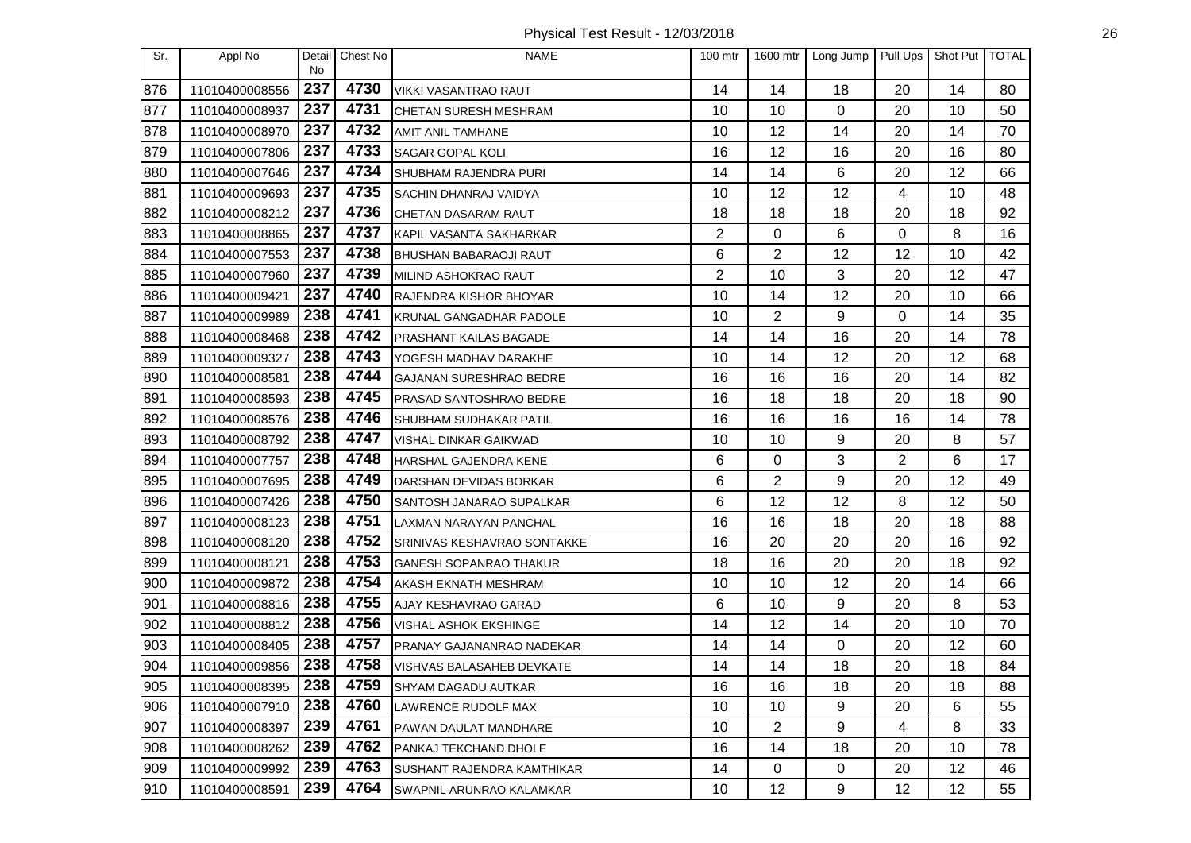| Sr. | Appl No | Detail No | Chest No | NAME | 100 mtr | 1600 mtr | Long Jump | Pull Ups | Shot Put | TOTAL |
|---|---|---|---|---|---|---|---|---|---|---|
| 876 | 11010400008556 | 237 | 4730 | VIKKI VASANTRAO RAUT | 14 | 14 | 18 | 20 | 14 | 80 |
| 877 | 11010400008937 | 237 | 4731 | CHETAN SURESH MESHRAM | 10 | 10 | 0 | 20 | 10 | 50 |
| 878 | 11010400008970 | 237 | 4732 | AMIT ANIL TAMHANE | 10 | 12 | 14 | 20 | 14 | 70 |
| 879 | 11010400007806 | 237 | 4733 | SAGAR GOPAL KOLI | 16 | 12 | 16 | 20 | 16 | 80 |
| 880 | 11010400007646 | 237 | 4734 | SHUBHAM RAJENDRA PURI | 14 | 14 | 6 | 20 | 12 | 66 |
| 881 | 11010400009693 | 237 | 4735 | SACHIN DHANRAJ VAIDYA | 10 | 12 | 12 | 4 | 10 | 48 |
| 882 | 11010400008212 | 237 | 4736 | CHETAN DASARAM RAUT | 18 | 18 | 18 | 20 | 18 | 92 |
| 883 | 11010400008865 | 237 | 4737 | KAPIL VASANTA SAKHARKAR | 2 | 0 | 6 | 0 | 8 | 16 |
| 884 | 11010400007553 | 237 | 4738 | BHUSHAN BABARAOJI RAUT | 6 | 2 | 12 | 12 | 10 | 42 |
| 885 | 11010400007960 | 237 | 4739 | MILIND ASHOKRAO RAUT | 2 | 10 | 3 | 20 | 12 | 47 |
| 886 | 11010400009421 | 237 | 4740 | RAJENDRA KISHOR BHOYAR | 10 | 14 | 12 | 20 | 10 | 66 |
| 887 | 11010400009989 | 238 | 4741 | KRUNAL GANGADHAR PADOLE | 10 | 2 | 9 | 0 | 14 | 35 |
| 888 | 11010400008468 | 238 | 4742 | PRASHANT KAILAS BAGADE | 14 | 14 | 16 | 20 | 14 | 78 |
| 889 | 11010400009327 | 238 | 4743 | YOGESH MADHAV DARAKHE | 10 | 14 | 12 | 20 | 12 | 68 |
| 890 | 11010400008581 | 238 | 4744 | GAJANAN SURESHRAO BEDRE | 16 | 16 | 16 | 20 | 14 | 82 |
| 891 | 11010400008593 | 238 | 4745 | PRASAD SANTOSHRAO BEDRE | 16 | 18 | 18 | 20 | 18 | 90 |
| 892 | 11010400008576 | 238 | 4746 | SHUBHAM SUDHAKAR PATIL | 16 | 16 | 16 | 16 | 14 | 78 |
| 893 | 11010400008792 | 238 | 4747 | VISHAL DINKAR GAIKWAD | 10 | 10 | 9 | 20 | 8 | 57 |
| 894 | 11010400007757 | 238 | 4748 | HARSHAL GAJENDRA KENE | 6 | 0 | 3 | 2 | 6 | 17 |
| 895 | 11010400007695 | 238 | 4749 | DARSHAN DEVIDAS BORKAR | 6 | 2 | 9 | 20 | 12 | 49 |
| 896 | 11010400007426 | 238 | 4750 | SANTOSH JANARAO SUPALKAR | 6 | 12 | 12 | 8 | 12 | 50 |
| 897 | 11010400008123 | 238 | 4751 | LAXMAN NARAYAN PANCHAL | 16 | 16 | 18 | 20 | 18 | 88 |
| 898 | 11010400008120 | 238 | 4752 | SRINIVAS KESHAVRAO SONTAKKE | 16 | 20 | 20 | 20 | 16 | 92 |
| 899 | 11010400008121 | 238 | 4753 | GANESH SOPANRAO THAKUR | 18 | 16 | 20 | 20 | 18 | 92 |
| 900 | 11010400009872 | 238 | 4754 | AKASH EKNATH MESHRAM | 10 | 10 | 12 | 20 | 14 | 66 |
| 901 | 11010400008816 | 238 | 4755 | AJAY KESHAVRAO GARAD | 6 | 10 | 9 | 20 | 8 | 53 |
| 902 | 11010400008812 | 238 | 4756 | VISHAL ASHOK EKSHINGE | 14 | 12 | 14 | 20 | 10 | 70 |
| 903 | 11010400008405 | 238 | 4757 | PRANAY GAJANANRAO NADEKAR | 14 | 14 | 0 | 20 | 12 | 60 |
| 904 | 11010400009856 | 238 | 4758 | VISHVAS BALASAHEB DEVKATE | 14 | 14 | 18 | 20 | 18 | 84 |
| 905 | 11010400008395 | 238 | 4759 | SHYAM DAGADU AUTKAR | 16 | 16 | 18 | 20 | 18 | 88 |
| 906 | 11010400007910 | 238 | 4760 | LAWRENCE RUDOLF MAX | 10 | 10 | 9 | 20 | 6 | 55 |
| 907 | 11010400008397 | 239 | 4761 | PAWAN DAULAT MANDHARE | 10 | 2 | 9 | 4 | 8 | 33 |
| 908 | 11010400008262 | 239 | 4762 | PANKAJ TEKCHAND DHOLE | 16 | 14 | 18 | 20 | 10 | 78 |
| 909 | 11010400009992 | 239 | 4763 | SUSHANT RAJENDRA KAMTHIKAR | 14 | 0 | 0 | 20 | 12 | 46 |
| 910 | 11010400008591 | 239 | 4764 | SWAPNIL ARUNRAO KALAMKAR | 10 | 12 | 9 | 12 | 12 | 55 |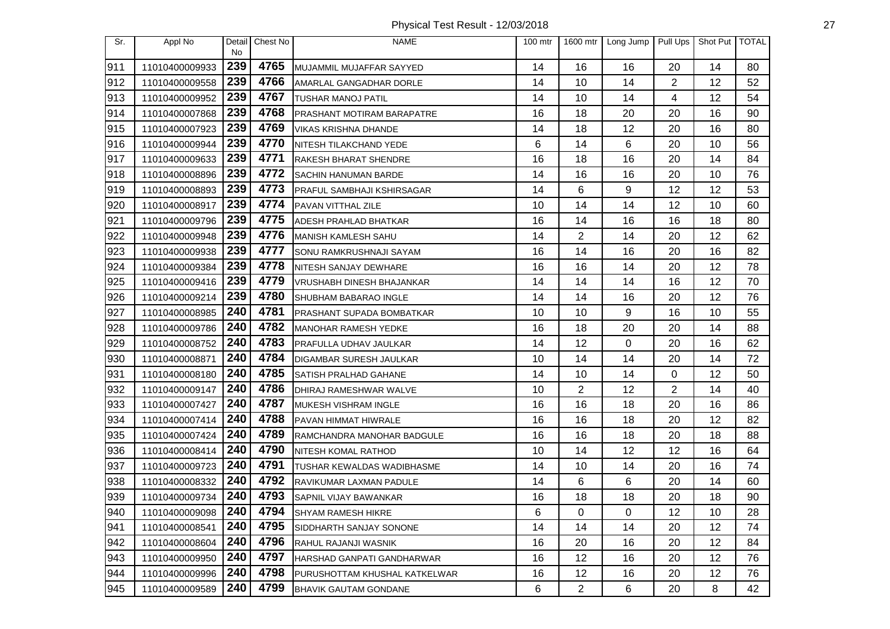| Sr. | Appl No | Detail No | Chest No | NAME | 100 mtr | 1600 mtr | Long Jump | Pull Ups | Shot Put | TOTAL |
|---|---|---|---|---|---|---|---|---|---|---|
| 911 | 11010400009933 | 239 | 4765 | MUJAMMIL MUJAFFAR SAYYED | 14 | 16 | 16 | 20 | 14 | 80 |
| 912 | 11010400009558 | 239 | 4766 | AMARLAL GANGADHAR DORLE | 14 | 10 | 14 | 2 | 12 | 52 |
| 913 | 11010400009952 | 239 | 4767 | TUSHAR MANOJ PATIL | 14 | 10 | 14 | 4 | 12 | 54 |
| 914 | 11010400007868 | 239 | 4768 | PRASHANT MOTIRAM BARAPATRE | 16 | 18 | 20 | 20 | 16 | 90 |
| 915 | 11010400007923 | 239 | 4769 | VIKAS KRISHNA DHANDE | 14 | 18 | 12 | 20 | 16 | 80 |
| 916 | 11010400009944 | 239 | 4770 | NITESH TILAKCHAND YEDE | 6 | 14 | 6 | 20 | 10 | 56 |
| 917 | 11010400009633 | 239 | 4771 | RAKESH BHARAT SHENDRE | 16 | 18 | 16 | 20 | 14 | 84 |
| 918 | 11010400008896 | 239 | 4772 | SACHIN HANUMAN BARDE | 14 | 16 | 16 | 20 | 10 | 76 |
| 919 | 11010400008893 | 239 | 4773 | PRAFUL SAMBHAJI KSHIRSAGAR | 14 | 6 | 9 | 12 | 12 | 53 |
| 920 | 11010400008917 | 239 | 4774 | PAVAN VITTHAL ZILE | 10 | 14 | 14 | 12 | 10 | 60 |
| 921 | 11010400009796 | 239 | 4775 | ADESH PRAHLAD BHATKAR | 16 | 14 | 16 | 16 | 18 | 80 |
| 922 | 11010400009948 | 239 | 4776 | MANISH KAMLESH SAHU | 14 | 2 | 14 | 20 | 12 | 62 |
| 923 | 11010400009938 | 239 | 4777 | SONU RAMKRUSHNAJI SAYAM | 16 | 14 | 16 | 20 | 16 | 82 |
| 924 | 11010400009384 | 239 | 4778 | NITESH SANJAY DEWHARE | 16 | 16 | 14 | 20 | 12 | 78 |
| 925 | 11010400009416 | 239 | 4779 | VRUSHABH DINESH BHAJANKAR | 14 | 14 | 14 | 16 | 12 | 70 |
| 926 | 11010400009214 | 239 | 4780 | SHUBHAM BABARAO INGLE | 14 | 14 | 16 | 20 | 12 | 76 |
| 927 | 11010400008985 | 240 | 4781 | PRASHANT SUPADA BOMBATKAR | 10 | 10 | 9 | 16 | 10 | 55 |
| 928 | 11010400009786 | 240 | 4782 | MANOHAR RAMESH YEDKE | 16 | 18 | 20 | 20 | 14 | 88 |
| 929 | 11010400008752 | 240 | 4783 | PRAFULLA UDHAV JAULKAR | 14 | 12 | 0 | 20 | 16 | 62 |
| 930 | 11010400008871 | 240 | 4784 | DIGAMBAR SURESH JAULKAR | 10 | 14 | 14 | 20 | 14 | 72 |
| 931 | 11010400008180 | 240 | 4785 | SATISH PRALHAD GAHANE | 14 | 10 | 14 | 0 | 12 | 50 |
| 932 | 11010400009147 | 240 | 4786 | DHIRAJ RAMESHWAR WALVE | 10 | 2 | 12 | 2 | 14 | 40 |
| 933 | 11010400007427 | 240 | 4787 | MUKESH VISHRAM INGLE | 16 | 16 | 18 | 20 | 16 | 86 |
| 934 | 11010400007414 | 240 | 4788 | PAVAN HIMMAT HIWRALE | 16 | 16 | 18 | 20 | 12 | 82 |
| 935 | 11010400007424 | 240 | 4789 | RAMCHANDRA MANOHAR BADGULE | 16 | 16 | 18 | 20 | 18 | 88 |
| 936 | 11010400008414 | 240 | 4790 | NITESH KOMAL RATHOD | 10 | 14 | 12 | 12 | 16 | 64 |
| 937 | 11010400009723 | 240 | 4791 | TUSHAR KEWALDAS WADIBHASME | 14 | 10 | 14 | 20 | 16 | 74 |
| 938 | 11010400008332 | 240 | 4792 | RAVIKUMAR LAXMAN PADULE | 14 | 6 | 6 | 20 | 14 | 60 |
| 939 | 11010400009734 | 240 | 4793 | SAPNIL VIJAY BAWANKAR | 16 | 18 | 18 | 20 | 18 | 90 |
| 940 | 11010400009098 | 240 | 4794 | SHYAM RAMESH HIKRE | 6 | 0 | 0 | 12 | 10 | 28 |
| 941 | 11010400008541 | 240 | 4795 | SIDDHARTH SANJAY SONONE | 14 | 14 | 14 | 20 | 12 | 74 |
| 942 | 11010400008604 | 240 | 4796 | RAHUL RAJANJI WASNIK | 16 | 20 | 16 | 20 | 12 | 84 |
| 943 | 11010400009950 | 240 | 4797 | HARSHAD GANPATI GANDHARWAR | 16 | 12 | 16 | 20 | 12 | 76 |
| 944 | 11010400009996 | 240 | 4798 | PURUSHOTTAM KHUSHAL KATKELWAR | 16 | 12 | 16 | 20 | 12 | 76 |
| 945 | 11010400009589 | 240 | 4799 | BHAVIK GAUTAM GONDANE | 6 | 2 | 6 | 20 | 8 | 42 |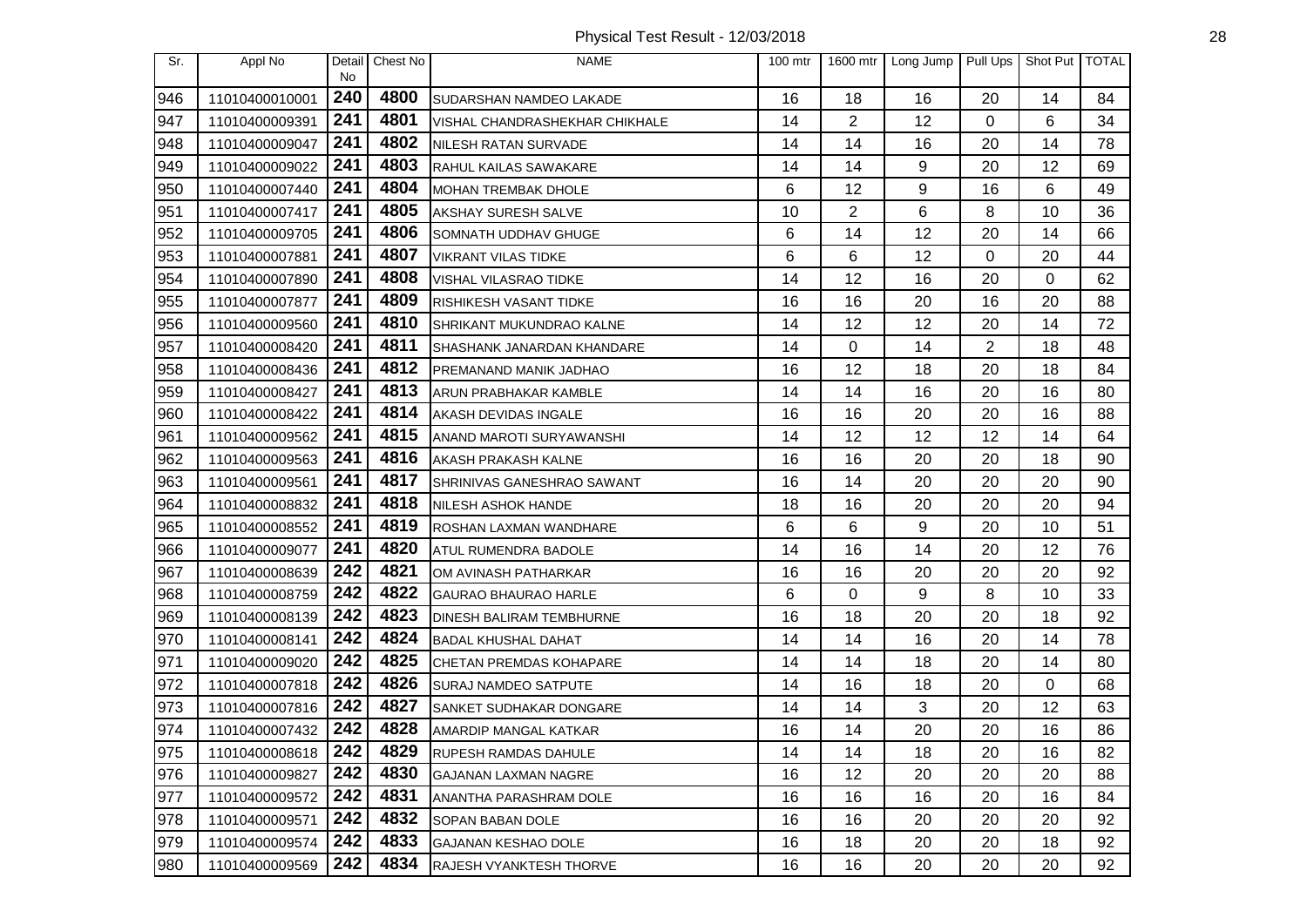# Physical Test Result - 12/03/2018

| Sr. | Appl No | Detail No | Chest No | NAME | 100 mtr | 1600 mtr | Long Jump | Pull Ups | Shot Put | TOTAL |
|---|---|---|---|---|---|---|---|---|---|---|
| 946 | 11010400010001 | 240 | 4800 | SUDARSHAN NAMDEO LAKADE | 16 | 18 | 16 | 20 | 14 | 84 |
| 947 | 11010400009391 | 241 | 4801 | VISHAL CHANDRASHEKHAR CHIKHALE | 14 | 2 | 12 | 0 | 6 | 34 |
| 948 | 11010400009047 | 241 | 4802 | NILESH RATAN SURVADE | 14 | 14 | 16 | 20 | 14 | 78 |
| 949 | 11010400009022 | 241 | 4803 | RAHUL KAILAS SAWAKARE | 14 | 14 | 9 | 20 | 12 | 69 |
| 950 | 11010400007440 | 241 | 4804 | MOHAN TREMBAK DHOLE | 6 | 12 | 9 | 16 | 6 | 49 |
| 951 | 11010400007417 | 241 | 4805 | AKSHAY SURESH SALVE | 10 | 2 | 6 | 8 | 10 | 36 |
| 952 | 11010400009705 | 241 | 4806 | SOMNATH UDDHAV GHUGE | 6 | 14 | 12 | 20 | 14 | 66 |
| 953 | 11010400007881 | 241 | 4807 | VIKRANT VILAS TIDKE | 6 | 6 | 12 | 0 | 20 | 44 |
| 954 | 11010400007890 | 241 | 4808 | VISHAL VILASRAO TIDKE | 14 | 12 | 16 | 20 | 0 | 62 |
| 955 | 11010400007877 | 241 | 4809 | RISHIKESH VASANT TIDKE | 16 | 16 | 20 | 16 | 20 | 88 |
| 956 | 11010400009560 | 241 | 4810 | SHRIKANT MUKUNDRAO KALNE | 14 | 12 | 12 | 20 | 14 | 72 |
| 957 | 11010400008420 | 241 | 4811 | SHASHANK JANARDAN KHANDARE | 14 | 0 | 14 | 2 | 18 | 48 |
| 958 | 11010400008436 | 241 | 4812 | PREMANAND MANIK JADHAO | 16 | 12 | 18 | 20 | 18 | 84 |
| 959 | 11010400008427 | 241 | 4813 | ARUN PRABHAKAR KAMBLE | 14 | 14 | 16 | 20 | 16 | 80 |
| 960 | 11010400008422 | 241 | 4814 | AKASH DEVIDAS INGALE | 16 | 16 | 20 | 20 | 16 | 88 |
| 961 | 11010400009562 | 241 | 4815 | ANAND MAROTI SURYAWANSHI | 14 | 12 | 12 | 12 | 14 | 64 |
| 962 | 11010400009563 | 241 | 4816 | AKASH PRAKASH KALNE | 16 | 16 | 20 | 20 | 18 | 90 |
| 963 | 11010400009561 | 241 | 4817 | SHRINIVAS GANESHRAO SAWANT | 16 | 14 | 20 | 20 | 20 | 90 |
| 964 | 11010400008832 | 241 | 4818 | NILESH ASHOK HANDE | 18 | 16 | 20 | 20 | 20 | 94 |
| 965 | 11010400008552 | 241 | 4819 | ROSHAN LAXMAN WANDHARE | 6 | 6 | 9 | 20 | 10 | 51 |
| 966 | 11010400009077 | 241 | 4820 | ATUL RUMENDRA BADOLE | 14 | 16 | 14 | 20 | 12 | 76 |
| 967 | 11010400008639 | 242 | 4821 | OM AVINASH PATHARKAR | 16 | 16 | 20 | 20 | 20 | 92 |
| 968 | 11010400008759 | 242 | 4822 | GAURAO BHAURAO HARLE | 6 | 0 | 9 | 8 | 10 | 33 |
| 969 | 11010400008139 | 242 | 4823 | DINESH BALIRAM TEMBHURNE | 16 | 18 | 20 | 20 | 18 | 92 |
| 970 | 11010400008141 | 242 | 4824 | BADAL KHUSHAL DAHAT | 14 | 14 | 16 | 20 | 14 | 78 |
| 971 | 11010400009020 | 242 | 4825 | CHETAN PREMDAS KOHAPARE | 14 | 14 | 18 | 20 | 14 | 80 |
| 972 | 11010400007818 | 242 | 4826 | SURAJ NAMDEO SATPUTE | 14 | 16 | 18 | 20 | 0 | 68 |
| 973 | 11010400007816 | 242 | 4827 | SANKET SUDHAKAR DONGARE | 14 | 14 | 3 | 20 | 12 | 63 |
| 974 | 11010400007432 | 242 | 4828 | AMARDIP MANGAL KATKAR | 16 | 14 | 20 | 20 | 16 | 86 |
| 975 | 11010400008618 | 242 | 4829 | RUPESH RAMDAS DAHULE | 14 | 14 | 18 | 20 | 16 | 82 |
| 976 | 11010400009827 | 242 | 4830 | GAJANAN LAXMAN NAGRE | 16 | 12 | 20 | 20 | 20 | 88 |
| 977 | 11010400009572 | 242 | 4831 | ANANTHA PARASHRAM DOLE | 16 | 16 | 16 | 20 | 16 | 84 |
| 978 | 11010400009571 | 242 | 4832 | SOPAN BABAN DOLE | 16 | 16 | 20 | 20 | 20 | 92 |
| 979 | 11010400009574 | 242 | 4833 | GAJANAN KESHAO DOLE | 16 | 18 | 20 | 20 | 18 | 92 |
| 980 | 11010400009569 | 242 | 4834 | RAJESH VYANKTESH THORVE | 16 | 16 | 20 | 20 | 20 | 92 |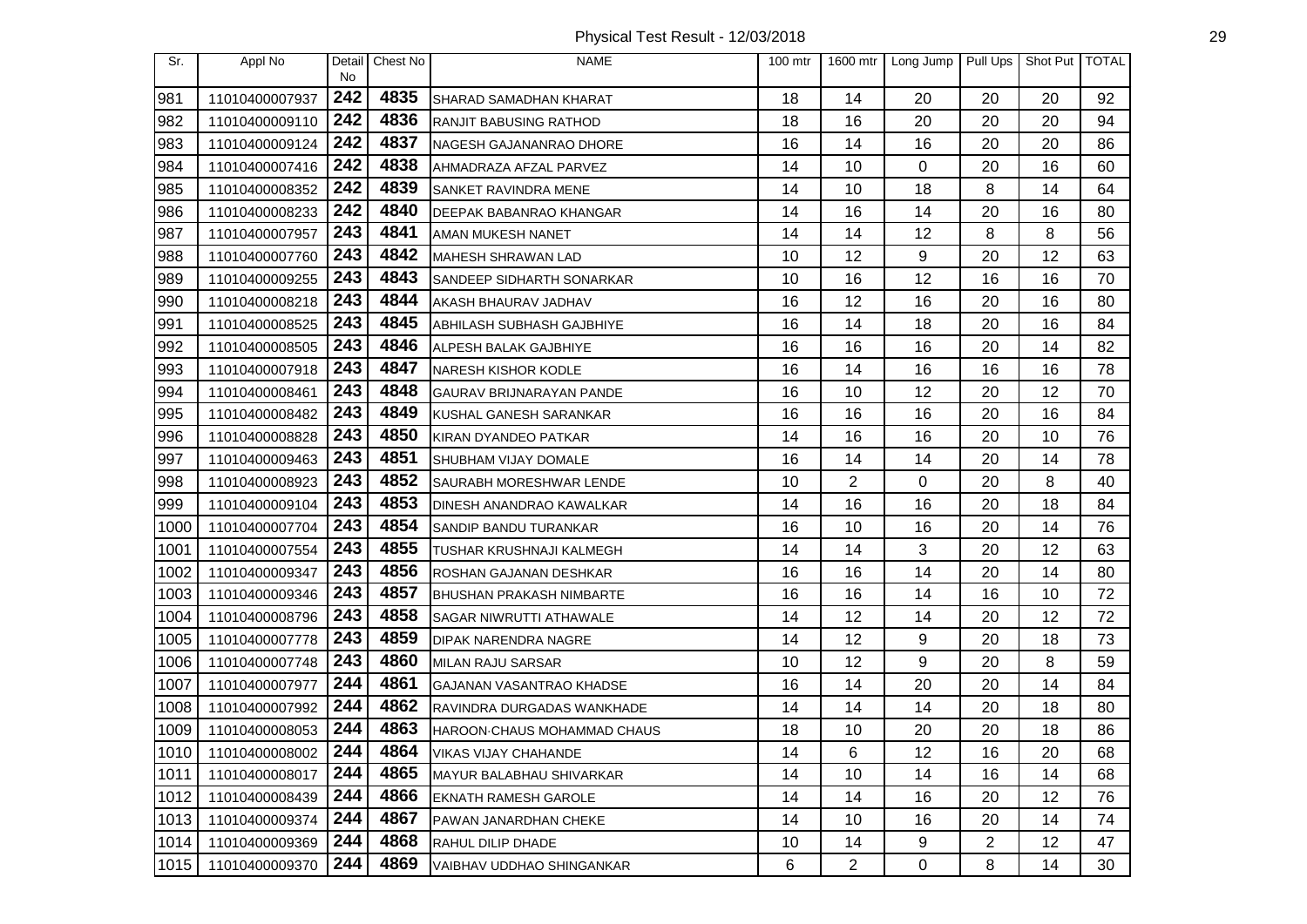Physical Test Result - 12/03/2018

| Sr. | Appl No | Detail No | Chest No | NAME | 100 mtr | 1600 mtr | Long Jump | Pull Ups | Shot Put | TOTAL |
|---|---|---|---|---|---|---|---|---|---|---|
| 981 | 11010400007937 | 242 | 4835 | SHARAD SAMADHAN KHARAT | 18 | 14 | 20 | 20 | 20 | 92 |
| 982 | 11010400009110 | 242 | 4836 | RANJIT BABUSING RATHOD | 18 | 16 | 20 | 20 | 20 | 94 |
| 983 | 11010400009124 | 242 | 4837 | NAGESH GAJANANRAO DHORE | 16 | 14 | 16 | 20 | 20 | 86 |
| 984 | 11010400007416 | 242 | 4838 | AHMADRAZA AFZAL PARVEZ | 14 | 10 | 0 | 20 | 16 | 60 |
| 985 | 11010400008352 | 242 | 4839 | SANKET RAVINDRA MENE | 14 | 10 | 18 | 8 | 14 | 64 |
| 986 | 11010400008233 | 242 | 4840 | DEEPAK BABANRAO KHANGAR | 14 | 16 | 14 | 20 | 16 | 80 |
| 987 | 11010400007957 | 243 | 4841 | AMAN MUKESH NANET | 14 | 14 | 12 | 8 | 8 | 56 |
| 988 | 11010400007760 | 243 | 4842 | MAHESH SHRAWAN LAD | 10 | 12 | 9 | 20 | 12 | 63 |
| 989 | 11010400009255 | 243 | 4843 | SANDEEP SIDHARTH SONARKAR | 10 | 16 | 12 | 16 | 16 | 70 |
| 990 | 11010400008218 | 243 | 4844 | AKASH BHAURAV JADHAV | 16 | 12 | 16 | 20 | 16 | 80 |
| 991 | 11010400008525 | 243 | 4845 | ABHILASH SUBHASH GAJBHIYE | 16 | 14 | 18 | 20 | 16 | 84 |
| 992 | 11010400008505 | 243 | 4846 | ALPESH BALAK GAJBHIYE | 16 | 16 | 16 | 20 | 14 | 82 |
| 993 | 11010400007918 | 243 | 4847 | NARESH KISHOR KODLE | 16 | 14 | 16 | 16 | 16 | 78 |
| 994 | 11010400008461 | 243 | 4848 | GAURAV BRIJNARAYAN PANDE | 16 | 10 | 12 | 20 | 12 | 70 |
| 995 | 11010400008482 | 243 | 4849 | KUSHAL GANESH SARANKAR | 16 | 16 | 16 | 20 | 16 | 84 |
| 996 | 11010400008828 | 243 | 4850 | KIRAN DYANDEO PATKAR | 14 | 16 | 16 | 20 | 10 | 76 |
| 997 | 11010400009463 | 243 | 4851 | SHUBHAM VIJAY DOMALE | 16 | 14 | 14 | 20 | 14 | 78 |
| 998 | 11010400008923 | 243 | 4852 | SAURABH MORESHWAR LENDE | 10 | 2 | 0 | 20 | 8 | 40 |
| 999 | 11010400009104 | 243 | 4853 | DINESH ANANDRAO KAWALKAR | 14 | 16 | 16 | 20 | 18 | 84 |
| 1000 | 11010400007704 | 243 | 4854 | SANDIP BANDU TURANKAR | 16 | 10 | 16 | 20 | 14 | 76 |
| 1001 | 11010400007554 | 243 | 4855 | TUSHAR KRUSHNAJI KALMEGH | 14 | 14 | 3 | 20 | 12 | 63 |
| 1002 | 11010400009347 | 243 | 4856 | ROSHAN GAJANAN DESHKAR | 16 | 16 | 14 | 20 | 14 | 80 |
| 1003 | 11010400009346 | 243 | 4857 | BHUSHAN PRAKASH NIMBARTE | 16 | 16 | 14 | 16 | 10 | 72 |
| 1004 | 11010400008796 | 243 | 4858 | SAGAR NIWRUTTI ATHAWALE | 14 | 12 | 14 | 20 | 12 | 72 |
| 1005 | 11010400007778 | 243 | 4859 | DIPAK NARENDRA NAGRE | 14 | 12 | 9 | 20 | 18 | 73 |
| 1006 | 11010400007748 | 243 | 4860 | MILAN RAJU SARSAR | 10 | 12 | 9 | 20 | 8 | 59 |
| 1007 | 11010400007977 | 244 | 4861 | GAJANAN VASANTRAO KHADSE | 16 | 14 | 20 | 20 | 14 | 84 |
| 1008 | 11010400007992 | 244 | 4862 | RAVINDRA DURGADAS WANKHADE | 14 | 14 | 14 | 20 | 18 | 80 |
| 1009 | 11010400008053 | 244 | 4863 | HAROON·CHAUS MOHAMMAD CHAUS | 18 | 10 | 20 | 20 | 18 | 86 |
| 1010 | 11010400008002 | 244 | 4864 | VIKAS VIJAY CHAHANDE | 14 | 6 | 12 | 16 | 20 | 68 |
| 1011 | 11010400008017 | 244 | 4865 | MAYUR BALABHAU SHIVARKAR | 14 | 10 | 14 | 16 | 14 | 68 |
| 1012 | 11010400008439 | 244 | 4866 | EKNATH RAMESH GAROLE | 14 | 14 | 16 | 20 | 12 | 76 |
| 1013 | 11010400009374 | 244 | 4867 | PAWAN JANARDHAN CHEKE | 14 | 10 | 16 | 20 | 14 | 74 |
| 1014 | 11010400009369 | 244 | 4868 | RAHUL DILIP DHADE | 10 | 14 | 9 | 2 | 12 | 47 |
| 1015 | 11010400009370 | 244 | 4869 | VAIBHAV UDDHAO SHINGANKAR | 6 | 2 | 0 | 8 | 14 | 30 |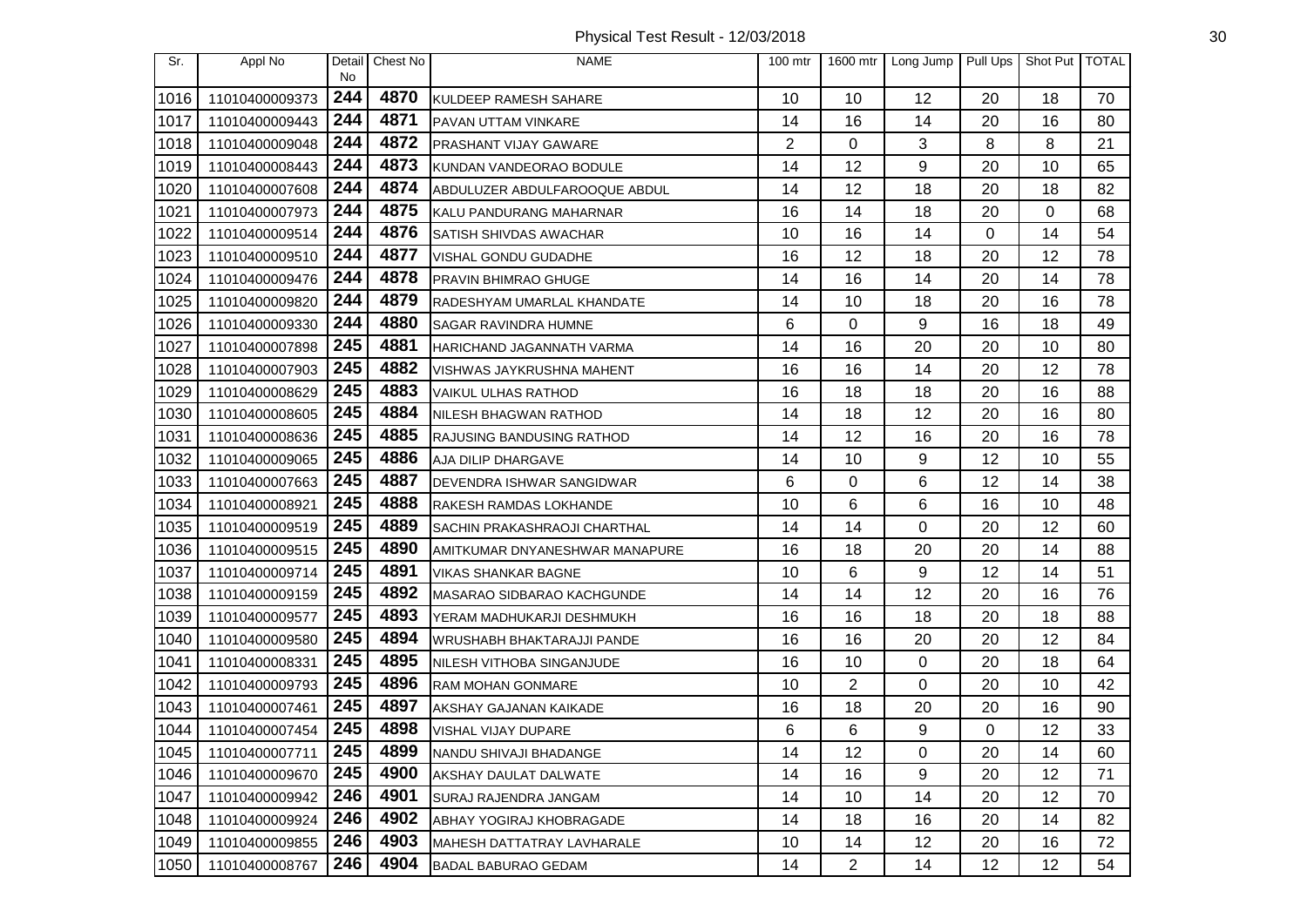Physical Test Result - 12/03/2018

| Sr. | Appl No | Detail No | Chest No | NAME | 100 mtr | 1600 mtr | Long Jump | Pull Ups | Shot Put | TOTAL |
|---|---|---|---|---|---|---|---|---|---|---|
| 1016 | 11010400009373 | 244 | 4870 | KULDEEP RAMESH SAHARE | 10 | 10 | 12 | 20 | 18 | 70 |
| 1017 | 11010400009443 | 244 | 4871 | PAVAN UTTAM VINKARE | 14 | 16 | 14 | 20 | 16 | 80 |
| 1018 | 11010400009048 | 244 | 4872 | PRASHANT VIJAY GAWARE | 2 | 0 | 3 | 8 | 8 | 21 |
| 1019 | 11010400008443 | 244 | 4873 | KUNDAN VANDEORAO BODULE | 14 | 12 | 9 | 20 | 10 | 65 |
| 1020 | 11010400007608 | 244 | 4874 | ABDULUZER ABDULFAROOQUE ABDUL | 14 | 12 | 18 | 20 | 18 | 82 |
| 1021 | 11010400007973 | 244 | 4875 | KALU PANDURANG MAHARNAR | 16 | 14 | 18 | 20 | 0 | 68 |
| 1022 | 11010400009514 | 244 | 4876 | SATISH SHIVDAS AWACHAR | 10 | 16 | 14 | 0 | 14 | 54 |
| 1023 | 11010400009510 | 244 | 4877 | VISHAL GONDU GUDADHE | 16 | 12 | 18 | 20 | 12 | 78 |
| 1024 | 11010400009476 | 244 | 4878 | PRAVIN BHIMRAO GHUGE | 14 | 16 | 14 | 20 | 14 | 78 |
| 1025 | 11010400009820 | 244 | 4879 | RADESHYAM UMARLAL KHANDATE | 14 | 10 | 18 | 20 | 16 | 78 |
| 1026 | 11010400009330 | 244 | 4880 | SAGAR RAVINDRA HUMNE | 6 | 0 | 9 | 16 | 18 | 49 |
| 1027 | 11010400007898 | 245 | 4881 | HARICHAND JAGANNATH VARMA | 14 | 16 | 20 | 20 | 10 | 80 |
| 1028 | 11010400007903 | 245 | 4882 | VISHWAS JAYKRUSHNA MAHENT | 16 | 16 | 14 | 20 | 12 | 78 |
| 1029 | 11010400008629 | 245 | 4883 | VAIKUL ULHAS RATHOD | 16 | 18 | 18 | 20 | 16 | 88 |
| 1030 | 11010400008605 | 245 | 4884 | NILESH BHAGWAN RATHOD | 14 | 18 | 12 | 20 | 16 | 80 |
| 1031 | 11010400008636 | 245 | 4885 | RAJUSING BANDUSING RATHOD | 14 | 12 | 16 | 20 | 16 | 78 |
| 1032 | 11010400009065 | 245 | 4886 | AJA DILIP DHARGAVE | 14 | 10 | 9 | 12 | 10 | 55 |
| 1033 | 11010400007663 | 245 | 4887 | DEVENDRA ISHWAR SANGIDWAR | 6 | 0 | 6 | 12 | 14 | 38 |
| 1034 | 11010400008921 | 245 | 4888 | RAKESH RAMDAS LOKHANDE | 10 | 6 | 6 | 16 | 10 | 48 |
| 1035 | 11010400009519 | 245 | 4889 | SACHIN PRAKASHRAOJI CHARTHAL | 14 | 14 | 0 | 20 | 12 | 60 |
| 1036 | 11010400009515 | 245 | 4890 | AMITKUMAR DNYANESHWAR MANAPURE | 16 | 18 | 20 | 20 | 14 | 88 |
| 1037 | 11010400009714 | 245 | 4891 | VIKAS SHANKAR BAGNE | 10 | 6 | 9 | 12 | 14 | 51 |
| 1038 | 11010400009159 | 245 | 4892 | MASARAO SIDBARAO KACHGUNDE | 14 | 14 | 12 | 20 | 16 | 76 |
| 1039 | 11010400009577 | 245 | 4893 | YERAM MADHUKARJI DESHMUKH | 16 | 16 | 18 | 20 | 18 | 88 |
| 1040 | 11010400009580 | 245 | 4894 | WRUSHABH BHAKTARAJJI PANDE | 16 | 16 | 20 | 20 | 12 | 84 |
| 1041 | 11010400008331 | 245 | 4895 | NILESH VITHOBA SINGANJUDE | 16 | 10 | 0 | 20 | 18 | 64 |
| 1042 | 11010400009793 | 245 | 4896 | RAM MOHAN GONMARE | 10 | 2 | 0 | 20 | 10 | 42 |
| 1043 | 11010400007461 | 245 | 4897 | AKSHAY GAJANAN KAIKADE | 16 | 18 | 20 | 20 | 16 | 90 |
| 1044 | 11010400007454 | 245 | 4898 | VISHAL VIJAY DUPARE | 6 | 6 | 9 | 0 | 12 | 33 |
| 1045 | 11010400007711 | 245 | 4899 | NANDU SHIVAJI BHADANGE | 14 | 12 | 0 | 20 | 14 | 60 |
| 1046 | 11010400009670 | 245 | 4900 | AKSHAY DAULAT DALWATE | 14 | 16 | 9 | 20 | 12 | 71 |
| 1047 | 11010400009942 | 246 | 4901 | SURAJ RAJENDRA JANGAM | 14 | 10 | 14 | 20 | 12 | 70 |
| 1048 | 11010400009924 | 246 | 4902 | ABHAY YOGIRAJ KHOBRAGADE | 14 | 18 | 16 | 20 | 14 | 82 |
| 1049 | 11010400009855 | 246 | 4903 | MAHESH DATTATRAY LAVHARALE | 10 | 14 | 12 | 20 | 16 | 72 |
| 1050 | 11010400008767 | 246 | 4904 | BADAL BABURAO GEDAM | 14 | 2 | 14 | 12 | 12 | 54 |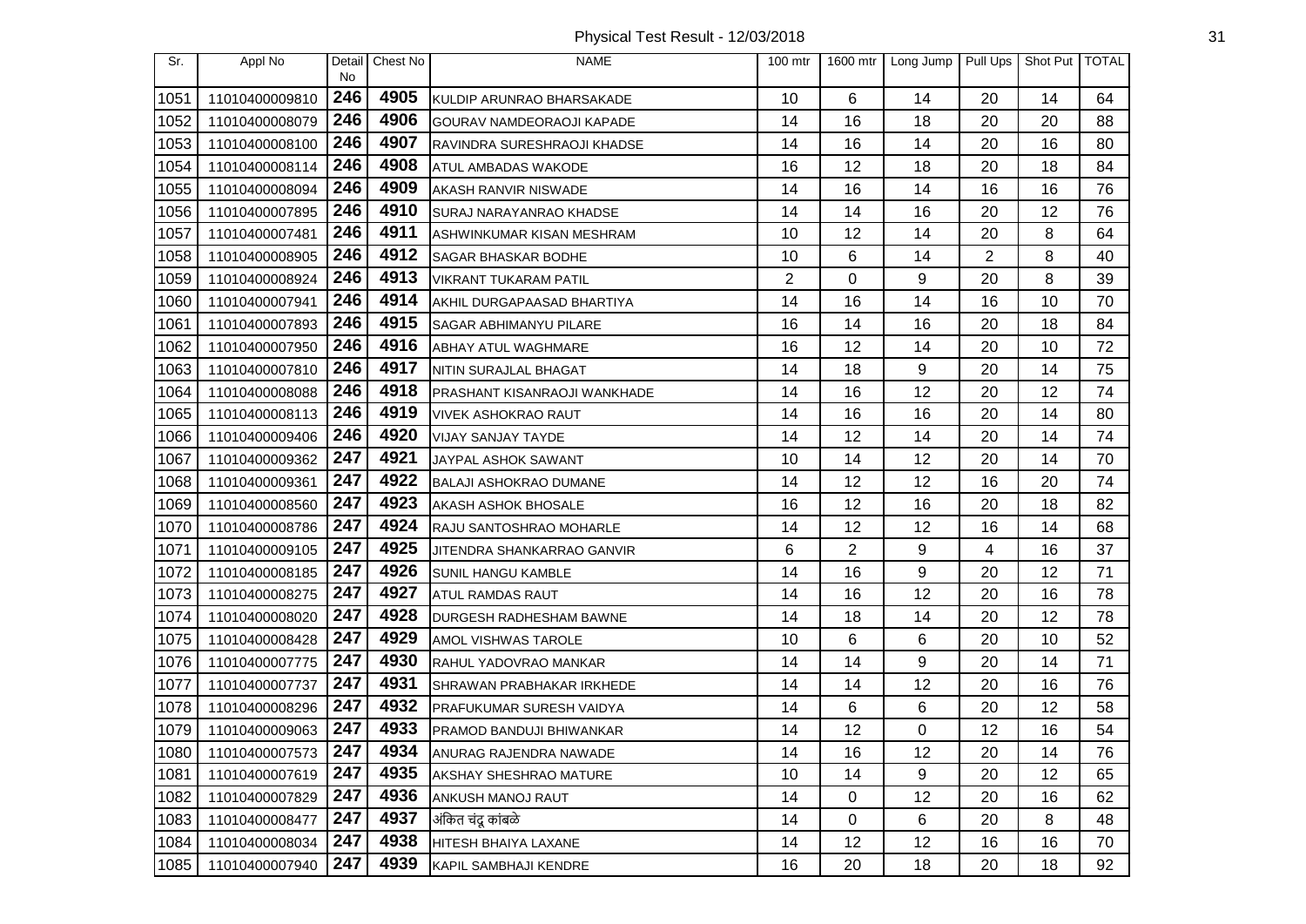# Physical Test Result - 12/03/2018

| Sr. | Appl No | Detail No | Chest No | NAME | 100 mtr | 1600 mtr | Long Jump | Pull Ups | Shot Put | TOTAL |
|---|---|---|---|---|---|---|---|---|---|---|
| 1051 | 11010400009810 | 246 | 4905 | KULDIP ARUNRAO BHARSAKADE | 10 | 6 | 14 | 20 | 14 | 64 |
| 1052 | 11010400008079 | 246 | 4906 | GOURAV NAMDEORAOJI KAPADE | 14 | 16 | 18 | 20 | 20 | 88 |
| 1053 | 11010400008100 | 246 | 4907 | RAVINDRA SURESHRAOJI KHADSE | 14 | 16 | 14 | 20 | 16 | 80 |
| 1054 | 11010400008114 | 246 | 4908 | ATUL AMBADAS WAKODE | 16 | 12 | 18 | 20 | 18 | 84 |
| 1055 | 11010400008094 | 246 | 4909 | AKASH RANVIR NISWADE | 14 | 16 | 14 | 16 | 16 | 76 |
| 1056 | 11010400007895 | 246 | 4910 | SURAJ NARAYANRAO KHADSE | 14 | 14 | 16 | 20 | 12 | 76 |
| 1057 | 11010400007481 | 246 | 4911 | ASHWINKUMAR KISAN MESHRAM | 10 | 12 | 14 | 20 | 8 | 64 |
| 1058 | 11010400008905 | 246 | 4912 | SAGAR BHASKAR BODHE | 10 | 6 | 14 | 2 | 8 | 40 |
| 1059 | 11010400008924 | 246 | 4913 | VIKRANT TUKARAM PATIL | 2 | 0 | 9 | 20 | 8 | 39 |
| 1060 | 11010400007941 | 246 | 4914 | AKHIL DURGAPAASAD BHARTIYA | 14 | 16 | 14 | 16 | 10 | 70 |
| 1061 | 11010400007893 | 246 | 4915 | SAGAR ABHIMANYU PILARE | 16 | 14 | 16 | 20 | 18 | 84 |
| 1062 | 11010400007950 | 246 | 4916 | ABHAY ATUL WAGHMARE | 16 | 12 | 14 | 20 | 10 | 72 |
| 1063 | 11010400007810 | 246 | 4917 | NITIN SURAJLAL BHAGAT | 14 | 18 | 9 | 20 | 14 | 75 |
| 1064 | 11010400008088 | 246 | 4918 | PRASHANT KISANRAOJI WANKHADE | 14 | 16 | 12 | 20 | 12 | 74 |
| 1065 | 11010400008113 | 246 | 4919 | VIVEK ASHOKRAO RAUT | 14 | 16 | 16 | 20 | 14 | 80 |
| 1066 | 11010400009406 | 246 | 4920 | VIJAY SANJAY TAYDE | 14 | 12 | 14 | 20 | 14 | 74 |
| 1067 | 11010400009362 | 247 | 4921 | JAYPAL ASHOK SAWANT | 10 | 14 | 12 | 20 | 14 | 70 |
| 1068 | 11010400009361 | 247 | 4922 | BALAJI ASHOKRAO DUMANE | 14 | 12 | 12 | 16 | 20 | 74 |
| 1069 | 11010400008560 | 247 | 4923 | AKASH ASHOK BHOSALE | 16 | 12 | 16 | 20 | 18 | 82 |
| 1070 | 11010400008786 | 247 | 4924 | RAJU SANTOSHRAO MOHARLE | 14 | 12 | 12 | 16 | 14 | 68 |
| 1071 | 11010400009105 | 247 | 4925 | JITENDRA SHANKARRAO GANVIR | 6 | 2 | 9 | 4 | 16 | 37 |
| 1072 | 11010400008185 | 247 | 4926 | SUNIL HANGU KAMBLE | 14 | 16 | 9 | 20 | 12 | 71 |
| 1073 | 11010400008275 | 247 | 4927 | ATUL RAMDAS RAUT | 14 | 16 | 12 | 20 | 16 | 78 |
| 1074 | 11010400008020 | 247 | 4928 | DURGESH RADHESHAM BAWNE | 14 | 18 | 14 | 20 | 12 | 78 |
| 1075 | 11010400008428 | 247 | 4929 | AMOL VISHWAS TAROLE | 10 | 6 | 6 | 20 | 10 | 52 |
| 1076 | 11010400007775 | 247 | 4930 | RAHUL YADOVRAO MANKAR | 14 | 14 | 9 | 20 | 14 | 71 |
| 1077 | 11010400007737 | 247 | 4931 | SHRAWAN PRABHAKAR IRKHEDE | 14 | 14 | 12 | 20 | 16 | 76 |
| 1078 | 11010400008296 | 247 | 4932 | PRAFUKUMAR SURESH VAIDYA | 14 | 6 | 6 | 20 | 12 | 58 |
| 1079 | 11010400009063 | 247 | 4933 | PRAMOD BANDUJI BHIWANKAR | 14 | 12 | 0 | 12 | 16 | 54 |
| 1080 | 11010400007573 | 247 | 4934 | ANURAG RAJENDRA NAWADE | 14 | 16 | 12 | 20 | 14 | 76 |
| 1081 | 11010400007619 | 247 | 4935 | AKSHAY SHESHRAO MATURE | 10 | 14 | 9 | 20 | 12 | 65 |
| 1082 | 11010400007829 | 247 | 4936 | ANKUSH MANOJ RAUT | 14 | 0 | 12 | 20 | 16 | 62 |
| 1083 | 11010400008477 | 247 | 4937 | अंकित चंदू कांबळे | 14 | 0 | 6 | 20 | 8 | 48 |
| 1084 | 11010400008034 | 247 | 4938 | HITESH BHAIYA LAXANE | 14 | 12 | 12 | 16 | 16 | 70 |
| 1085 | 11010400007940 | 247 | 4939 | KAPIL SAMBHAJI KENDRE | 16 | 20 | 18 | 20 | 18 | 92 |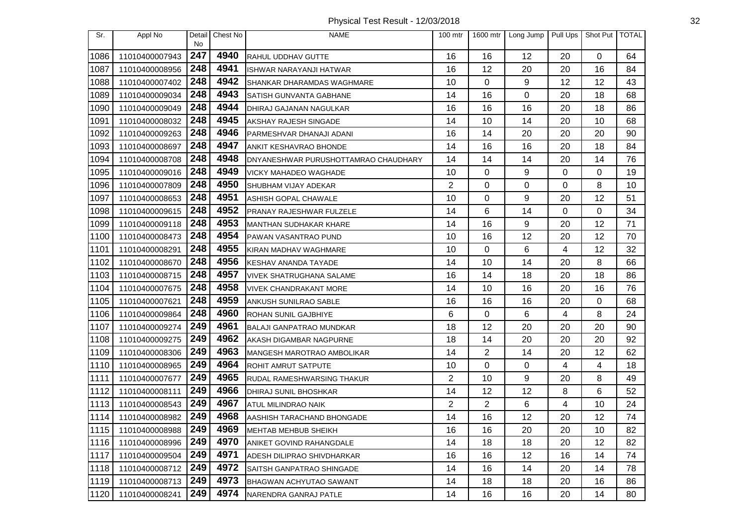# Physical Test Result - 12/03/2018

| Sr. | Appl No | Detail No | Chest No | NAME | 100 mtr | 1600 mtr | Long Jump | Pull Ups | Shot Put | TOTAL |
|---|---|---|---|---|---|---|---|---|---|---|
| 1086 | 11010400007943 | 247 | 4940 | RAHUL UDDHAV GUTTE | 16 | 16 | 12 | 20 | 0 | 64 |
| 1087 | 11010400008956 | 248 | 4941 | ISHWAR NARAYANJI HATWAR | 16 | 12 | 20 | 20 | 16 | 84 |
| 1088 | 11010400007402 | 248 | 4942 | SHANKAR DHARAMDAS WAGHMARE | 10 | 0 | 9 | 12 | 12 | 43 |
| 1089 | 11010400009034 | 248 | 4943 | SATISH GUNVANTA GABHANE | 14 | 16 | 0 | 20 | 18 | 68 |
| 1090 | 11010400009049 | 248 | 4944 | DHIRAJ GAJANAN NAGULKAR | 16 | 16 | 16 | 20 | 18 | 86 |
| 1091 | 11010400008032 | 248 | 4945 | AKSHAY RAJESH SINGADE | 14 | 10 | 14 | 20 | 10 | 68 |
| 1092 | 11010400009263 | 248 | 4946 | PARMESHVAR DHANAJI ADANI | 16 | 14 | 20 | 20 | 20 | 90 |
| 1093 | 11010400008697 | 248 | 4947 | ANKIT KESHAVRAO BHONDE | 14 | 16 | 16 | 20 | 18 | 84 |
| 1094 | 11010400008708 | 248 | 4948 | DNYANESHWAR PURUSHOTTAMRAO CHAUDHARY | 14 | 14 | 14 | 20 | 14 | 76 |
| 1095 | 11010400009016 | 248 | 4949 | VICKY MAHADEO WAGHADE | 10 | 0 | 9 | 0 | 0 | 19 |
| 1096 | 11010400007809 | 248 | 4950 | SHUBHAM VIJAY ADEKAR | 2 | 0 | 0 | 0 | 8 | 10 |
| 1097 | 11010400008653 | 248 | 4951 | ASHISH GOPAL CHAWALE | 10 | 0 | 9 | 20 | 12 | 51 |
| 1098 | 11010400009615 | 248 | 4952 | PRANAY RAJESHWAR FULZELE | 14 | 6 | 14 | 0 | 0 | 34 |
| 1099 | 11010400009118 | 248 | 4953 | MANTHAN SUDHAKAR KHARE | 14 | 16 | 9 | 20 | 12 | 71 |
| 1100 | 11010400008473 | 248 | 4954 | PAWAN VASANTRAO PUND | 10 | 16 | 12 | 20 | 12 | 70 |
| 1101 | 11010400008291 | 248 | 4955 | KIRAN MADHAV WAGHMARE | 10 | 0 | 6 | 4 | 12 | 32 |
| 1102 | 11010400008670 | 248 | 4956 | KESHAV ANANDA TAYADE | 14 | 10 | 14 | 20 | 8 | 66 |
| 1103 | 11010400008715 | 248 | 4957 | VIVEK SHATRUGHANA SALAME | 16 | 14 | 18 | 20 | 18 | 86 |
| 1104 | 11010400007675 | 248 | 4958 | VIVEK CHANDRAKANT MORE | 14 | 10 | 16 | 20 | 16 | 76 |
| 1105 | 11010400007621 | 248 | 4959 | ANKUSH SUNILRAO SABLE | 16 | 16 | 16 | 20 | 0 | 68 |
| 1106 | 11010400009864 | 248 | 4960 | ROHAN SUNIL GAJBHIYE | 6 | 0 | 6 | 4 | 8 | 24 |
| 1107 | 11010400009274 | 249 | 4961 | BALAJI GANPATRAO MUNDKAR | 18 | 12 | 20 | 20 | 20 | 90 |
| 1108 | 11010400009275 | 249 | 4962 | AKASH DIGAMBAR NAGPURNE | 18 | 14 | 20 | 20 | 20 | 92 |
| 1109 | 11010400008306 | 249 | 4963 | MANGESH MAROTRAO AMBOLIKAR | 14 | 2 | 14 | 20 | 12 | 62 |
| 1110 | 11010400008965 | 249 | 4964 | ROHIT AMRUT SATPUTE | 10 | 0 | 0 | 4 | 4 | 18 |
| 1111 | 11010400007677 | 249 | 4965 | RUDAL RAMESHWARSING THAKUR | 2 | 10 | 9 | 20 | 8 | 49 |
| 1112 | 11010400008111 | 249 | 4966 | DHIRAJ SUNIL BHOSHKAR | 14 | 12 | 12 | 8 | 6 | 52 |
| 1113 | 11010400008543 | 249 | 4967 | ATUL MILINDRAO NAIK | 2 | 2 | 6 | 4 | 10 | 24 |
| 1114 | 11010400008982 | 249 | 4968 | AASHISH TARACHAND BHONGADE | 14 | 16 | 12 | 20 | 12 | 74 |
| 1115 | 11010400008988 | 249 | 4969 | MEHTAB MEHBUB SHEIKH | 16 | 16 | 20 | 20 | 10 | 82 |
| 1116 | 11010400008996 | 249 | 4970 | ANIKET GOVIND RAHANGDALE | 14 | 18 | 18 | 20 | 12 | 82 |
| 1117 | 11010400009504 | 249 | 4971 | ADESH DILIPRAO SHIVDHARKAR | 16 | 16 | 12 | 16 | 14 | 74 |
| 1118 | 11010400008712 | 249 | 4972 | SAITSH GANPATRAO SHINGADE | 14 | 16 | 14 | 20 | 14 | 78 |
| 1119 | 11010400008713 | 249 | 4973 | BHAGWAN ACHYUTAO SAWANT | 14 | 18 | 18 | 20 | 16 | 86 |
| 1120 | 11010400008241 | 249 | 4974 | NARENDRA GANRAJ PATLE | 14 | 16 | 16 | 20 | 14 | 80 |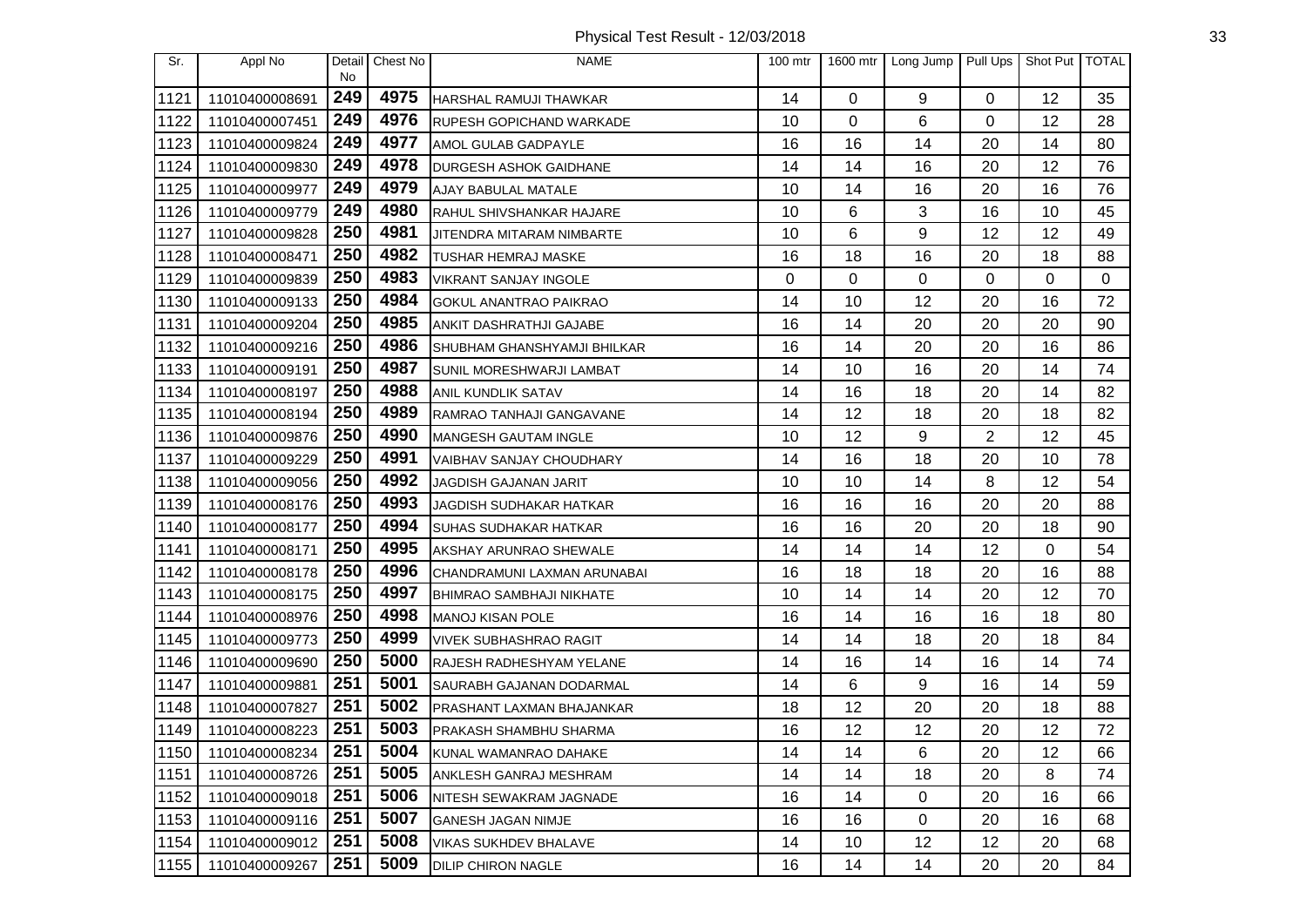Physical Test Result - 12/03/2018

| Sr. | Appl No | Detail No | Chest No | NAME | 100 mtr | 1600 mtr | Long Jump | Pull Ups | Shot Put | TOTAL |
|---|---|---|---|---|---|---|---|---|---|---|
| 1121 | 11010400008691 | 249 | 4975 | HARSHAL RAMUJI THAWKAR | 14 | 0 | 9 | 0 | 12 | 35 |
| 1122 | 11010400007451 | 249 | 4976 | RUPESH GOPICHAND WARKADE | 10 | 0 | 6 | 0 | 12 | 28 |
| 1123 | 11010400009824 | 249 | 4977 | AMOL GULAB GADPAYLE | 16 | 16 | 14 | 20 | 14 | 80 |
| 1124 | 11010400009830 | 249 | 4978 | DURGESH ASHOK GAIDHANE | 14 | 14 | 16 | 20 | 12 | 76 |
| 1125 | 11010400009977 | 249 | 4979 | AJAY BABULAL MATALE | 10 | 14 | 16 | 20 | 16 | 76 |
| 1126 | 11010400009779 | 249 | 4980 | RAHUL SHIVSHANKAR HAJARE | 10 | 6 | 3 | 16 | 10 | 45 |
| 1127 | 11010400009828 | 250 | 4981 | JITENDRA MITARAM NIMBARTE | 10 | 6 | 9 | 12 | 12 | 49 |
| 1128 | 11010400008471 | 250 | 4982 | TUSHAR HEMRAJ MASKE | 16 | 18 | 16 | 20 | 18 | 88 |
| 1129 | 11010400009839 | 250 | 4983 | VIKRANT SANJAY INGOLE | 0 | 0 | 0 | 0 | 0 | 0 |
| 1130 | 11010400009133 | 250 | 4984 | GOKUL ANANTRAO PAIKRAO | 14 | 10 | 12 | 20 | 16 | 72 |
| 1131 | 11010400009204 | 250 | 4985 | ANKIT DASHRATHJI GAJABE | 16 | 14 | 20 | 20 | 20 | 90 |
| 1132 | 11010400009216 | 250 | 4986 | SHUBHAM GHANSHYAMJI BHILKAR | 16 | 14 | 20 | 20 | 16 | 86 |
| 1133 | 11010400009191 | 250 | 4987 | SUNIL MORESHWARJI LAMBAT | 14 | 10 | 16 | 20 | 14 | 74 |
| 1134 | 11010400008197 | 250 | 4988 | ANIL KUNDLIK SATAV | 14 | 16 | 18 | 20 | 14 | 82 |
| 1135 | 11010400008194 | 250 | 4989 | RAMRAO TANHAJI GANGAVANE | 14 | 12 | 18 | 20 | 18 | 82 |
| 1136 | 11010400009876 | 250 | 4990 | MANGESH GAUTAM INGLE | 10 | 12 | 9 | 2 | 12 | 45 |
| 1137 | 11010400009229 | 250 | 4991 | VAIBHAV SANJAY CHOUDHARY | 14 | 16 | 18 | 20 | 10 | 78 |
| 1138 | 11010400009056 | 250 | 4992 | JAGDISH GAJANAN JARIT | 10 | 10 | 14 | 8 | 12 | 54 |
| 1139 | 11010400008176 | 250 | 4993 | JAGDISH SUDHAKAR HATKAR | 16 | 16 | 16 | 20 | 20 | 88 |
| 1140 | 11010400008177 | 250 | 4994 | SUHAS SUDHAKAR HATKAR | 16 | 16 | 20 | 20 | 18 | 90 |
| 1141 | 11010400008171 | 250 | 4995 | AKSHAY ARUNRAO SHEWALE | 14 | 14 | 14 | 12 | 0 | 54 |
| 1142 | 11010400008178 | 250 | 4996 | CHANDRAMUNI LAXMAN ARUNABAI | 16 | 18 | 18 | 20 | 16 | 88 |
| 1143 | 11010400008175 | 250 | 4997 | BHIMRAO SAMBHAJI NIKHATE | 10 | 14 | 14 | 20 | 12 | 70 |
| 1144 | 11010400008976 | 250 | 4998 | MANOJ KISAN POLE | 16 | 14 | 16 | 16 | 18 | 80 |
| 1145 | 11010400009773 | 250 | 4999 | VIVEK SUBHASHRAO RAGIT | 14 | 14 | 18 | 20 | 18 | 84 |
| 1146 | 11010400009690 | 250 | 5000 | RAJESH RADHESHYAM YELANE | 14 | 16 | 14 | 16 | 14 | 74 |
| 1147 | 11010400009881 | 251 | 5001 | SAURABH GAJANAN DODARMAL | 14 | 6 | 9 | 16 | 14 | 59 |
| 1148 | 11010400007827 | 251 | 5002 | PRASHANT LAXMAN BHAJANKAR | 18 | 12 | 20 | 20 | 18 | 88 |
| 1149 | 11010400008223 | 251 | 5003 | PRAKASH SHAMBHU SHARMA | 16 | 12 | 12 | 20 | 12 | 72 |
| 1150 | 11010400008234 | 251 | 5004 | KUNAL WAMANRAO DAHAKE | 14 | 14 | 6 | 20 | 12 | 66 |
| 1151 | 11010400008726 | 251 | 5005 | ANKLESH GANRAJ MESHRAM | 14 | 14 | 18 | 20 | 8 | 74 |
| 1152 | 11010400009018 | 251 | 5006 | NITESH SEWAKRAM JAGNADE | 16 | 14 | 0 | 20 | 16 | 66 |
| 1153 | 11010400009116 | 251 | 5007 | GANESH JAGAN NIMJE | 16 | 16 | 0 | 20 | 16 | 68 |
| 1154 | 11010400009012 | 251 | 5008 | VIKAS SUKHDEV BHALAVE | 14 | 10 | 12 | 12 | 20 | 68 |
| 1155 | 11010400009267 | 251 | 5009 | DILIP CHIRON NAGLE | 16 | 14 | 14 | 20 | 20 | 84 |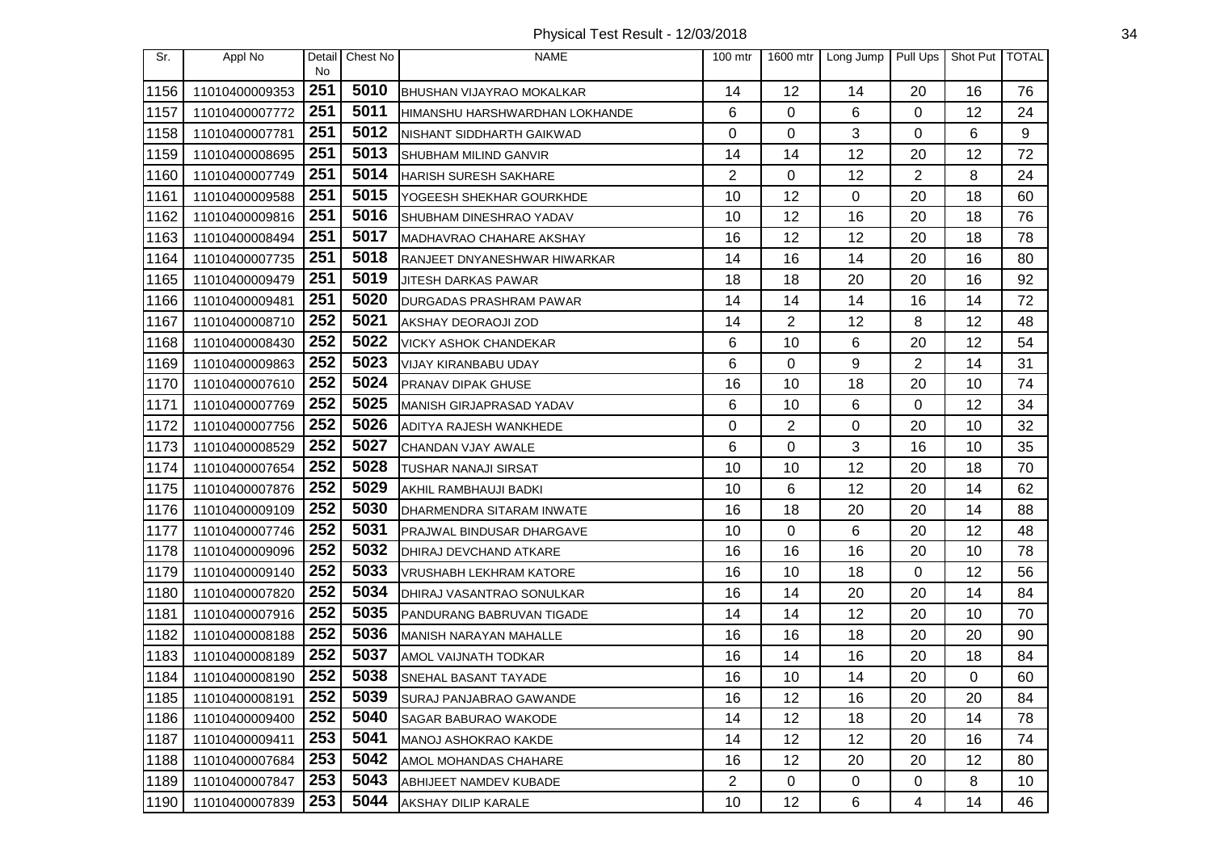# Physical Test Result - 12/03/2018

| Sr. | Appl No | Detail No | Chest No | NAME | 100 mtr | 1600 mtr | Long Jump | Pull Ups | Shot Put | TOTAL |
|---|---|---|---|---|---|---|---|---|---|---|
| 1156 | 11010400009353 | 251 | 5010 | BHUSHAN VIJAYRAO MOKALKAR | 14 | 12 | 14 | 20 | 16 | 76 |
| 1157 | 11010400007772 | 251 | 5011 | HIMANSHU HARSHWARDHAN LOKHANDE | 6 | 0 | 6 | 0 | 12 | 24 |
| 1158 | 11010400007781 | 251 | 5012 | NISHANT SIDDHARTH GAIKWAD | 0 | 0 | 3 | 0 | 6 | 9 |
| 1159 | 11010400008695 | 251 | 5013 | SHUBHAM MILIND GANVIR | 14 | 14 | 12 | 20 | 12 | 72 |
| 1160 | 11010400007749 | 251 | 5014 | HARISH SURESH SAKHARE | 2 | 0 | 12 | 2 | 8 | 24 |
| 1161 | 11010400009588 | 251 | 5015 | YOGEESH SHEKHAR GOURKHDE | 10 | 12 | 0 | 20 | 18 | 60 |
| 1162 | 11010400009816 | 251 | 5016 | SHUBHAM DINESHRAO YADAV | 10 | 12 | 16 | 20 | 18 | 76 |
| 1163 | 11010400008494 | 251 | 5017 | MADHAVRAO CHAHARE AKSHAY | 16 | 12 | 12 | 20 | 18 | 78 |
| 1164 | 11010400007735 | 251 | 5018 | RANJEET DNYANESHWAR HIWARKAR | 14 | 16 | 14 | 20 | 16 | 80 |
| 1165 | 11010400009479 | 251 | 5019 | JITESH DARKAS PAWAR | 18 | 18 | 20 | 20 | 16 | 92 |
| 1166 | 11010400009481 | 251 | 5020 | DURGADAS PRASHRAM PAWAR | 14 | 14 | 14 | 16 | 14 | 72 |
| 1167 | 11010400008710 | 252 | 5021 | AKSHAY DEORAOJI ZOD | 14 | 2 | 12 | 8 | 12 | 48 |
| 1168 | 11010400008430 | 252 | 5022 | VICKY ASHOK CHANDEKAR | 6 | 10 | 6 | 20 | 12 | 54 |
| 1169 | 11010400009863 | 252 | 5023 | VIJAY KIRANBABU UDAY | 6 | 0 | 9 | 2 | 14 | 31 |
| 1170 | 11010400007610 | 252 | 5024 | PRANAV DIPAK GHUSE | 16 | 10 | 18 | 20 | 10 | 74 |
| 1171 | 11010400007769 | 252 | 5025 | MANISH GIRJAPRASAD YADAV | 6 | 10 | 6 | 0 | 12 | 34 |
| 1172 | 11010400007756 | 252 | 5026 | ADITYA RAJESH WANKHEDE | 0 | 2 | 0 | 20 | 10 | 32 |
| 1173 | 11010400008529 | 252 | 5027 | CHANDAN VJAY AWALE | 6 | 0 | 3 | 16 | 10 | 35 |
| 1174 | 11010400007654 | 252 | 5028 | TUSHAR NANAJI SIRSAT | 10 | 10 | 12 | 20 | 18 | 70 |
| 1175 | 11010400007876 | 252 | 5029 | AKHIL RAMBHAUJI BADKI | 10 | 6 | 12 | 20 | 14 | 62 |
| 1176 | 11010400009109 | 252 | 5030 | DHARMENDRA SITARAM INWATE | 16 | 18 | 20 | 20 | 14 | 88 |
| 1177 | 11010400007746 | 252 | 5031 | PRAJWAL BINDUSAR DHARGAVE | 10 | 0 | 6 | 20 | 12 | 48 |
| 1178 | 11010400009096 | 252 | 5032 | DHIRAJ DEVCHAND ATKARE | 16 | 16 | 16 | 20 | 10 | 78 |
| 1179 | 11010400009140 | 252 | 5033 | VRUSHABH LEKHRAM KATORE | 16 | 10 | 18 | 0 | 12 | 56 |
| 1180 | 11010400007820 | 252 | 5034 | DHIRAJ VASANTRAO SONULKAR | 16 | 14 | 20 | 20 | 14 | 84 |
| 1181 | 11010400007916 | 252 | 5035 | PANDURANG BABRUVAN TIGADE | 14 | 14 | 12 | 20 | 10 | 70 |
| 1182 | 11010400008188 | 252 | 5036 | MANISH NARAYAN MAHALLE | 16 | 16 | 18 | 20 | 20 | 90 |
| 1183 | 11010400008189 | 252 | 5037 | AMOL VAIJNATH TODKAR | 16 | 14 | 16 | 20 | 18 | 84 |
| 1184 | 11010400008190 | 252 | 5038 | SNEHAL BASANT TAYADE | 16 | 10 | 14 | 20 | 0 | 60 |
| 1185 | 11010400008191 | 252 | 5039 | SURAJ PANJABRAO GAWANDE | 16 | 12 | 16 | 20 | 20 | 84 |
| 1186 | 11010400009400 | 252 | 5040 | SAGAR BABURAO WAKODE | 14 | 12 | 18 | 20 | 14 | 78 |
| 1187 | 11010400009411 | 253 | 5041 | MANOJ ASHOKRAO KAKDE | 14 | 12 | 12 | 20 | 16 | 74 |
| 1188 | 11010400007684 | 253 | 5042 | AMOL MOHANDAS CHAHARE | 16 | 12 | 20 | 20 | 12 | 80 |
| 1189 | 11010400007847 | 253 | 5043 | ABHIJEET NAMDEV KUBADE | 2 | 0 | 0 | 0 | 8 | 10 |
| 1190 | 11010400007839 | 253 | 5044 | AKSHAY DILIP KARALE | 10 | 12 | 6 | 4 | 14 | 46 |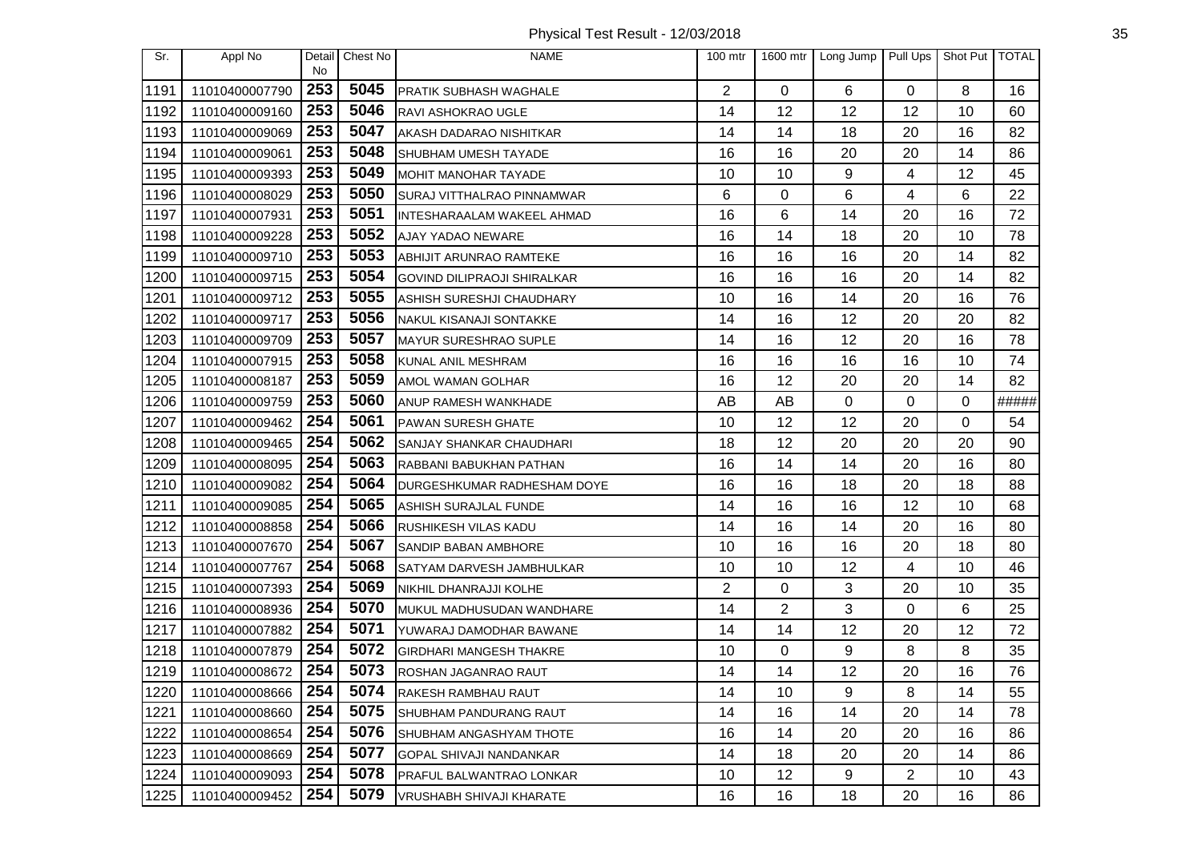# Physical Test Result - 12/03/2018

| Sr. | Appl No | Detail No | Chest No | NAME | 100 mtr | 1600 mtr | Long Jump | Pull Ups | Shot Put | TOTAL |
|---|---|---|---|---|---|---|---|---|---|---|
| 1191 | 11010400007790 | 253 | 5045 | PRATIK SUBHASH WAGHALE | 2 | 0 | 6 | 0 | 8 | 16 |
| 1192 | 11010400009160 | 253 | 5046 | RAVI ASHOKRAO UGLE | 14 | 12 | 12 | 12 | 10 | 60 |
| 1193 | 11010400009069 | 253 | 5047 | AKASH DADARAO NISHITKAR | 14 | 14 | 18 | 20 | 16 | 82 |
| 1194 | 11010400009061 | 253 | 5048 | SHUBHAM UMESH TAYADE | 16 | 16 | 20 | 20 | 14 | 86 |
| 1195 | 11010400009393 | 253 | 5049 | MOHIT MANOHAR TAYADE | 10 | 10 | 9 | 4 | 12 | 45 |
| 1196 | 11010400008029 | 253 | 5050 | SURAJ VITTHALRAO PINNAMWAR | 6 | 0 | 6 | 4 | 6 | 22 |
| 1197 | 11010400007931 | 253 | 5051 | INTESHARAALAM WAKEEL AHMAD | 16 | 6 | 14 | 20 | 16 | 72 |
| 1198 | 11010400009228 | 253 | 5052 | AJAY YADAO NEWARE | 16 | 14 | 18 | 20 | 10 | 78 |
| 1199 | 11010400009710 | 253 | 5053 | ABHIJIT ARUNRAO RAMTEKE | 16 | 16 | 16 | 20 | 14 | 82 |
| 1200 | 11010400009715 | 253 | 5054 | GOVIND DILIPRAOJI SHIRALKAR | 16 | 16 | 16 | 20 | 14 | 82 |
| 1201 | 11010400009712 | 253 | 5055 | ASHISH SURESHJI CHAUDHARY | 10 | 16 | 14 | 20 | 16 | 76 |
| 1202 | 11010400009717 | 253 | 5056 | NAKUL KISANAJI SONTAKKE | 14 | 16 | 12 | 20 | 20 | 82 |
| 1203 | 11010400009709 | 253 | 5057 | MAYUR SURESHRAO SUPLE | 14 | 16 | 12 | 20 | 16 | 78 |
| 1204 | 11010400007915 | 253 | 5058 | KUNAL ANIL MESHRAM | 16 | 16 | 16 | 16 | 10 | 74 |
| 1205 | 11010400008187 | 253 | 5059 | AMOL WAMAN GOLHAR | 16 | 12 | 20 | 20 | 14 | 82 |
| 1206 | 11010400009759 | 253 | 5060 | ANUP RAMESH WANKHADE | AB | AB | 0 | 0 | 0 | ##### |
| 1207 | 11010400009462 | 254 | 5061 | PAWAN SURESH GHATE | 10 | 12 | 12 | 20 | 0 | 54 |
| 1208 | 11010400009465 | 254 | 5062 | SANJAY SHANKAR CHAUDHARI | 18 | 12 | 20 | 20 | 20 | 90 |
| 1209 | 11010400008095 | 254 | 5063 | RABBANI BABUKHAN PATHAN | 16 | 14 | 14 | 20 | 16 | 80 |
| 1210 | 11010400009082 | 254 | 5064 | DURGESHKUMAR RADHESHAM DOYE | 16 | 16 | 18 | 20 | 18 | 88 |
| 1211 | 11010400009085 | 254 | 5065 | ASHISH SURAJLAL FUNDE | 14 | 16 | 16 | 12 | 10 | 68 |
| 1212 | 11010400008858 | 254 | 5066 | RUSHIKESH VILAS KADU | 14 | 16 | 14 | 20 | 16 | 80 |
| 1213 | 11010400007670 | 254 | 5067 | SANDIP BABAN AMBHORE | 10 | 16 | 16 | 20 | 18 | 80 |
| 1214 | 11010400007767 | 254 | 5068 | SATYAM DARVESH JAMBHULKAR | 10 | 10 | 12 | 4 | 10 | 46 |
| 1215 | 11010400007393 | 254 | 5069 | NIKHIL DHANRAJJI KOLHE | 2 | 0 | 3 | 20 | 10 | 35 |
| 1216 | 11010400008936 | 254 | 5070 | MUKUL MADHUSUDAN WANDHARE | 14 | 2 | 3 | 0 | 6 | 25 |
| 1217 | 11010400007882 | 254 | 5071 | YUWARAJ DAMODHAR BAWANE | 14 | 14 | 12 | 20 | 12 | 72 |
| 1218 | 11010400007879 | 254 | 5072 | GIRDHARI MANGESH THAKRE | 10 | 0 | 9 | 8 | 8 | 35 |
| 1219 | 11010400008672 | 254 | 5073 | ROSHAN JAGANRAO RAUT | 14 | 14 | 12 | 20 | 16 | 76 |
| 1220 | 11010400008666 | 254 | 5074 | RAKESH RAMBHAU RAUT | 14 | 10 | 9 | 8 | 14 | 55 |
| 1221 | 11010400008660 | 254 | 5075 | SHUBHAM PANDURANG RAUT | 14 | 16 | 14 | 20 | 14 | 78 |
| 1222 | 11010400008654 | 254 | 5076 | SHUBHAM ANGASHYAM THOTE | 16 | 14 | 20 | 20 | 16 | 86 |
| 1223 | 11010400008669 | 254 | 5077 | GOPAL SHIVAJI NANDANKAR | 14 | 18 | 20 | 20 | 14 | 86 |
| 1224 | 11010400009093 | 254 | 5078 | PRAFUL BALWANTRAO LONKAR | 10 | 12 | 9 | 2 | 10 | 43 |
| 1225 | 11010400009452 | 254 | 5079 | VRUSHABH SHIVAJI KHARATE | 16 | 16 | 18 | 20 | 16 | 86 |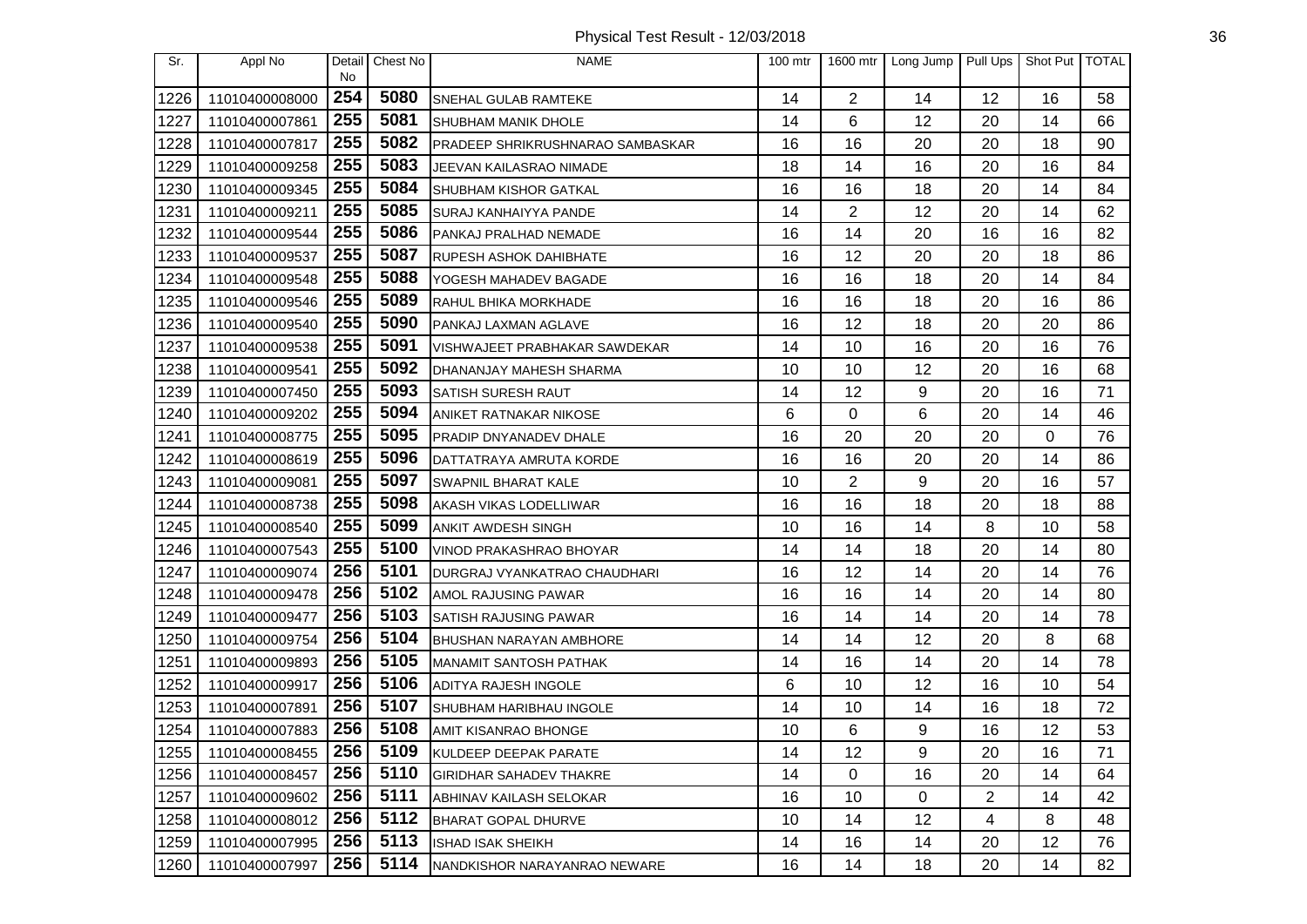| Sr. | Appl No | Detail No | Chest No | NAME | 100 mtr | 1600 mtr | Long Jump | Pull Ups | Shot Put | TOTAL |
|---|---|---|---|---|---|---|---|---|---|---|
| 1226 | 11010400008000 | 254 | 5080 | SNEHAL GULAB RAMTEKE | 14 | 2 | 14 | 12 | 16 | 58 |
| 1227 | 11010400007861 | 255 | 5081 | SHUBHAM MANIK DHOLE | 14 | 6 | 12 | 20 | 14 | 66 |
| 1228 | 11010400007817 | 255 | 5082 | PRADEEP SHRIKRUSHNARAO SAMBASKAR | 16 | 16 | 20 | 20 | 18 | 90 |
| 1229 | 11010400009258 | 255 | 5083 | JEEVAN KAILASRAO NIMADE | 18 | 14 | 16 | 20 | 16 | 84 |
| 1230 | 11010400009345 | 255 | 5084 | SHUBHAM KISHOR GATKAL | 16 | 16 | 18 | 20 | 14 | 84 |
| 1231 | 11010400009211 | 255 | 5085 | SURAJ KANHAIYYA PANDE | 14 | 2 | 12 | 20 | 14 | 62 |
| 1232 | 11010400009544 | 255 | 5086 | PANKAJ PRALHAD NEMADE | 16 | 14 | 20 | 16 | 16 | 82 |
| 1233 | 11010400009537 | 255 | 5087 | RUPESH ASHOK DAHIBHATE | 16 | 12 | 20 | 20 | 18 | 86 |
| 1234 | 11010400009548 | 255 | 5088 | YOGESH MAHADEV BAGADE | 16 | 16 | 18 | 20 | 14 | 84 |
| 1235 | 11010400009546 | 255 | 5089 | RAHUL BHIKA MORKHADE | 16 | 16 | 18 | 20 | 16 | 86 |
| 1236 | 11010400009540 | 255 | 5090 | PANKAJ LAXMAN AGLAVE | 16 | 12 | 18 | 20 | 20 | 86 |
| 1237 | 11010400009538 | 255 | 5091 | VISHWAJEET PRABHAKAR SAWDEKAR | 14 | 10 | 16 | 20 | 16 | 76 |
| 1238 | 11010400009541 | 255 | 5092 | DHANANJAY MAHESH SHARMA | 10 | 10 | 12 | 20 | 16 | 68 |
| 1239 | 11010400007450 | 255 | 5093 | SATISH SURESH RAUT | 14 | 12 | 9 | 20 | 16 | 71 |
| 1240 | 11010400009202 | 255 | 5094 | ANIKET RATNAKAR NIKOSE | 6 | 0 | 6 | 20 | 14 | 46 |
| 1241 | 11010400008775 | 255 | 5095 | PRADIP DNYANADEV DHALE | 16 | 20 | 20 | 20 | 0 | 76 |
| 1242 | 11010400008619 | 255 | 5096 | DATTATRAYA AMRUTA KORDE | 16 | 16 | 20 | 20 | 14 | 86 |
| 1243 | 11010400009081 | 255 | 5097 | SWAPNIL BHARAT KALE | 10 | 2 | 9 | 20 | 16 | 57 |
| 1244 | 11010400008738 | 255 | 5098 | AKASH VIKAS LODELLIWAR | 16 | 16 | 18 | 20 | 18 | 88 |
| 1245 | 11010400008540 | 255 | 5099 | ANKIT AWDESH SINGH | 10 | 16 | 14 | 8 | 10 | 58 |
| 1246 | 11010400007543 | 255 | 5100 | VINOD PRAKASHRAO BHOYAR | 14 | 14 | 18 | 20 | 14 | 80 |
| 1247 | 11010400009074 | 256 | 5101 | DURGRAJ VYANKATRAO CHAUDHARI | 16 | 12 | 14 | 20 | 14 | 76 |
| 1248 | 11010400009478 | 256 | 5102 | AMOL RAJUSING PAWAR | 16 | 16 | 14 | 20 | 14 | 80 |
| 1249 | 11010400009477 | 256 | 5103 | SATISH RAJUSING PAWAR | 16 | 14 | 14 | 20 | 14 | 78 |
| 1250 | 11010400009754 | 256 | 5104 | BHUSHAN NARAYAN AMBHORE | 14 | 14 | 12 | 20 | 8 | 68 |
| 1251 | 11010400009893 | 256 | 5105 | MANAMIT SANTOSH PATHAK | 14 | 16 | 14 | 20 | 14 | 78 |
| 1252 | 11010400009917 | 256 | 5106 | ADITYA RAJESH INGOLE | 6 | 10 | 12 | 16 | 10 | 54 |
| 1253 | 11010400007891 | 256 | 5107 | SHUBHAM HARIBHAU INGOLE | 14 | 10 | 14 | 16 | 18 | 72 |
| 1254 | 11010400007883 | 256 | 5108 | AMIT KISANRAO BHONGE | 10 | 6 | 9 | 16 | 12 | 53 |
| 1255 | 11010400008455 | 256 | 5109 | KULDEEP DEEPAK PARATE | 14 | 12 | 9 | 20 | 16 | 71 |
| 1256 | 11010400008457 | 256 | 5110 | GIRIDHAR SAHADEV THAKRE | 14 | 0 | 16 | 20 | 14 | 64 |
| 1257 | 11010400009602 | 256 | 5111 | ABHINAV KAILASH SELOKAR | 16 | 10 | 0 | 2 | 14 | 42 |
| 1258 | 11010400008012 | 256 | 5112 | BHARAT GOPAL DHURVE | 10 | 14 | 12 | 4 | 8 | 48 |
| 1259 | 11010400007995 | 256 | 5113 | ISHAD ISAK SHEIKH | 14 | 16 | 14 | 20 | 12 | 76 |
| 1260 | 11010400007997 | 256 | 5114 | NANDKISHOR NARAYANRAO NEWARE | 16 | 14 | 18 | 20 | 14 | 82 |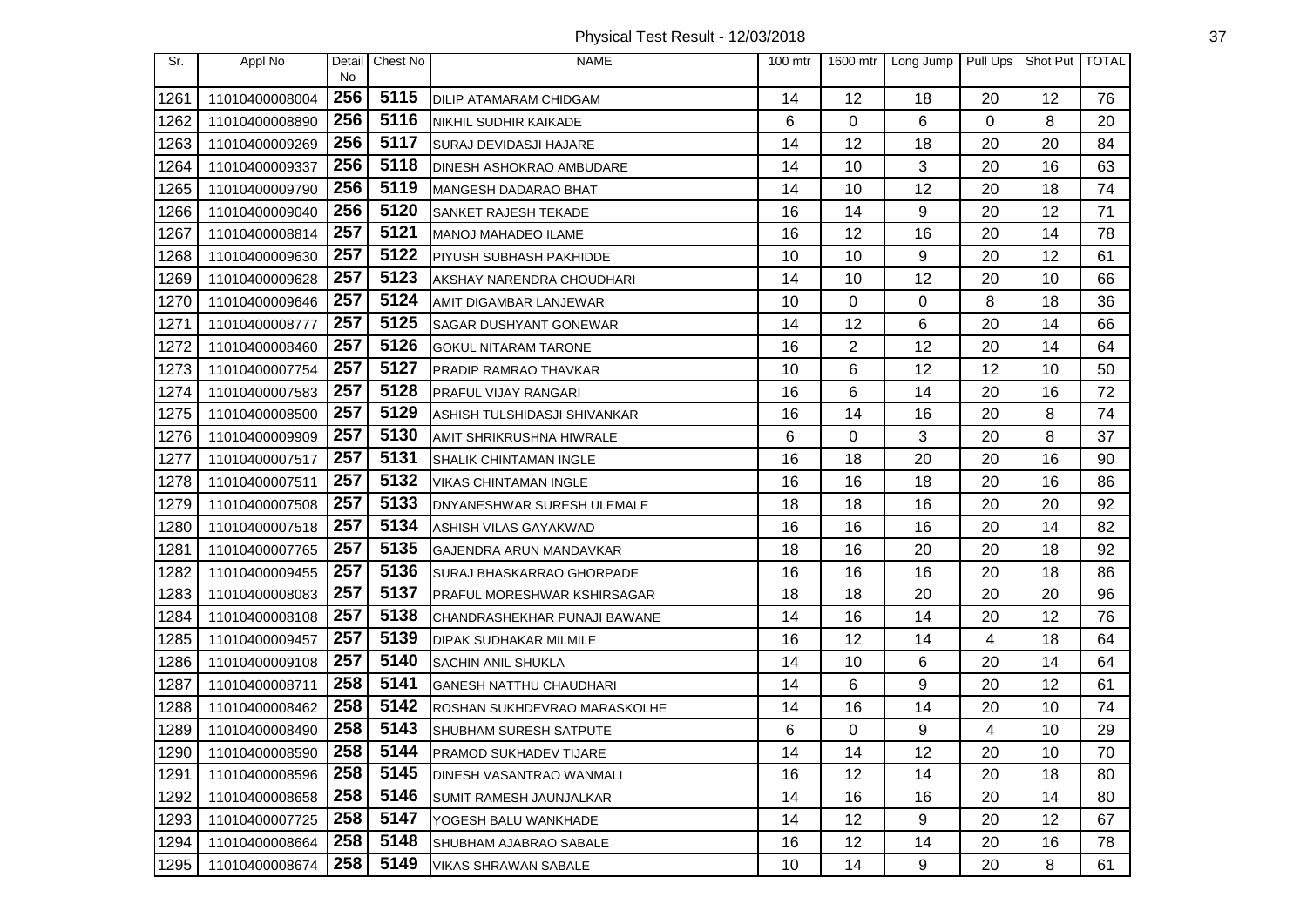Physical Test Result - 12/03/2018

| Sr. | Appl No | Detail No | Chest No | NAME | 100 mtr | 1600 mtr | Long Jump | Pull Ups | Shot Put | TOTAL |
|---|---|---|---|---|---|---|---|---|---|---|
| 1261 | 11010400008004 | 256 | 5115 | DILIP ATAMARAM CHIDGAM | 14 | 12 | 18 | 20 | 12 | 76 |
| 1262 | 11010400008890 | 256 | 5116 | NIKHIL SUDHIR KAIKADE | 6 | 0 | 6 | 0 | 8 | 20 |
| 1263 | 11010400009269 | 256 | 5117 | SURAJ DEVIDASJI HAJARE | 14 | 12 | 18 | 20 | 20 | 84 |
| 1264 | 11010400009337 | 256 | 5118 | DINESH ASHOKRAO AMBUDARE | 14 | 10 | 3 | 20 | 16 | 63 |
| 1265 | 11010400009790 | 256 | 5119 | MANGESH DADARAO BHAT | 14 | 10 | 12 | 20 | 18 | 74 |
| 1266 | 11010400009040 | 256 | 5120 | SANKET RAJESH TEKADE | 16 | 14 | 9 | 20 | 12 | 71 |
| 1267 | 11010400008814 | 257 | 5121 | MANOJ MAHADEO ILAME | 16 | 12 | 16 | 20 | 14 | 78 |
| 1268 | 11010400009630 | 257 | 5122 | PIYUSH SUBHASH PAKHIDDE | 10 | 10 | 9 | 20 | 12 | 61 |
| 1269 | 11010400009628 | 257 | 5123 | AKSHAY NARENDRA CHOUDHARI | 14 | 10 | 12 | 20 | 10 | 66 |
| 1270 | 11010400009646 | 257 | 5124 | AMIT DIGAMBAR LANJEWAR | 10 | 0 | 0 | 8 | 18 | 36 |
| 1271 | 11010400008777 | 257 | 5125 | SAGAR DUSHYANT GONEWAR | 14 | 12 | 6 | 20 | 14 | 66 |
| 1272 | 11010400008460 | 257 | 5126 | GOKUL NITARAM TARONE | 16 | 2 | 12 | 20 | 14 | 64 |
| 1273 | 11010400007754 | 257 | 5127 | PRADIP RAMRAO THAVKAR | 10 | 6 | 12 | 12 | 10 | 50 |
| 1274 | 11010400007583 | 257 | 5128 | PRAFUL VIJAY RANGARI | 16 | 6 | 14 | 20 | 16 | 72 |
| 1275 | 11010400008500 | 257 | 5129 | ASHISH TULSHIDASJI SHIVANKAR | 16 | 14 | 16 | 20 | 8 | 74 |
| 1276 | 11010400009909 | 257 | 5130 | AMIT SHRIKRUSHNA HIWRALE | 6 | 0 | 3 | 20 | 8 | 37 |
| 1277 | 11010400007517 | 257 | 5131 | SHALIK CHINTAMAN INGLE | 16 | 18 | 20 | 20 | 16 | 90 |
| 1278 | 11010400007511 | 257 | 5132 | VIKAS CHINTAMAN INGLE | 16 | 16 | 18 | 20 | 16 | 86 |
| 1279 | 11010400007508 | 257 | 5133 | DNYANESHWAR SURESH ULEMALE | 18 | 18 | 16 | 20 | 20 | 92 |
| 1280 | 11010400007518 | 257 | 5134 | ASHISH VILAS GAYAKWAD | 16 | 16 | 16 | 20 | 14 | 82 |
| 1281 | 11010400007765 | 257 | 5135 | GAJENDRA ARUN MANDAVKAR | 18 | 16 | 20 | 20 | 18 | 92 |
| 1282 | 11010400009455 | 257 | 5136 | SURAJ BHASKARRAO GHORPADE | 16 | 16 | 16 | 20 | 18 | 86 |
| 1283 | 11010400008083 | 257 | 5137 | PRAFUL MORESHWAR KSHIRSAGAR | 18 | 18 | 20 | 20 | 20 | 96 |
| 1284 | 11010400008108 | 257 | 5138 | CHANDRASHEKHAR PUNAJI BAWANE | 14 | 16 | 14 | 20 | 12 | 76 |
| 1285 | 11010400009457 | 257 | 5139 | DIPAK SUDHAKAR MILMILE | 16 | 12 | 14 | 4 | 18 | 64 |
| 1286 | 11010400009108 | 257 | 5140 | SACHIN ANIL SHUKLA | 14 | 10 | 6 | 20 | 14 | 64 |
| 1287 | 11010400008711 | 258 | 5141 | GANESH NATTHU CHAUDHARI | 14 | 6 | 9 | 20 | 12 | 61 |
| 1288 | 11010400008462 | 258 | 5142 | ROSHAN SUKHDEVRAO MARASKOLHE | 14 | 16 | 14 | 20 | 10 | 74 |
| 1289 | 11010400008490 | 258 | 5143 | SHUBHAM SURESH SATPUTE | 6 | 0 | 9 | 4 | 10 | 29 |
| 1290 | 11010400008590 | 258 | 5144 | PRAMOD SUKHADEV TIJARE | 14 | 14 | 12 | 20 | 10 | 70 |
| 1291 | 11010400008596 | 258 | 5145 | DINESH VASANTRAO WANMALI | 16 | 12 | 14 | 20 | 18 | 80 |
| 1292 | 11010400008658 | 258 | 5146 | SUMIT RAMESH JAUNJALKAR | 14 | 16 | 16 | 20 | 14 | 80 |
| 1293 | 11010400007725 | 258 | 5147 | YOGESH BALU WANKHADE | 14 | 12 | 9 | 20 | 12 | 67 |
| 1294 | 11010400008664 | 258 | 5148 | SHUBHAM AJABRAO SABALE | 16 | 12 | 14 | 20 | 16 | 78 |
| 1295 | 11010400008674 | 258 | 5149 | VIKAS SHRAWAN SABALE | 10 | 14 | 9 | 20 | 8 | 61 |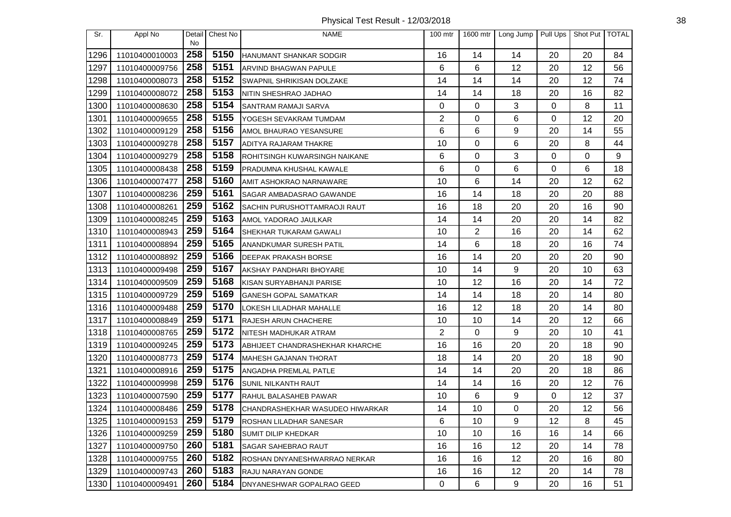Physical Test Result - 12/03/2018

| Sr. | Appl No | Detail No | Chest No | NAME | 100 mtr | 1600 mtr | Long Jump | Pull Ups | Shot Put | TOTAL |
|---|---|---|---|---|---|---|---|---|---|---|
| 1296 | 11010400010003 | 258 | 5150 | HANUMANT SHANKAR SODGIR | 16 | 14 | 14 | 20 | 20 | 84 |
| 1297 | 11010400009756 | 258 | 5151 | ARVIND BHAGWAN PAPULE | 6 | 6 | 12 | 20 | 12 | 56 |
| 1298 | 11010400008073 | 258 | 5152 | SWAPNIL SHRIKISAN DOLZAKE | 14 | 14 | 14 | 20 | 12 | 74 |
| 1299 | 11010400008072 | 258 | 5153 | NITIN SHESHRAO JADHAO | 14 | 14 | 18 | 20 | 16 | 82 |
| 1300 | 11010400008630 | 258 | 5154 | SANTRAM RAMAJI SARVA | 0 | 0 | 3 | 0 | 8 | 11 |
| 1301 | 11010400009655 | 258 | 5155 | YOGESH SEVAKRAM TUMDAM | 2 | 0 | 6 | 0 | 12 | 20 |
| 1302 | 11010400009129 | 258 | 5156 | AMOL BHAURAO YESANSURE | 6 | 6 | 9 | 20 | 14 | 55 |
| 1303 | 11010400009278 | 258 | 5157 | ADITYA RAJARAM THAKRE | 10 | 0 | 6 | 20 | 8 | 44 |
| 1304 | 11010400009279 | 258 | 5158 | ROHITSINGH KUWARSINGH NAIKANE | 6 | 0 | 3 | 0 | 0 | 9 |
| 1305 | 11010400008438 | 258 | 5159 | PRADUMNA KHUSHAL KAWALE | 6 | 0 | 6 | 0 | 6 | 18 |
| 1306 | 11010400007477 | 258 | 5160 | AMIT ASHOKRAO NARNAWARE | 10 | 6 | 14 | 20 | 12 | 62 |
| 1307 | 11010400008236 | 259 | 5161 | SAGAR AMBADASRAO GAWANDE | 16 | 14 | 18 | 20 | 20 | 88 |
| 1308 | 11010400008261 | 259 | 5162 | SACHIN PURUSHOTTAMRAOJI RAUT | 16 | 18 | 20 | 20 | 16 | 90 |
| 1309 | 11010400008245 | 259 | 5163 | AMOL YADORAO JAULKAR | 14 | 14 | 20 | 20 | 14 | 82 |
| 1310 | 11010400008943 | 259 | 5164 | SHEKHAR TUKARAM GAWALI | 10 | 2 | 16 | 20 | 14 | 62 |
| 1311 | 11010400008894 | 259 | 5165 | ANANDKUMAR SURESH PATIL | 14 | 6 | 18 | 20 | 16 | 74 |
| 1312 | 11010400008892 | 259 | 5166 | DEEPAK PRAKASH BORSE | 16 | 14 | 20 | 20 | 20 | 90 |
| 1313 | 11010400009498 | 259 | 5167 | AKSHAY PANDHARI BHOYARE | 10 | 14 | 9 | 20 | 10 | 63 |
| 1314 | 11010400009509 | 259 | 5168 | KISAN SURYABHANJI PARISE | 10 | 12 | 16 | 20 | 14 | 72 |
| 1315 | 11010400009729 | 259 | 5169 | GANESH GOPAL SAMATKAR | 14 | 14 | 18 | 20 | 14 | 80 |
| 1316 | 11010400009488 | 259 | 5170 | LOKESH LILADHAR MAHALLE | 16 | 12 | 18 | 20 | 14 | 80 |
| 1317 | 11010400008849 | 259 | 5171 | RAJESH ARUN CHACHERE | 10 | 10 | 14 | 20 | 12 | 66 |
| 1318 | 11010400008765 | 259 | 5172 | NITESH MADHUKAR ATRAM | 2 | 0 | 9 | 20 | 10 | 41 |
| 1319 | 11010400009245 | 259 | 5173 | ABHIJEET CHANDRASHEKHAR KHARCHE | 16 | 16 | 20 | 20 | 18 | 90 |
| 1320 | 11010400008773 | 259 | 5174 | MAHESH GAJANAN THORAT | 18 | 14 | 20 | 20 | 18 | 90 |
| 1321 | 11010400008916 | 259 | 5175 | ANGADHA PREMLAL PATLE | 14 | 14 | 20 | 20 | 18 | 86 |
| 1322 | 11010400009998 | 259 | 5176 | SUNIL NILKANTH RAUT | 14 | 14 | 16 | 20 | 12 | 76 |
| 1323 | 11010400007590 | 259 | 5177 | RAHUL BALASAHEB PAWAR | 10 | 6 | 9 | 0 | 12 | 37 |
| 1324 | 11010400008486 | 259 | 5178 | CHANDRASHEKHAR WASUDEO HIWARKAR | 14 | 10 | 0 | 20 | 12 | 56 |
| 1325 | 11010400009153 | 259 | 5179 | ROSHAN LILADHAR SANESAR | 6 | 10 | 9 | 12 | 8 | 45 |
| 1326 | 11010400009259 | 259 | 5180 | SUMIT DILIP KHEDKAR | 10 | 10 | 16 | 16 | 14 | 66 |
| 1327 | 11010400009750 | 260 | 5181 | SAGAR SAHEBRAO RAUT | 16 | 16 | 12 | 20 | 14 | 78 |
| 1328 | 11010400009755 | 260 | 5182 | ROSHAN DNYANESHWARRAO NERKAR | 16 | 16 | 12 | 20 | 16 | 80 |
| 1329 | 11010400009743 | 260 | 5183 | RAJU NARAYAN GONDE | 16 | 16 | 12 | 20 | 14 | 78 |
| 1330 | 11010400009491 | 260 | 5184 | DNYANESHWAR GOPALRAO GEED | 0 | 6 | 9 | 20 | 16 | 51 |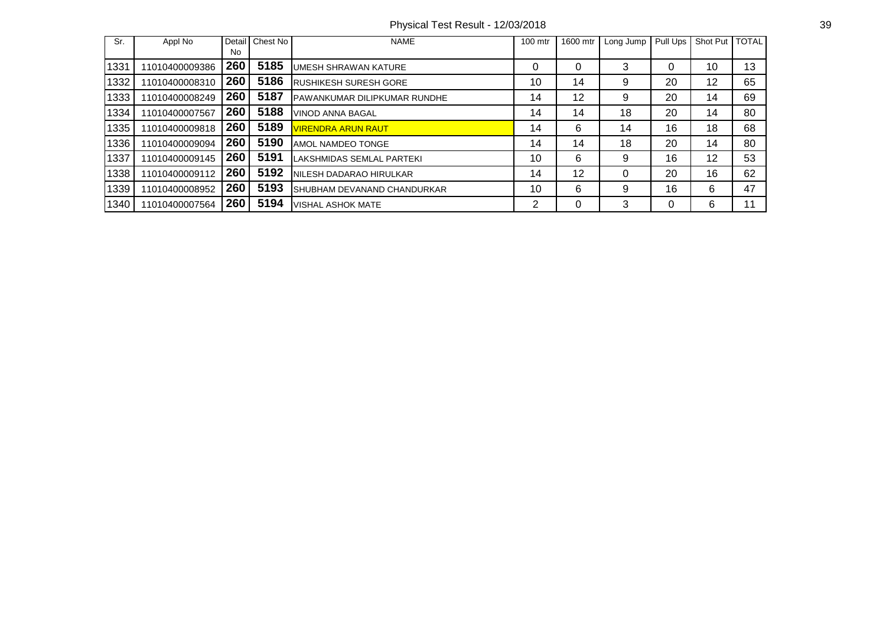Physical Test Result - 12/03/2018

| Sr. | Appl No | Detail No | Chest No | NAME | 100 mtr | 1600 mtr | Long Jump | Pull Ups | Shot Put | TOTAL |
|---|---|---|---|---|---|---|---|---|---|---|
| 1331 | 11010400009386 | 260 | 5185 | UMESH SHRAWAN KATURE | 0 | 0 | 3 | 0 | 10 | 13 |
| 1332 | 11010400008310 | 260 | 5186 | RUSHIKESH SURESH GORE | 10 | 14 | 9 | 20 | 12 | 65 |
| 1333 | 11010400008249 | 260 | 5187 | PAWANKUMAR DILIPKUMAR RUNDHE | 14 | 12 | 9 | 20 | 14 | 69 |
| 1334 | 11010400007567 | 260 | 5188 | VINOD ANNA BAGAL | 14 | 14 | 18 | 20 | 14 | 80 |
| 1335 | 11010400009818 | 260 | 5189 | VIRENDRA ARUN RAUT | 14 | 6 | 14 | 16 | 18 | 68 |
| 1336 | 11010400009094 | 260 | 5190 | AMOL NAMDEO TONGE | 14 | 14 | 18 | 20 | 14 | 80 |
| 1337 | 11010400009145 | 260 | 5191 | LAKSHMIDAS SEMLAL PARTEKI | 10 | 6 | 9 | 16 | 12 | 53 |
| 1338 | 11010400009112 | 260 | 5192 | NILESH DADARAO HIRULKAR | 14 | 12 | 0 | 20 | 16 | 62 |
| 1339 | 11010400008952 | 260 | 5193 | SHUBHAM DEVANAND CHANDURKAR | 10 | 6 | 9 | 16 | 6 | 47 |
| 1340 | 11010400007564 | 260 | 5194 | VISHAL ASHOK MATE | 2 | 0 | 3 | 0 | 6 | 11 |